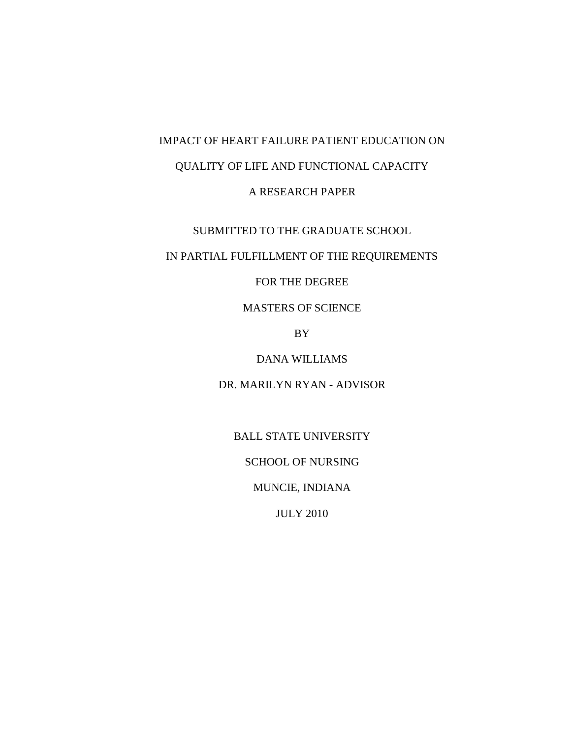# IMPACT OF HEART FAILURE PATIENT EDUCATION ON QUALITY OF LIFE AND FUNCTIONAL CAPACITY

A RESEARCH PAPER

SUBMITTED TO THE GRADUATE SCHOOL

IN PARTIAL FULFILLMENT OF THE REQUIREMENTS

FOR THE DEGREE

MASTERS OF SCIENCE

BY

DANA WILLIAMS

DR. MARILYN RYAN - ADVISOR

BALL STATE UNIVERSITY

SCHOOL OF NURSING

MUNCIE, INDIANA

JULY 2010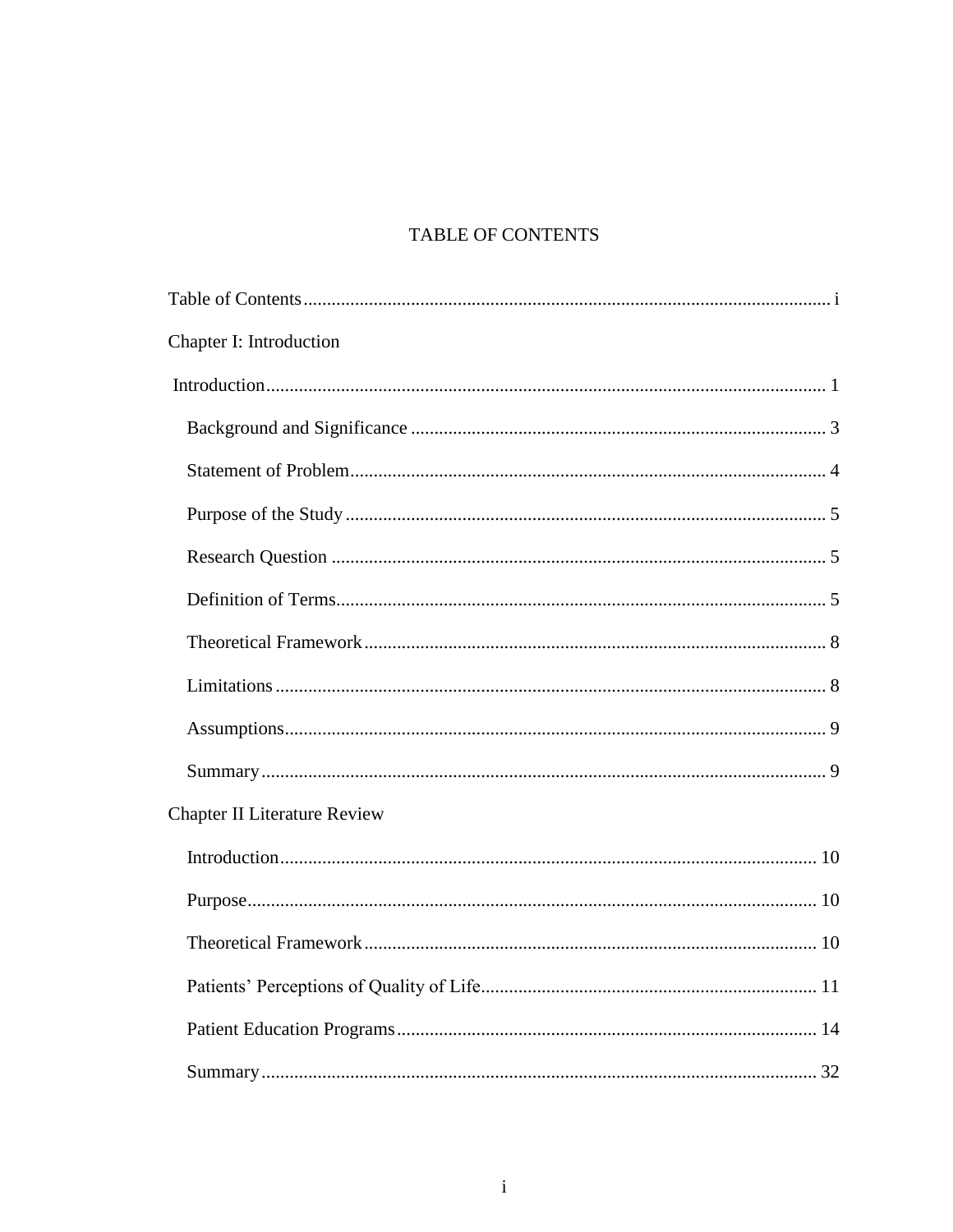# TABLE OF CONTENTS

Table of Contents ........................................................................................................ i

Chapter I: Introduction

Introduction ........................................................................................................ 1

- Background and Significance ........................................................................ 3
- Statement of Problem ..................................................................................... 4
- Purpose of the Study ...................................................................................... 5
- Research Question ......................................................................................... 5
- Definition of Terms ........................................................................................ 5
- Theoretical Framework .................................................................................. 8
- Limitations ..................................................................................................... 8
- Assumptions ................................................................................................... 9
- Summary ........................................................................................................ 9

Chapter II Literature Review

- Introduction .................................................................................................. 10
- Purpose ......................................................................................................... 10
- Theoretical Framework ................................................................................ 10
- Patients' Perceptions of Quality of Life ....................................................... 11
- Patient Education Programs ......................................................................... 14
- Summary ...................................................................................................... 32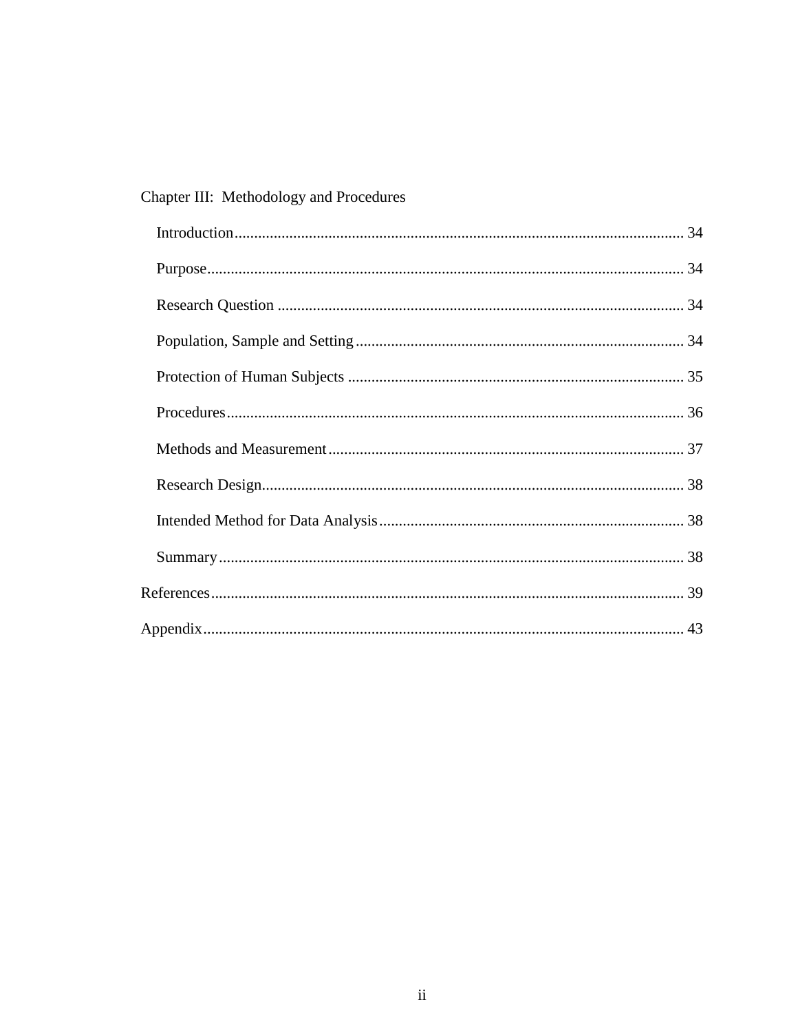Chapter III: Methodology and Procedures

- Introduction ........ 34
- Purpose ........ 34
- Research Question ........ 34
- Population, Sample and Setting ........ 34
- Protection of Human Subjects ........ 35
- Procedures ........ 36
- Methods and Measurement ........ 37
- Research Design ........ 38
- Intended Method for Data Analysis ........ 38
- Summary ........ 38

References ........ 39

Appendix ........ 43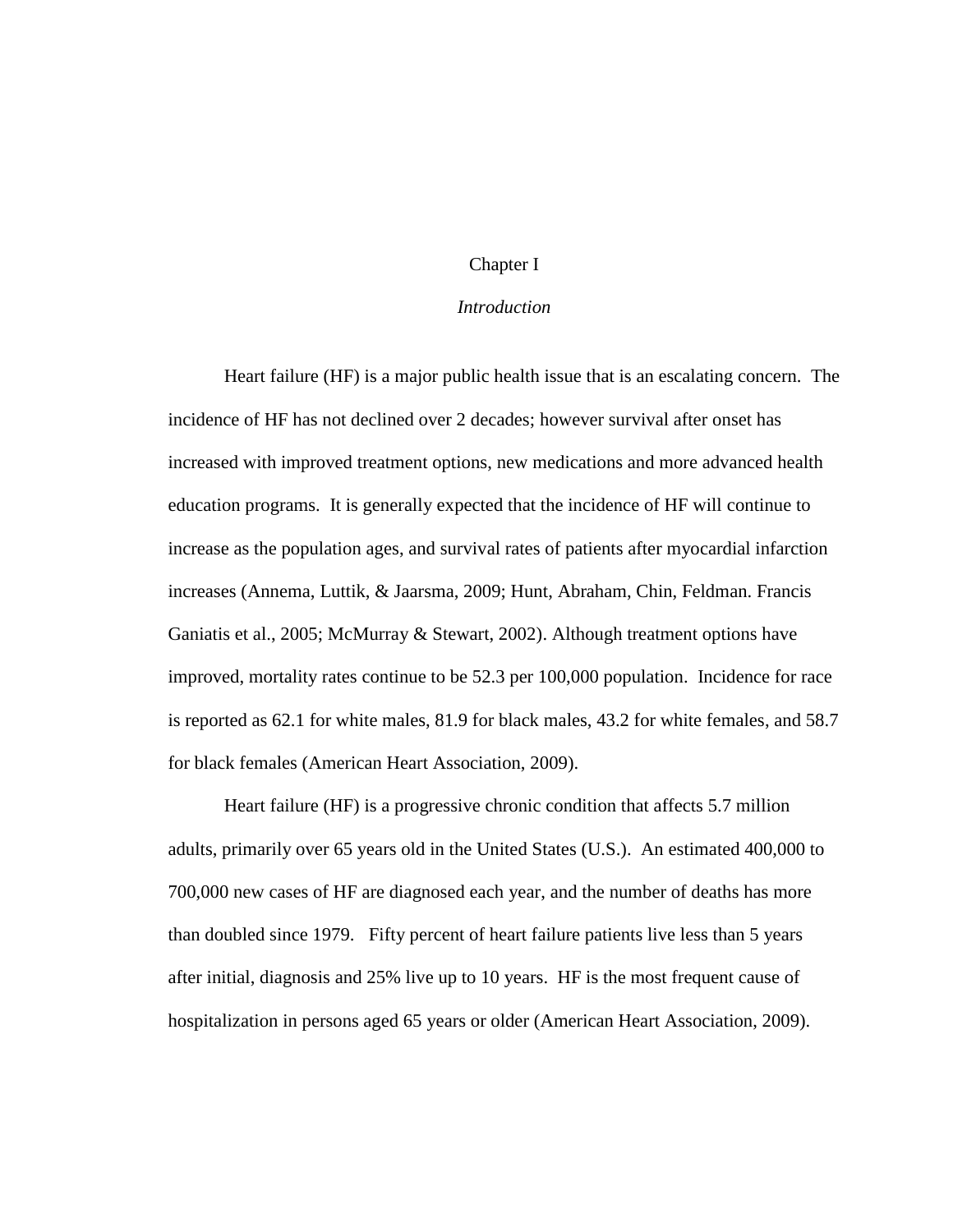# Chapter I

## *Introduction*

Heart failure (HF) is a major public health issue that is an escalating concern. The incidence of HF has not declined over 2 decades; however survival after onset has increased with improved treatment options, new medications and more advanced health education programs. It is generally expected that the incidence of HF will continue to increase as the population ages, and survival rates of patients after myocardial infarction increases (Annema, Luttik, & Jaarsma, 2009; Hunt, Abraham, Chin, Feldman. Francis Ganiatis et al., 2005; McMurray & Stewart, 2002). Although treatment options have improved, mortality rates continue to be 52.3 per 100,000 population. Incidence for race is reported as 62.1 for white males, 81.9 for black males, 43.2 for white females, and 58.7 for black females (American Heart Association, 2009).

Heart failure (HF) is a progressive chronic condition that affects 5.7 million adults, primarily over 65 years old in the United States (U.S.). An estimated 400,000 to 700,000 new cases of HF are diagnosed each year, and the number of deaths has more than doubled since 1979. Fifty percent of heart failure patients live less than 5 years after initial, diagnosis and 25% live up to 10 years. HF is the most frequent cause of hospitalization in persons aged 65 years or older (American Heart Association, 2009).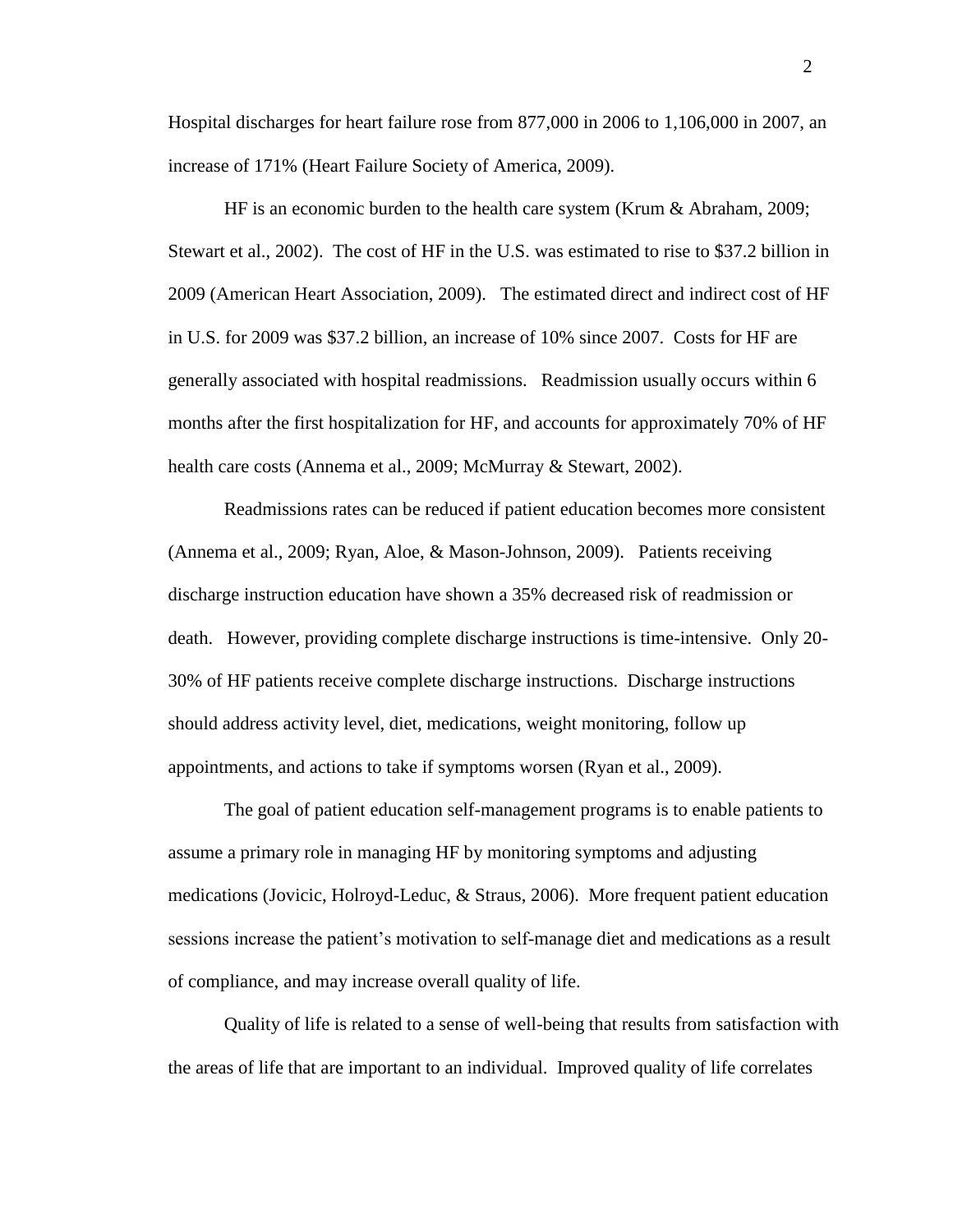Hospital discharges for heart failure rose from 877,000 in 2006 to 1,106,000 in 2007, an increase of 171% (Heart Failure Society of America, 2009).

HF is an economic burden to the health care system (Krum & Abraham, 2009; Stewart et al., 2002). The cost of HF in the U.S. was estimated to rise to $37.2 billion in 2009 (American Heart Association, 2009). The estimated direct and indirect cost of HF in U.S. for 2009 was $37.2 billion, an increase of 10% since 2007. Costs for HF are generally associated with hospital readmissions. Readmission usually occurs within 6 months after the first hospitalization for HF, and accounts for approximately 70% of HF health care costs (Annema et al., 2009; McMurray & Stewart, 2002).

Readmissions rates can be reduced if patient education becomes more consistent (Annema et al., 2009; Ryan, Aloe, & Mason-Johnson, 2009). Patients receiving discharge instruction education have shown a 35% decreased risk of readmission or death. However, providing complete discharge instructions is time-intensive. Only 20-30% of HF patients receive complete discharge instructions. Discharge instructions should address activity level, diet, medications, weight monitoring, follow up appointments, and actions to take if symptoms worsen (Ryan et al., 2009).

The goal of patient education self-management programs is to enable patients to assume a primary role in managing HF by monitoring symptoms and adjusting medications (Jovicic, Holroyd-Leduc, & Straus, 2006). More frequent patient education sessions increase the patient's motivation to self-manage diet and medications as a result of compliance, and may increase overall quality of life.

Quality of life is related to a sense of well-being that results from satisfaction with the areas of life that are important to an individual. Improved quality of life correlates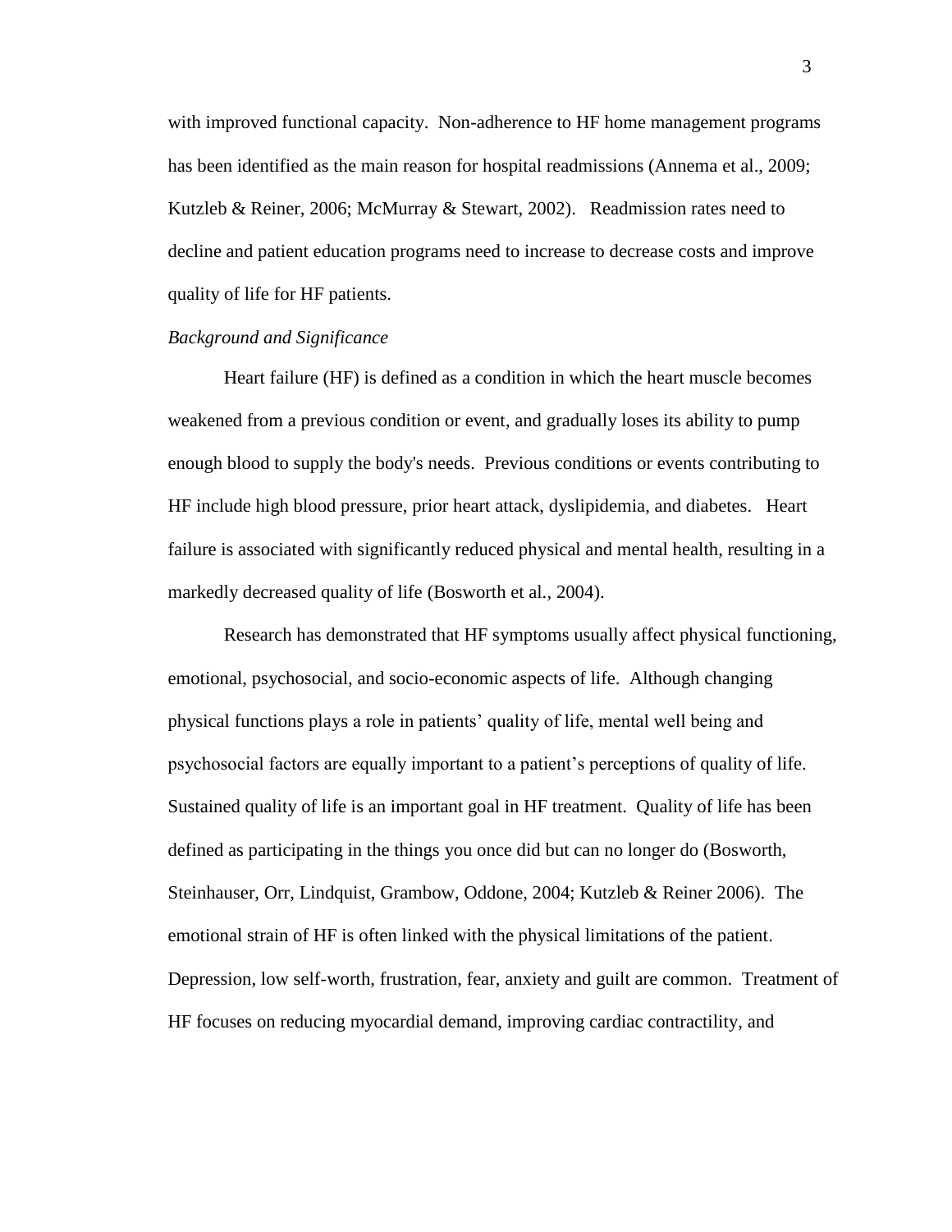with improved functional capacity. Non-adherence to HF home management programs has been identified as the main reason for hospital readmissions (Annema et al., 2009; Kutzleb & Reiner, 2006; McMurray & Stewart, 2002). Readmission rates need to decline and patient education programs need to increase to decrease costs and improve quality of life for HF patients.

*Background and Significance*

Heart failure (HF) is defined as a condition in which the heart muscle becomes weakened from a previous condition or event, and gradually loses its ability to pump enough blood to supply the body's needs. Previous conditions or events contributing to HF include high blood pressure, prior heart attack, dyslipidemia, and diabetes. Heart failure is associated with significantly reduced physical and mental health, resulting in a markedly decreased quality of life (Bosworth et al., 2004).

Research has demonstrated that HF symptoms usually affect physical functioning, emotional, psychosocial, and socio-economic aspects of life. Although changing physical functions plays a role in patients' quality of life, mental well being and psychosocial factors are equally important to a patient's perceptions of quality of life. Sustained quality of life is an important goal in HF treatment. Quality of life has been defined as participating in the things you once did but can no longer do (Bosworth, Steinhauser, Orr, Lindquist, Grambow, Oddone, 2004; Kutzleb & Reiner 2006). The emotional strain of HF is often linked with the physical limitations of the patient. Depression, low self-worth, frustration, fear, anxiety and guilt are common. Treatment of HF focuses on reducing myocardial demand, improving cardiac contractility, and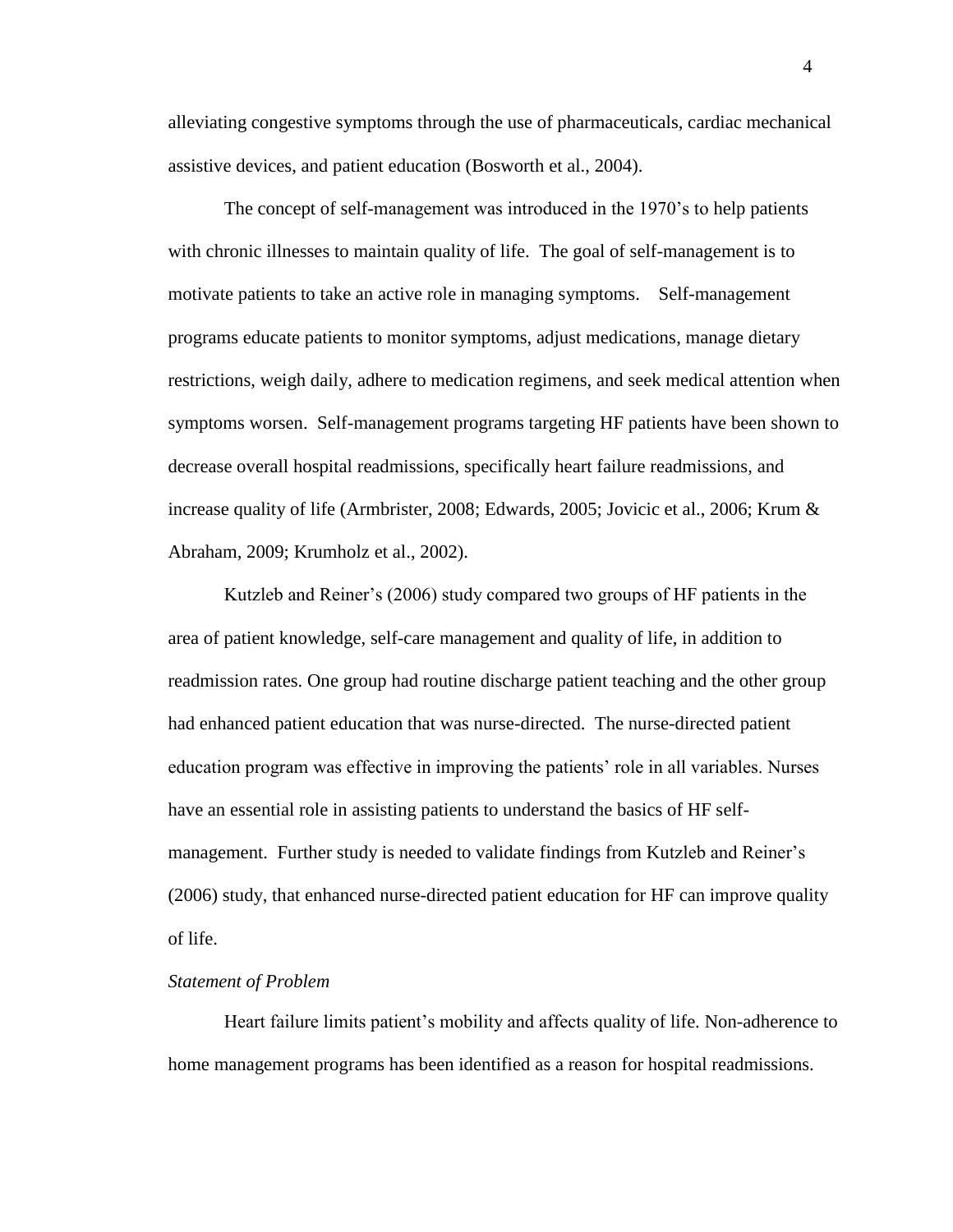alleviating congestive symptoms through the use of pharmaceuticals, cardiac mechanical assistive devices, and patient education (Bosworth et al., 2004).

The concept of self-management was introduced in the 1970's to help patients with chronic illnesses to maintain quality of life. The goal of self-management is to motivate patients to take an active role in managing symptoms. Self-management programs educate patients to monitor symptoms, adjust medications, manage dietary restrictions, weigh daily, adhere to medication regimens, and seek medical attention when symptoms worsen. Self-management programs targeting HF patients have been shown to decrease overall hospital readmissions, specifically heart failure readmissions, and increase quality of life (Armbrister, 2008; Edwards, 2005; Jovicic et al., 2006; Krum & Abraham, 2009; Krumholz et al., 2002).

Kutzleb and Reiner's (2006) study compared two groups of HF patients in the area of patient knowledge, self-care management and quality of life, in addition to readmission rates. One group had routine discharge patient teaching and the other group had enhanced patient education that was nurse-directed. The nurse-directed patient education program was effective in improving the patients' role in all variables. Nurses have an essential role in assisting patients to understand the basics of HF self-management. Further study is needed to validate findings from Kutzleb and Reiner's (2006) study, that enhanced nurse-directed patient education for HF can improve quality of life.

*Statement of Problem*

Heart failure limits patient's mobility and affects quality of life. Non-adherence to home management programs has been identified as a reason for hospital readmissions.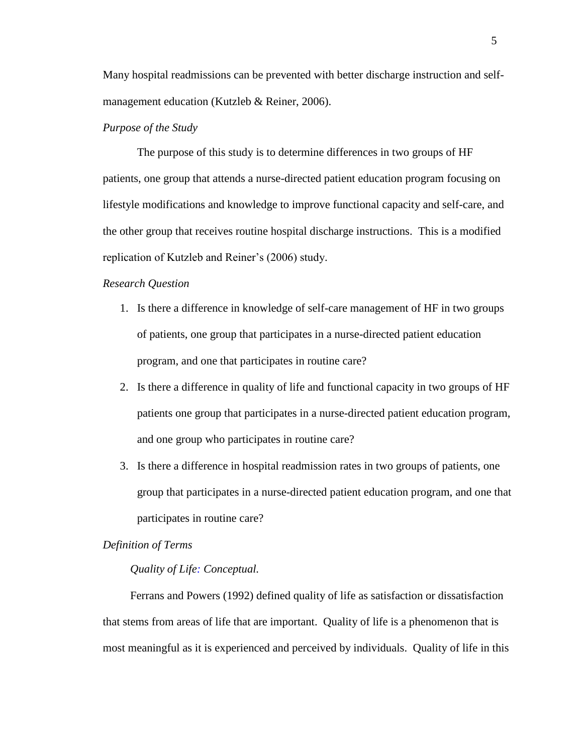Many hospital readmissions can be prevented with better discharge instruction and self-management education (Kutzleb & Reiner, 2006).

*Purpose of the Study*

The purpose of this study is to determine differences in two groups of HF patients, one group that attends a nurse-directed patient education program focusing on lifestyle modifications and knowledge to improve functional capacity and self-care, and the other group that receives routine hospital discharge instructions. This is a modified replication of Kutzleb and Reiner's (2006) study.

*Research Question*

1. Is there a difference in knowledge of self-care management of HF in two groups of patients, one group that participates in a nurse-directed patient education program, and one that participates in routine care?
2. Is there a difference in quality of life and functional capacity in two groups of HF patients one group that participates in a nurse-directed patient education program, and one group who participates in routine care?
3. Is there a difference in hospital readmission rates in two groups of patients, one group that participates in a nurse-directed patient education program, and one that participates in routine care?

*Definition of Terms*

*Quality of Life: Conceptual.*

Ferrans and Powers (1992) defined quality of life as satisfaction or dissatisfaction that stems from areas of life that are important. Quality of life is a phenomenon that is most meaningful as it is experienced and perceived by individuals. Quality of life in this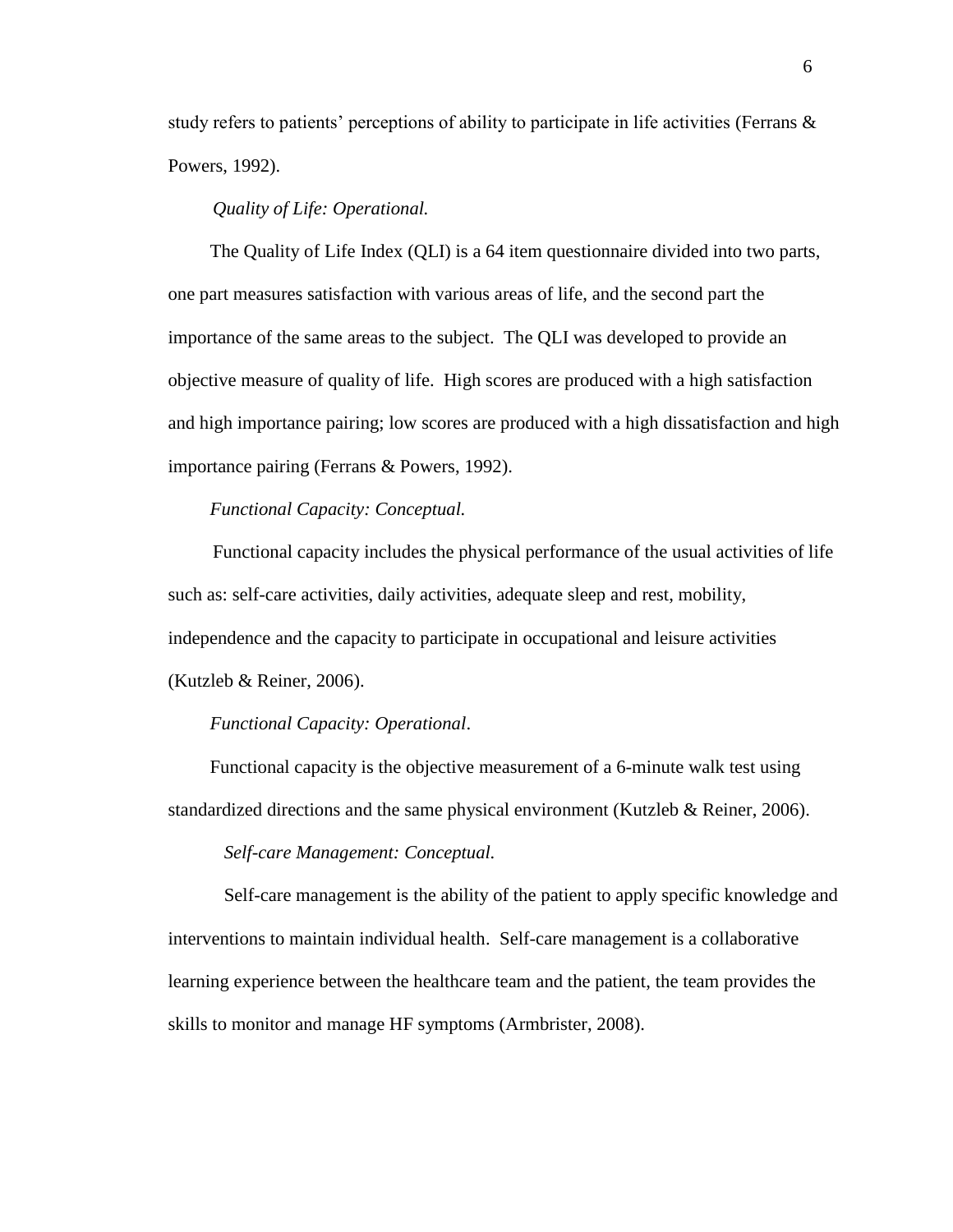study refers to patients' perceptions of ability to participate in life activities (Ferrans & Powers, 1992).

*Quality of Life: Operational.*

The Quality of Life Index (QLI) is a 64 item questionnaire divided into two parts, one part measures satisfaction with various areas of life, and the second part the importance of the same areas to the subject. The QLI was developed to provide an objective measure of quality of life. High scores are produced with a high satisfaction and high importance pairing; low scores are produced with a high dissatisfaction and high importance pairing (Ferrans & Powers, 1992).

*Functional Capacity: Conceptual.*

Functional capacity includes the physical performance of the usual activities of life such as: self-care activities, daily activities, adequate sleep and rest, mobility, independence and the capacity to participate in occupational and leisure activities (Kutzleb & Reiner, 2006).

*Functional Capacity: Operational*.

Functional capacity is the objective measurement of a 6-minute walk test using standardized directions and the same physical environment (Kutzleb & Reiner, 2006).

*Self-care Management: Conceptual.*

Self-care management is the ability of the patient to apply specific knowledge and interventions to maintain individual health. Self-care management is a collaborative learning experience between the healthcare team and the patient, the team provides the skills to monitor and manage HF symptoms (Armbrister, 2008).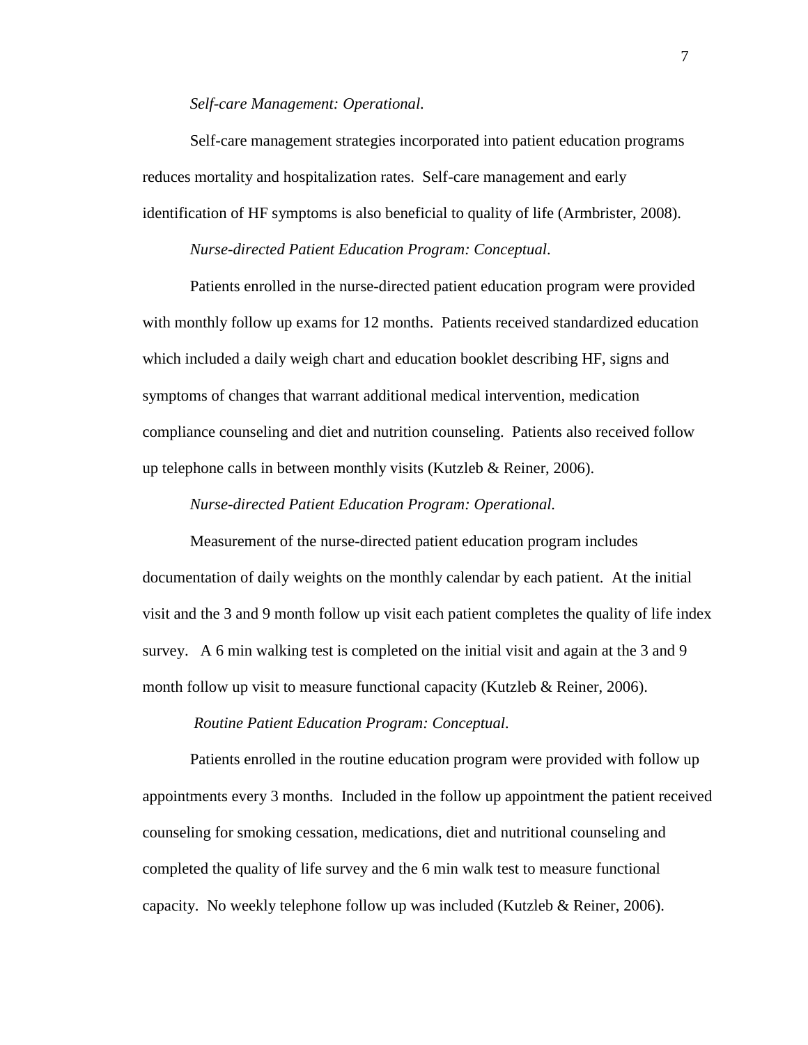*Self-care Management: Operational.*

Self-care management strategies incorporated into patient education programs reduces mortality and hospitalization rates. Self-care management and early identification of HF symptoms is also beneficial to quality of life (Armbrister, 2008).

*Nurse-directed Patient Education Program: Conceptual.*

Patients enrolled in the nurse-directed patient education program were provided with monthly follow up exams for 12 months. Patients received standardized education which included a daily weigh chart and education booklet describing HF, signs and symptoms of changes that warrant additional medical intervention, medication compliance counseling and diet and nutrition counseling. Patients also received follow up telephone calls in between monthly visits (Kutzleb & Reiner, 2006).

*Nurse-directed Patient Education Program: Operational.*

Measurement of the nurse-directed patient education program includes documentation of daily weights on the monthly calendar by each patient. At the initial visit and the 3 and 9 month follow up visit each patient completes the quality of life index survey. A 6 min walking test is completed on the initial visit and again at the 3 and 9 month follow up visit to measure functional capacity (Kutzleb & Reiner, 2006).

*Routine Patient Education Program: Conceptual*.

Patients enrolled in the routine education program were provided with follow up appointments every 3 months. Included in the follow up appointment the patient received counseling for smoking cessation, medications, diet and nutritional counseling and completed the quality of life survey and the 6 min walk test to measure functional capacity. No weekly telephone follow up was included (Kutzleb & Reiner, 2006).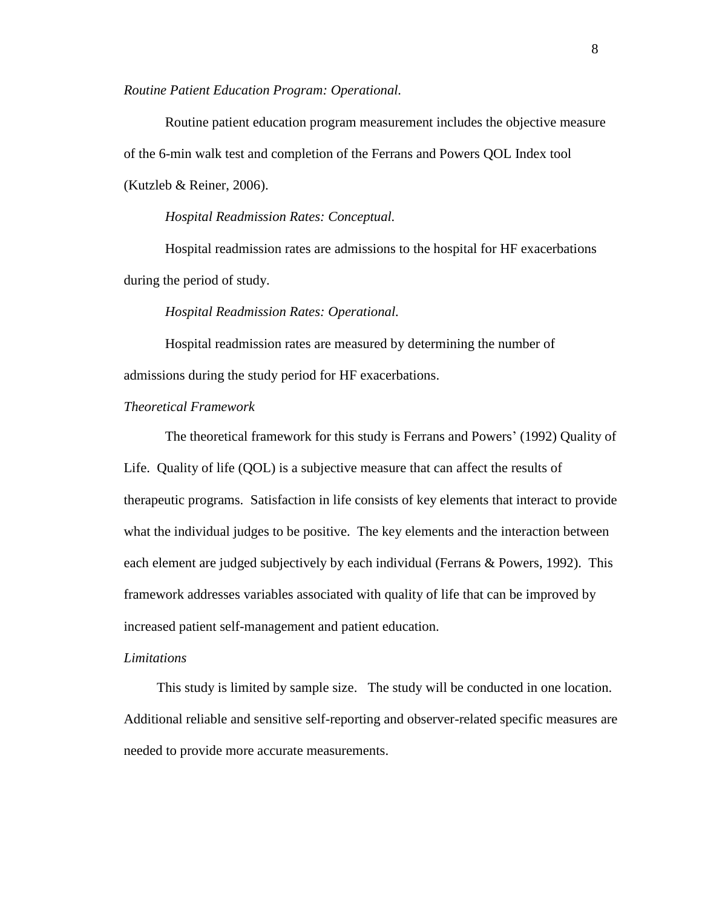*Routine Patient Education Program: Operational.*

Routine patient education program measurement includes the objective measure of the 6-min walk test and completion of the Ferrans and Powers QOL Index tool (Kutzleb & Reiner, 2006).

*Hospital Readmission Rates: Conceptual.*

Hospital readmission rates are admissions to the hospital for HF exacerbations during the period of study.

*Hospital Readmission Rates: Operational.*

Hospital readmission rates are measured by determining the number of admissions during the study period for HF exacerbations.

## *Theoretical Framework*

The theoretical framework for this study is Ferrans and Powers' (1992) Quality of Life. Quality of life (QOL) is a subjective measure that can affect the results of therapeutic programs. Satisfaction in life consists of key elements that interact to provide what the individual judges to be positive. The key elements and the interaction between each element are judged subjectively by each individual (Ferrans & Powers, 1992). This framework addresses variables associated with quality of life that can be improved by increased patient self-management and patient education.

## *Limitations*

This study is limited by sample size. The study will be conducted in one location. Additional reliable and sensitive self-reporting and observer-related specific measures are needed to provide more accurate measurements.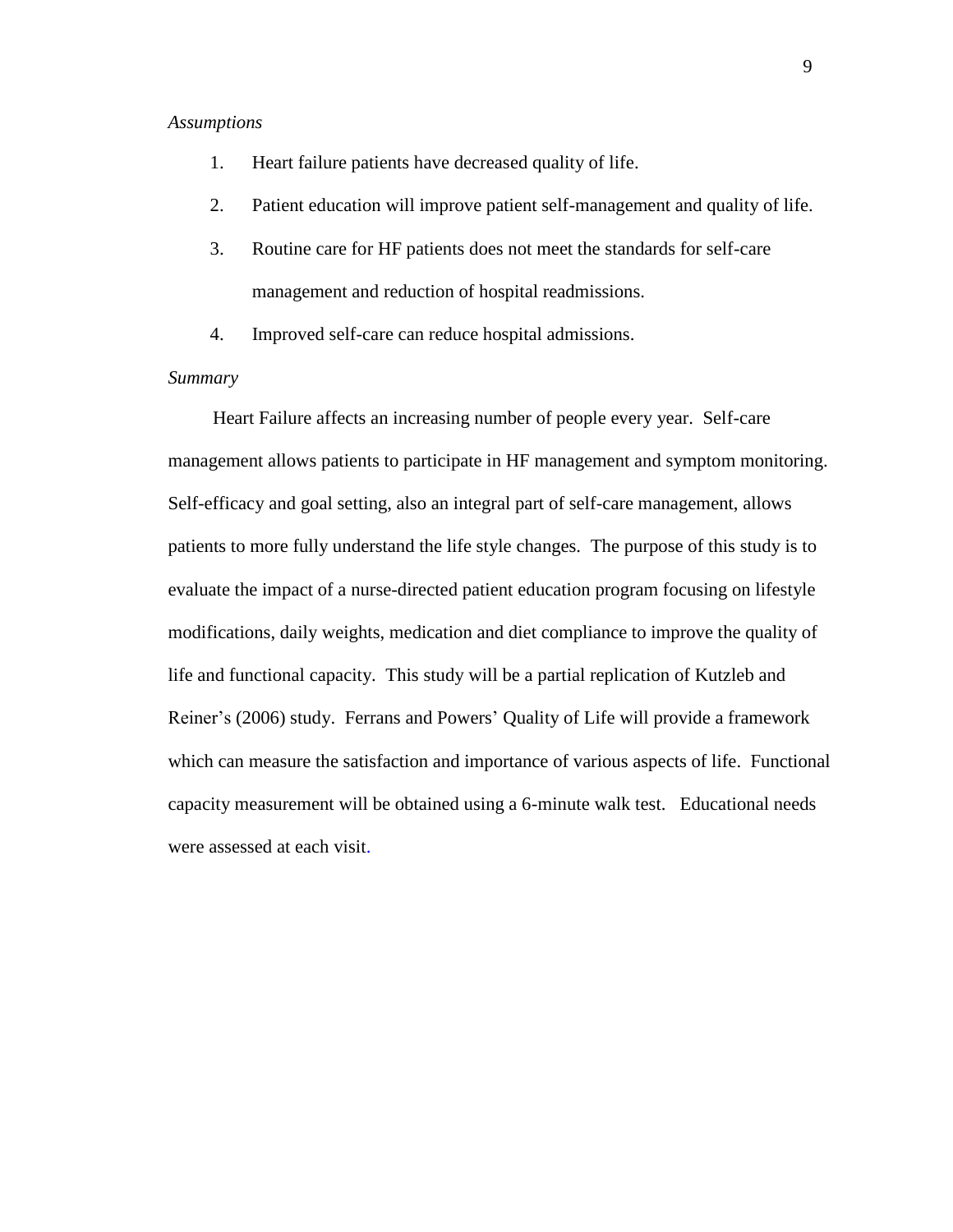*Assumptions*

1. Heart failure patients have decreased quality of life.
2. Patient education will improve patient self-management and quality of life.
3. Routine care for HF patients does not meet the standards for self-care management and reduction of hospital readmissions.
4. Improved self-care can reduce hospital admissions.

*Summary*

Heart Failure affects an increasing number of people every year. Self-care management allows patients to participate in HF management and symptom monitoring. Self-efficacy and goal setting, also an integral part of self-care management, allows patients to more fully understand the life style changes. The purpose of this study is to evaluate the impact of a nurse-directed patient education program focusing on lifestyle modifications, daily weights, medication and diet compliance to improve the quality of life and functional capacity. This study will be a partial replication of Kutzleb and Reiner's (2006) study. Ferrans and Powers' Quality of Life will provide a framework which can measure the satisfaction and importance of various aspects of life. Functional capacity measurement will be obtained using a 6-minute walk test. Educational needs were assessed at each visit.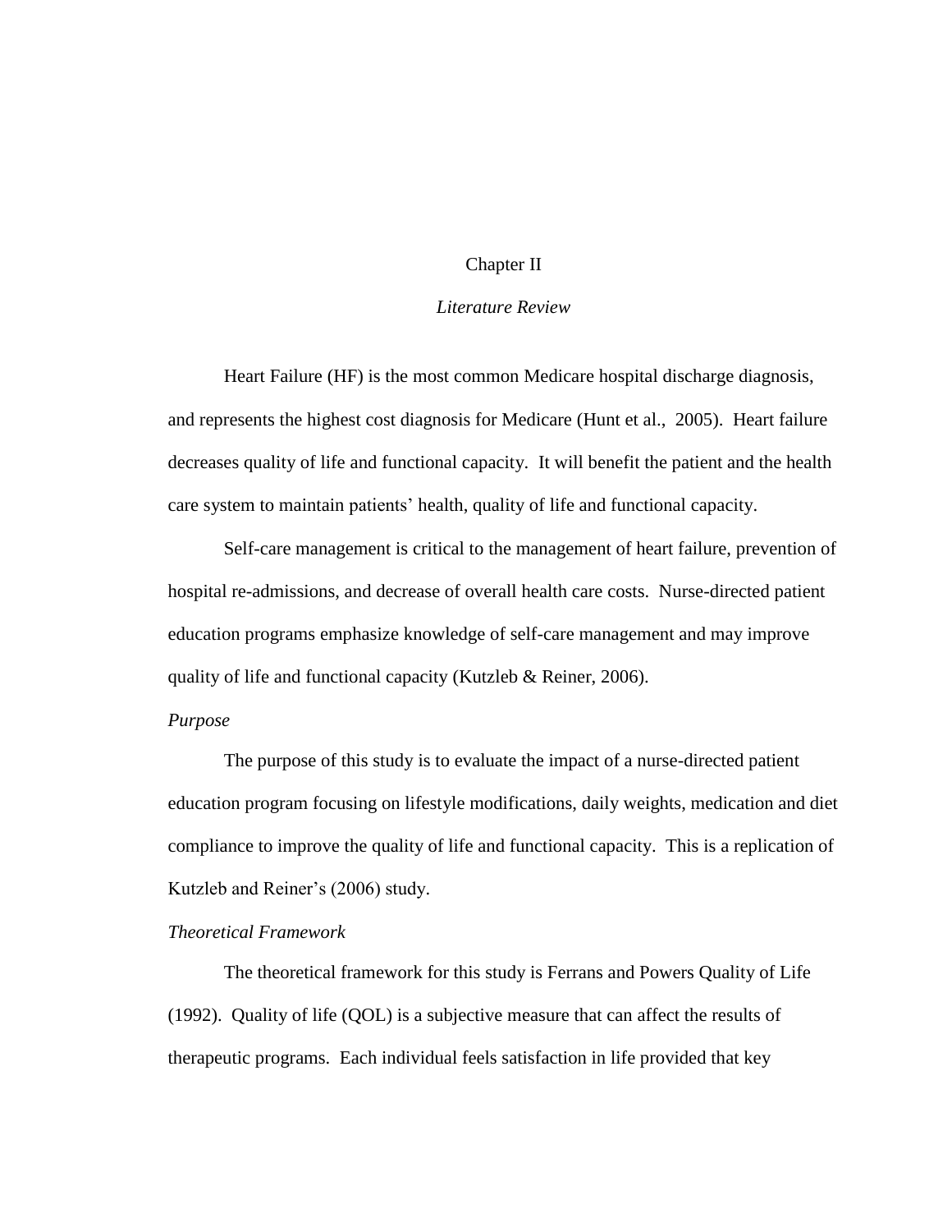# Chapter II

## *Literature Review*

Heart Failure (HF) is the most common Medicare hospital discharge diagnosis, and represents the highest cost diagnosis for Medicare (Hunt et al., 2005). Heart failure decreases quality of life and functional capacity. It will benefit the patient and the health care system to maintain patients' health, quality of life and functional capacity.

Self-care management is critical to the management of heart failure, prevention of hospital re-admissions, and decrease of overall health care costs. Nurse-directed patient education programs emphasize knowledge of self-care management and may improve quality of life and functional capacity (Kutzleb & Reiner, 2006).

### *Purpose*

The purpose of this study is to evaluate the impact of a nurse-directed patient education program focusing on lifestyle modifications, daily weights, medication and diet compliance to improve the quality of life and functional capacity. This is a replication of Kutzleb and Reiner's (2006) study.

### *Theoretical Framework*

The theoretical framework for this study is Ferrans and Powers Quality of Life (1992). Quality of life (QOL) is a subjective measure that can affect the results of therapeutic programs. Each individual feels satisfaction in life provided that key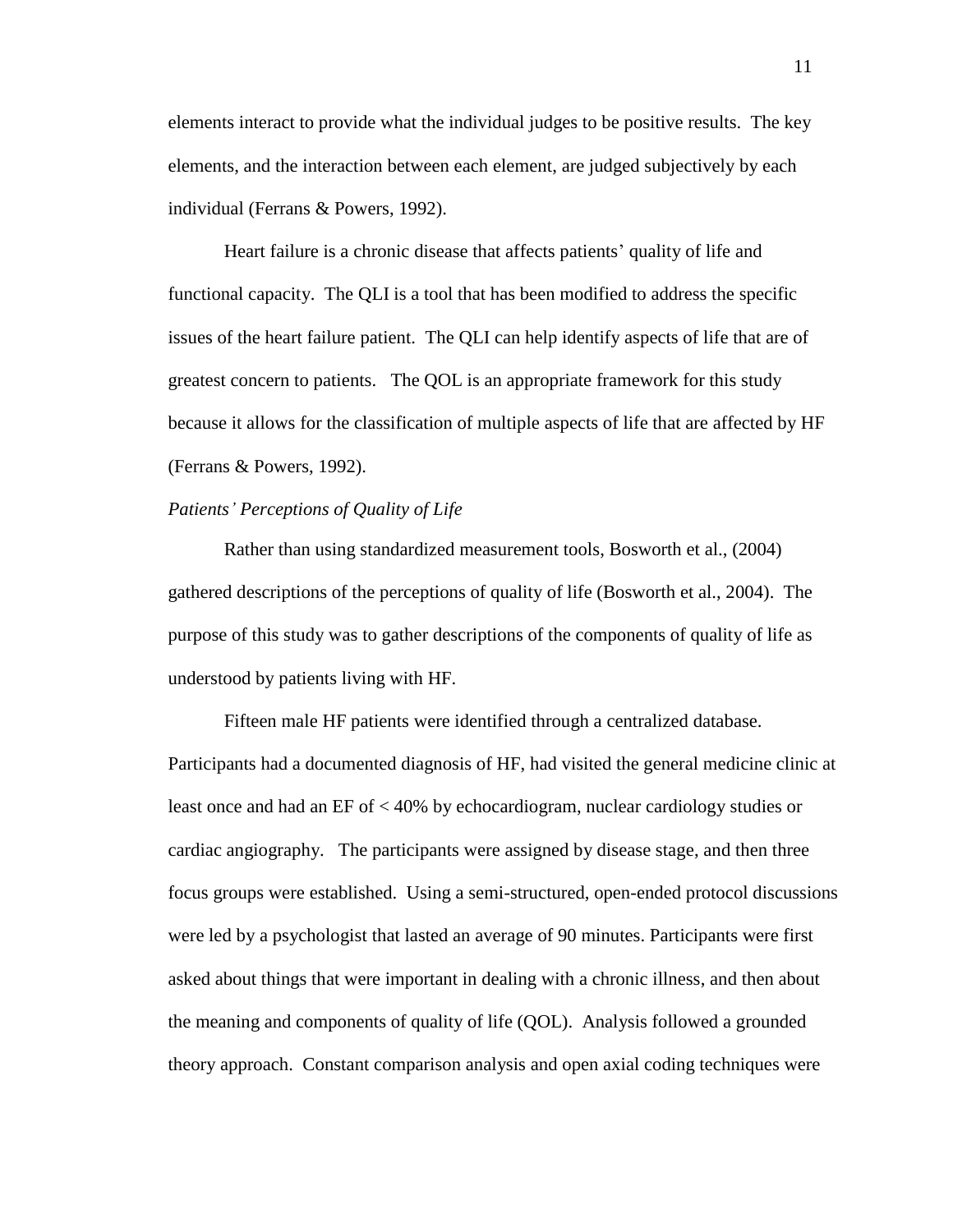elements interact to provide what the individual judges to be positive results. The key elements, and the interaction between each element, are judged subjectively by each individual (Ferrans & Powers, 1992).

Heart failure is a chronic disease that affects patients' quality of life and functional capacity. The QLI is a tool that has been modified to address the specific issues of the heart failure patient. The QLI can help identify aspects of life that are of greatest concern to patients. The QOL is an appropriate framework for this study because it allows for the classification of multiple aspects of life that are affected by HF (Ferrans & Powers, 1992).

*Patients' Perceptions of Quality of Life*

Rather than using standardized measurement tools, Bosworth et al., (2004) gathered descriptions of the perceptions of quality of life (Bosworth et al., 2004). The purpose of this study was to gather descriptions of the components of quality of life as understood by patients living with HF.

Fifteen male HF patients were identified through a centralized database. Participants had a documented diagnosis of HF, had visited the general medicine clinic at least once and had an EF of < 40% by echocardiogram, nuclear cardiology studies or cardiac angiography. The participants were assigned by disease stage, and then three focus groups were established. Using a semi-structured, open-ended protocol discussions were led by a psychologist that lasted an average of 90 minutes. Participants were first asked about things that were important in dealing with a chronic illness, and then about the meaning and components of quality of life (QOL). Analysis followed a grounded theory approach. Constant comparison analysis and open axial coding techniques were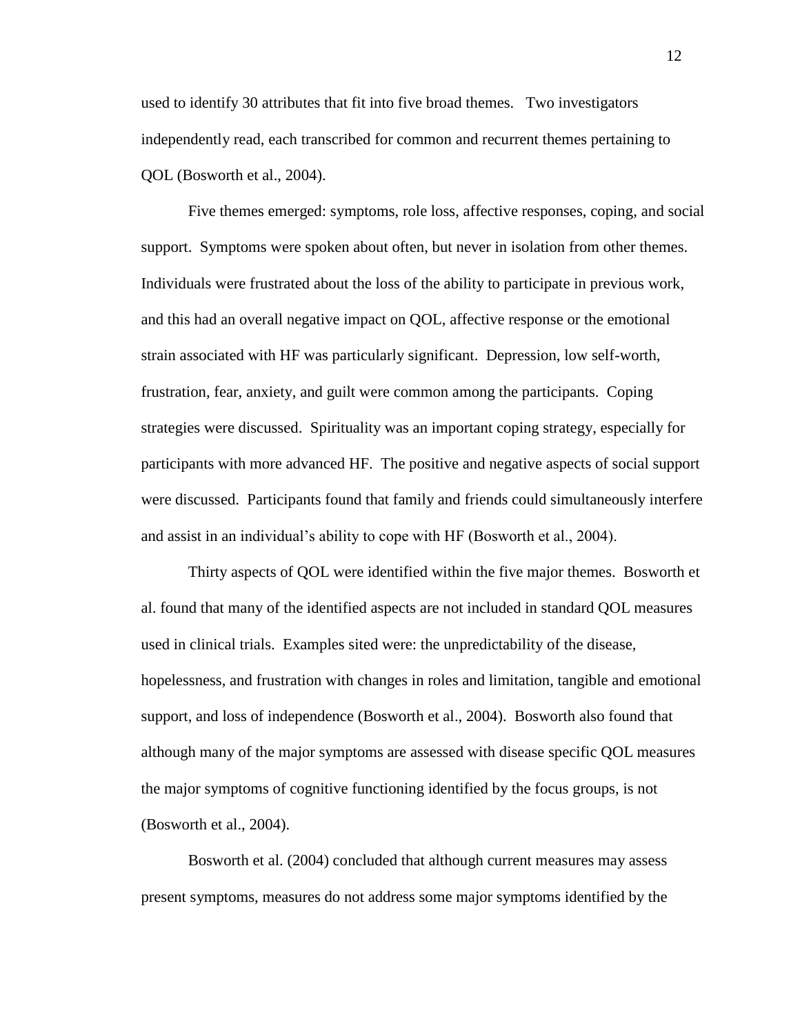used to identify 30 attributes that fit into five broad themes.   Two investigators independently read, each transcribed for common and recurrent themes pertaining to QOL (Bosworth et al., 2004).

Five themes emerged: symptoms, role loss, affective responses, coping, and social support.  Symptoms were spoken about often, but never in isolation from other themes. Individuals were frustrated about the loss of the ability to participate in previous work, and this had an overall negative impact on QOL, affective response or the emotional strain associated with HF was particularly significant.  Depression, low self-worth, frustration, fear, anxiety, and guilt were common among the participants.  Coping strategies were discussed.  Spirituality was an important coping strategy, especially for participants with more advanced HF.  The positive and negative aspects of social support were discussed.  Participants found that family and friends could simultaneously interfere and assist in an individual's ability to cope with HF (Bosworth et al., 2004).

Thirty aspects of QOL were identified within the five major themes.  Bosworth et al. found that many of the identified aspects are not included in standard QOL measures used in clinical trials.  Examples sited were: the unpredictability of the disease, hopelessness, and frustration with changes in roles and limitation, tangible and emotional support, and loss of independence (Bosworth et al., 2004).  Bosworth also found that although many of the major symptoms are assessed with disease specific QOL measures the major symptoms of cognitive functioning identified by the focus groups, is not (Bosworth et al., 2004).

Bosworth et al. (2004) concluded that although current measures may assess present symptoms, measures do not address some major symptoms identified by the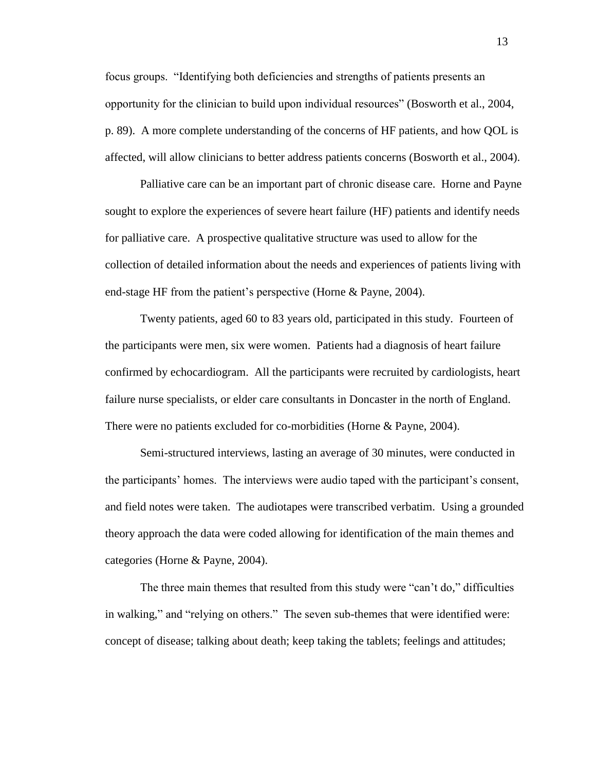focus groups. "Identifying both deficiencies and strengths of patients presents an opportunity for the clinician to build upon individual resources" (Bosworth et al., 2004, p. 89). A more complete understanding of the concerns of HF patients, and how QOL is affected, will allow clinicians to better address patients concerns (Bosworth et al., 2004).

Palliative care can be an important part of chronic disease care. Horne and Payne sought to explore the experiences of severe heart failure (HF) patients and identify needs for palliative care. A prospective qualitative structure was used to allow for the collection of detailed information about the needs and experiences of patients living with end-stage HF from the patient's perspective (Horne & Payne, 2004).

Twenty patients, aged 60 to 83 years old, participated in this study. Fourteen of the participants were men, six were women. Patients had a diagnosis of heart failure confirmed by echocardiogram. All the participants were recruited by cardiologists, heart failure nurse specialists, or elder care consultants in Doncaster in the north of England. There were no patients excluded for co-morbidities (Horne & Payne, 2004).

Semi-structured interviews, lasting an average of 30 minutes, were conducted in the participants' homes. The interviews were audio taped with the participant's consent, and field notes were taken. The audiotapes were transcribed verbatim. Using a grounded theory approach the data were coded allowing for identification of the main themes and categories (Horne & Payne, 2004).

The three main themes that resulted from this study were "can't do," difficulties in walking," and "relying on others." The seven sub-themes that were identified were: concept of disease; talking about death; keep taking the tablets; feelings and attitudes;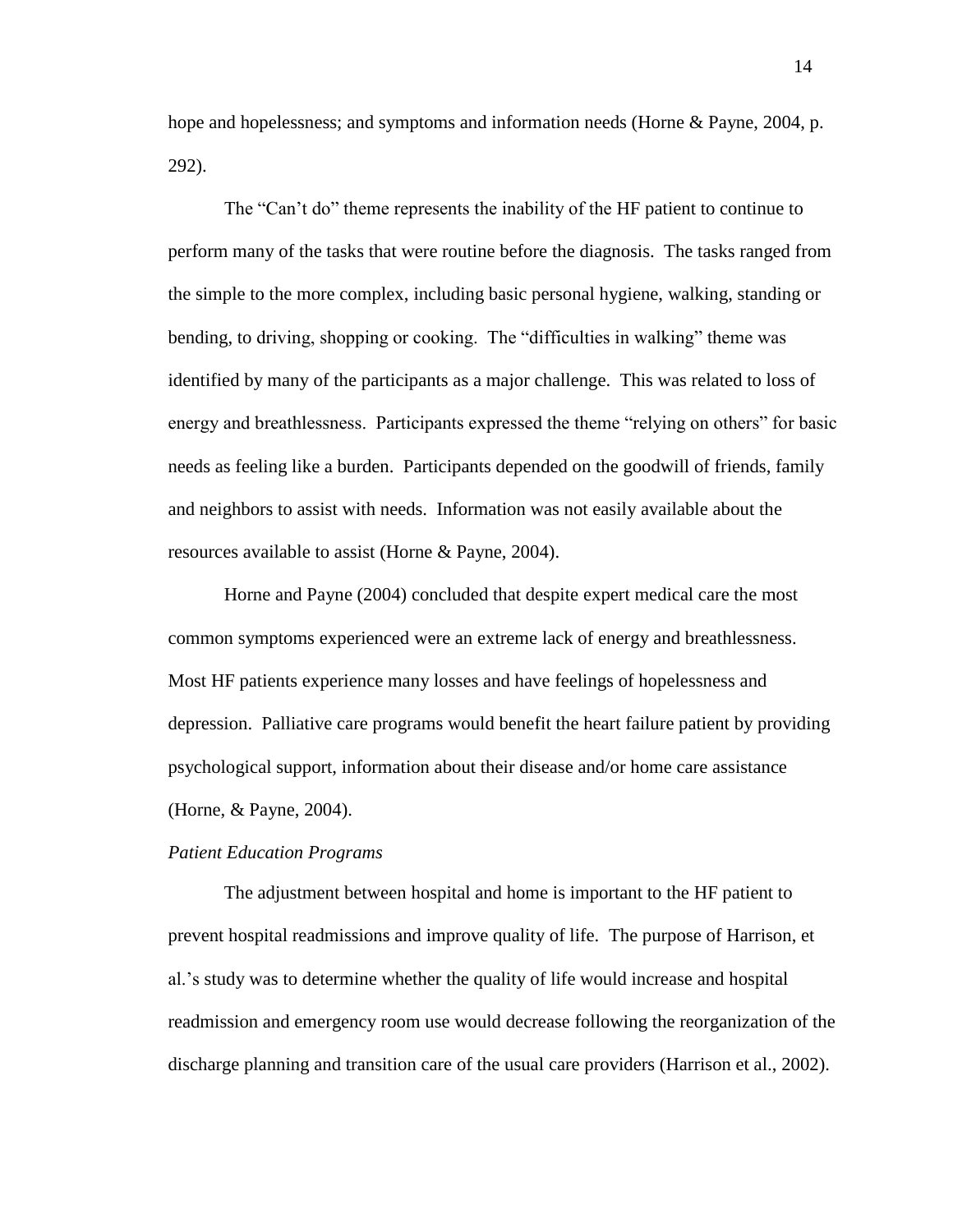hope and hopelessness; and symptoms and information needs (Horne & Payne, 2004, p. 292).

The "Can't do" theme represents the inability of the HF patient to continue to perform many of the tasks that were routine before the diagnosis. The tasks ranged from the simple to the more complex, including basic personal hygiene, walking, standing or bending, to driving, shopping or cooking. The "difficulties in walking" theme was identified by many of the participants as a major challenge. This was related to loss of energy and breathlessness. Participants expressed the theme "relying on others" for basic needs as feeling like a burden. Participants depended on the goodwill of friends, family and neighbors to assist with needs. Information was not easily available about the resources available to assist (Horne & Payne, 2004).

Horne and Payne (2004) concluded that despite expert medical care the most common symptoms experienced were an extreme lack of energy and breathlessness. Most HF patients experience many losses and have feelings of hopelessness and depression. Palliative care programs would benefit the heart failure patient by providing psychological support, information about their disease and/or home care assistance (Horne, & Payne, 2004).

*Patient Education Programs*

The adjustment between hospital and home is important to the HF patient to prevent hospital readmissions and improve quality of life. The purpose of Harrison, et al.'s study was to determine whether the quality of life would increase and hospital readmission and emergency room use would decrease following the reorganization of the discharge planning and transition care of the usual care providers (Harrison et al., 2002).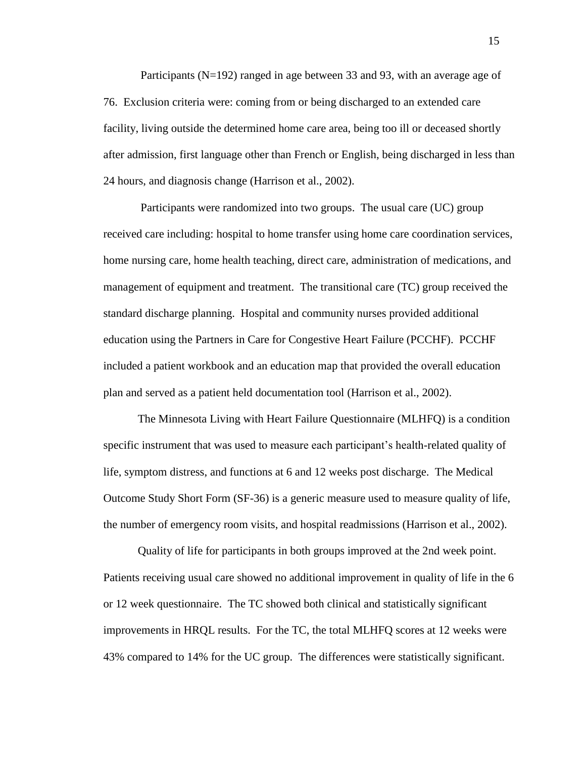Participants (N=192) ranged in age between 33 and 93, with an average age of 76. Exclusion criteria were: coming from or being discharged to an extended care facility, living outside the determined home care area, being too ill or deceased shortly after admission, first language other than French or English, being discharged in less than 24 hours, and diagnosis change (Harrison et al., 2002).

Participants were randomized into two groups. The usual care (UC) group received care including: hospital to home transfer using home care coordination services, home nursing care, home health teaching, direct care, administration of medications, and management of equipment and treatment. The transitional care (TC) group received the standard discharge planning. Hospital and community nurses provided additional education using the Partners in Care for Congestive Heart Failure (PCCHF). PCCHF included a patient workbook and an education map that provided the overall education plan and served as a patient held documentation tool (Harrison et al., 2002).

The Minnesota Living with Heart Failure Questionnaire (MLHFQ) is a condition specific instrument that was used to measure each participant's health-related quality of life, symptom distress, and functions at 6 and 12 weeks post discharge. The Medical Outcome Study Short Form (SF-36) is a generic measure used to measure quality of life, the number of emergency room visits, and hospital readmissions (Harrison et al., 2002).

Quality of life for participants in both groups improved at the 2nd week point. Patients receiving usual care showed no additional improvement in quality of life in the 6 or 12 week questionnaire. The TC showed both clinical and statistically significant improvements in HRQL results. For the TC, the total MLHFQ scores at 12 weeks were 43% compared to 14% for the UC group. The differences were statistically significant.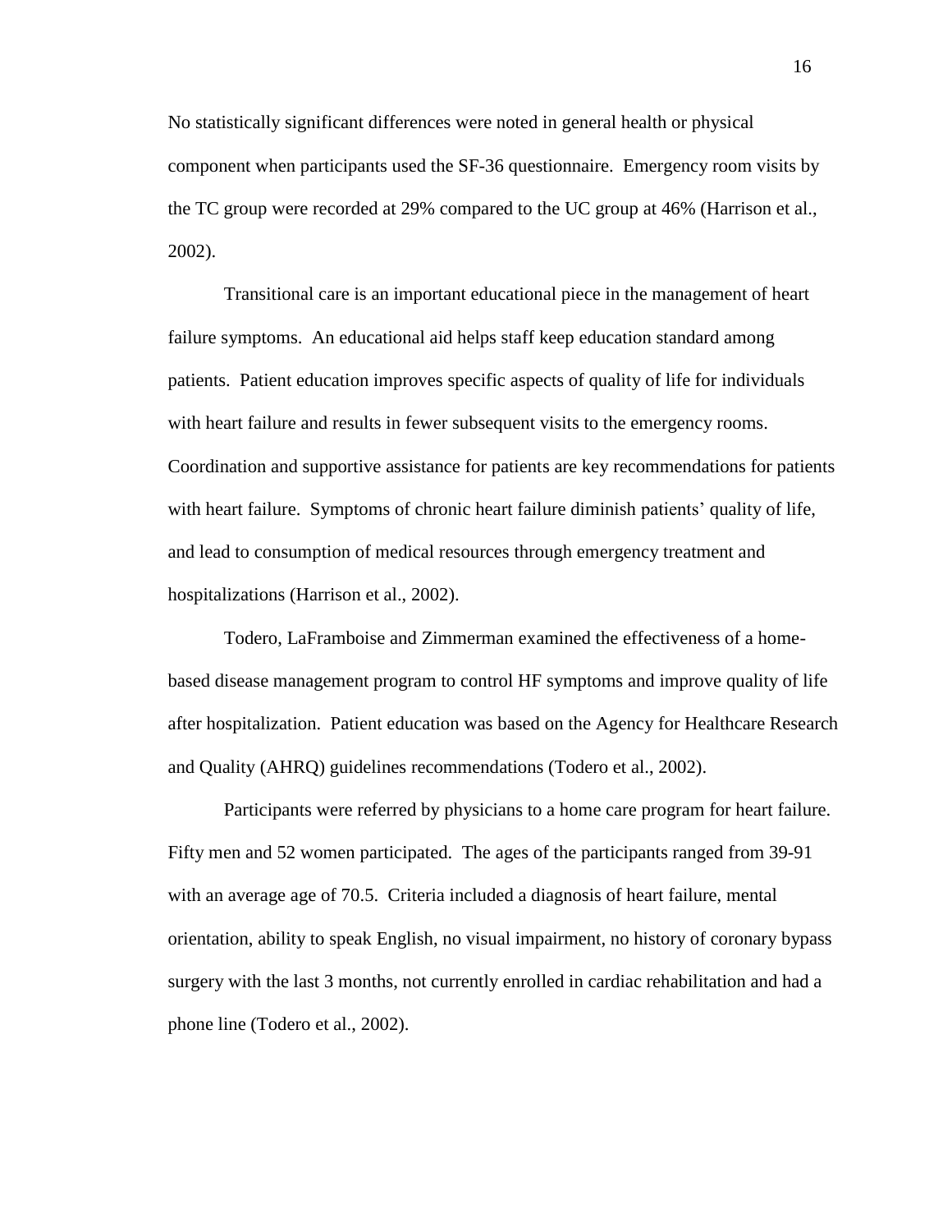No statistically significant differences were noted in general health or physical component when participants used the SF-36 questionnaire. Emergency room visits by the TC group were recorded at 29% compared to the UC group at 46% (Harrison et al., 2002).

Transitional care is an important educational piece in the management of heart failure symptoms. An educational aid helps staff keep education standard among patients. Patient education improves specific aspects of quality of life for individuals with heart failure and results in fewer subsequent visits to the emergency rooms. Coordination and supportive assistance for patients are key recommendations for patients with heart failure. Symptoms of chronic heart failure diminish patients' quality of life, and lead to consumption of medical resources through emergency treatment and hospitalizations (Harrison et al., 2002).

Todero, LaFramboise and Zimmerman examined the effectiveness of a home-based disease management program to control HF symptoms and improve quality of life after hospitalization. Patient education was based on the Agency for Healthcare Research and Quality (AHRQ) guidelines recommendations (Todero et al., 2002).

Participants were referred by physicians to a home care program for heart failure. Fifty men and 52 women participated. The ages of the participants ranged from 39-91 with an average age of 70.5. Criteria included a diagnosis of heart failure, mental orientation, ability to speak English, no visual impairment, no history of coronary bypass surgery with the last 3 months, not currently enrolled in cardiac rehabilitation and had a phone line (Todero et al., 2002).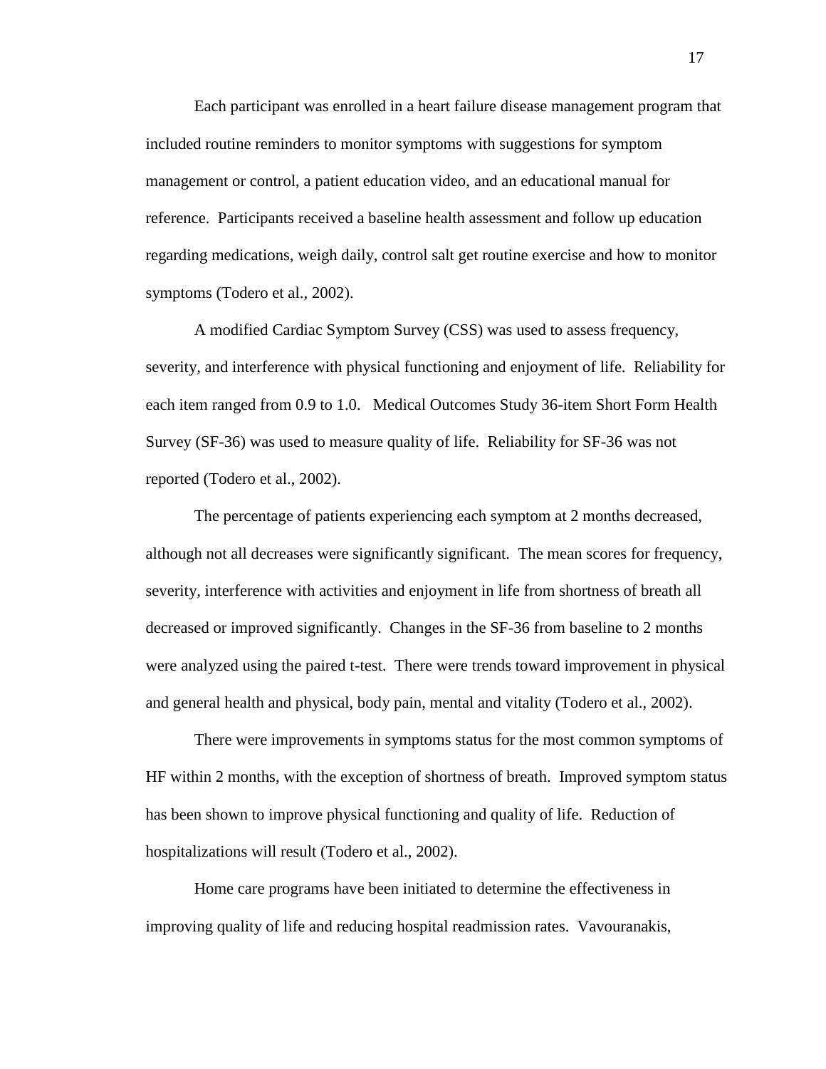Each participant was enrolled in a heart failure disease management program that included routine reminders to monitor symptoms with suggestions for symptom management or control, a patient education video, and an educational manual for reference. Participants received a baseline health assessment and follow up education regarding medications, weigh daily, control salt get routine exercise and how to monitor symptoms (Todero et al., 2002).

A modified Cardiac Symptom Survey (CSS) was used to assess frequency, severity, and interference with physical functioning and enjoyment of life. Reliability for each item ranged from 0.9 to 1.0. Medical Outcomes Study 36-item Short Form Health Survey (SF-36) was used to measure quality of life. Reliability for SF-36 was not reported (Todero et al., 2002).

The percentage of patients experiencing each symptom at 2 months decreased, although not all decreases were significantly significant. The mean scores for frequency, severity, interference with activities and enjoyment in life from shortness of breath all decreased or improved significantly. Changes in the SF-36 from baseline to 2 months were analyzed using the paired t-test. There were trends toward improvement in physical and general health and physical, body pain, mental and vitality (Todero et al., 2002).

There were improvements in symptoms status for the most common symptoms of HF within 2 months, with the exception of shortness of breath. Improved symptom status has been shown to improve physical functioning and quality of life. Reduction of hospitalizations will result (Todero et al., 2002).

Home care programs have been initiated to determine the effectiveness in improving quality of life and reducing hospital readmission rates. Vavouranakis,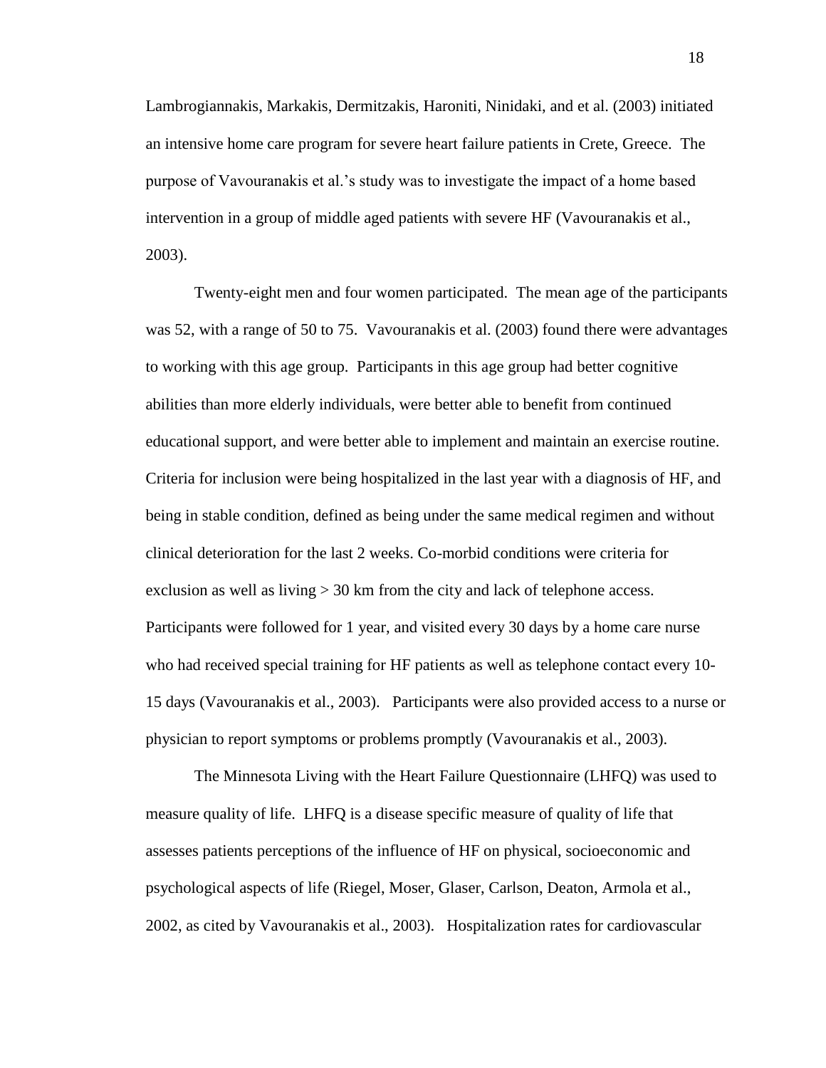Lambrogiannakis, Markakis, Dermitzakis, Haroniti, Ninidaki, and et al. (2003) initiated an intensive home care program for severe heart failure patients in Crete, Greece. The purpose of Vavouranakis et al.'s study was to investigate the impact of a home based intervention in a group of middle aged patients with severe HF (Vavouranakis et al., 2003).

Twenty-eight men and four women participated. The mean age of the participants was 52, with a range of 50 to 75. Vavouranakis et al. (2003) found there were advantages to working with this age group. Participants in this age group had better cognitive abilities than more elderly individuals, were better able to benefit from continued educational support, and were better able to implement and maintain an exercise routine. Criteria for inclusion were being hospitalized in the last year with a diagnosis of HF, and being in stable condition, defined as being under the same medical regimen and without clinical deterioration for the last 2 weeks. Co-morbid conditions were criteria for exclusion as well as living > 30 km from the city and lack of telephone access. Participants were followed for 1 year, and visited every 30 days by a home care nurse who had received special training for HF patients as well as telephone contact every 10-15 days (Vavouranakis et al., 2003). Participants were also provided access to a nurse or physician to report symptoms or problems promptly (Vavouranakis et al., 2003).

The Minnesota Living with the Heart Failure Questionnaire (LHFQ) was used to measure quality of life. LHFQ is a disease specific measure of quality of life that assesses patients perceptions of the influence of HF on physical, socioeconomic and psychological aspects of life (Riegel, Moser, Glaser, Carlson, Deaton, Armola et al., 2002, as cited by Vavouranakis et al., 2003). Hospitalization rates for cardiovascular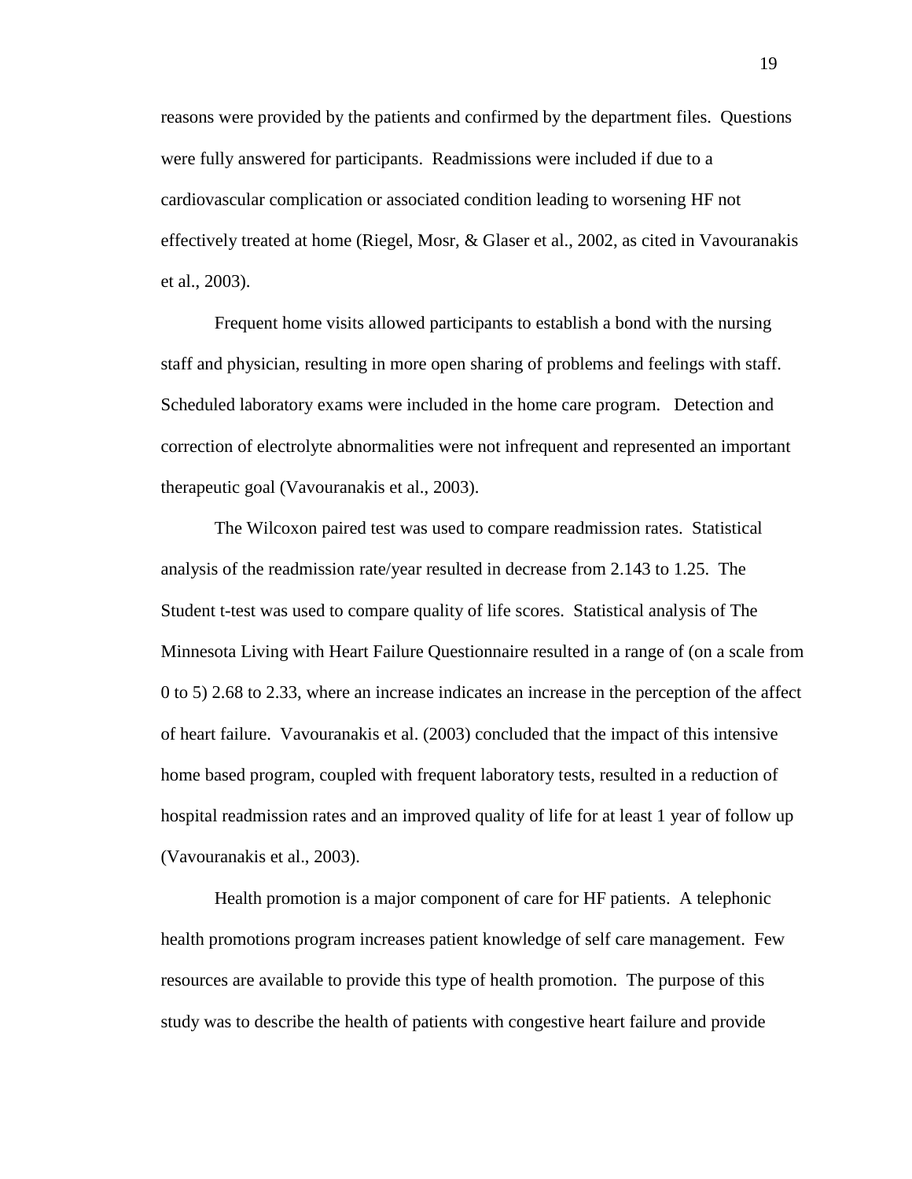reasons were provided by the patients and confirmed by the department files. Questions were fully answered for participants. Readmissions were included if due to a cardiovascular complication or associated condition leading to worsening HF not effectively treated at home (Riegel, Mosr, & Glaser et al., 2002, as cited in Vavouranakis et al., 2003).

Frequent home visits allowed participants to establish a bond with the nursing staff and physician, resulting in more open sharing of problems and feelings with staff. Scheduled laboratory exams were included in the home care program. Detection and correction of electrolyte abnormalities were not infrequent and represented an important therapeutic goal (Vavouranakis et al., 2003).

The Wilcoxon paired test was used to compare readmission rates. Statistical analysis of the readmission rate/year resulted in decrease from 2.143 to 1.25. The Student t-test was used to compare quality of life scores. Statistical analysis of The Minnesota Living with Heart Failure Questionnaire resulted in a range of (on a scale from 0 to 5) 2.68 to 2.33, where an increase indicates an increase in the perception of the affect of heart failure. Vavouranakis et al. (2003) concluded that the impact of this intensive home based program, coupled with frequent laboratory tests, resulted in a reduction of hospital readmission rates and an improved quality of life for at least 1 year of follow up (Vavouranakis et al., 2003).

Health promotion is a major component of care for HF patients. A telephonic health promotions program increases patient knowledge of self care management. Few resources are available to provide this type of health promotion. The purpose of this study was to describe the health of patients with congestive heart failure and provide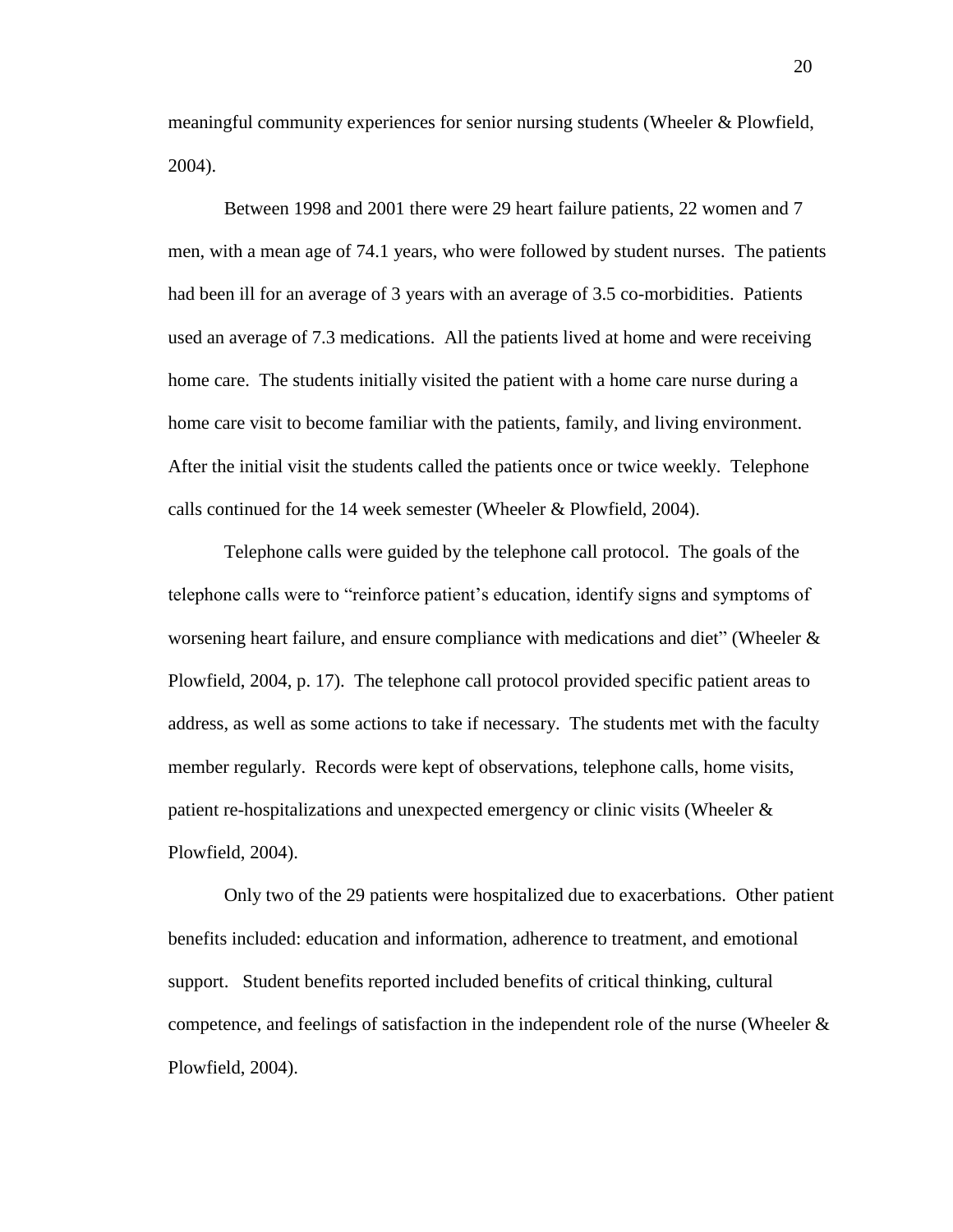meaningful community experiences for senior nursing students (Wheeler & Plowfield, 2004).

Between 1998 and 2001 there were 29 heart failure patients, 22 women and 7 men, with a mean age of 74.1 years, who were followed by student nurses. The patients had been ill for an average of 3 years with an average of 3.5 co-morbidities. Patients used an average of 7.3 medications. All the patients lived at home and were receiving home care. The students initially visited the patient with a home care nurse during a home care visit to become familiar with the patients, family, and living environment. After the initial visit the students called the patients once or twice weekly. Telephone calls continued for the 14 week semester (Wheeler & Plowfield, 2004).

Telephone calls were guided by the telephone call protocol. The goals of the telephone calls were to "reinforce patient's education, identify signs and symptoms of worsening heart failure, and ensure compliance with medications and diet" (Wheeler & Plowfield, 2004, p. 17). The telephone call protocol provided specific patient areas to address, as well as some actions to take if necessary. The students met with the faculty member regularly. Records were kept of observations, telephone calls, home visits, patient re-hospitalizations and unexpected emergency or clinic visits (Wheeler & Plowfield, 2004).

Only two of the 29 patients were hospitalized due to exacerbations. Other patient benefits included: education and information, adherence to treatment, and emotional support. Student benefits reported included benefits of critical thinking, cultural competence, and feelings of satisfaction in the independent role of the nurse (Wheeler & Plowfield, 2004).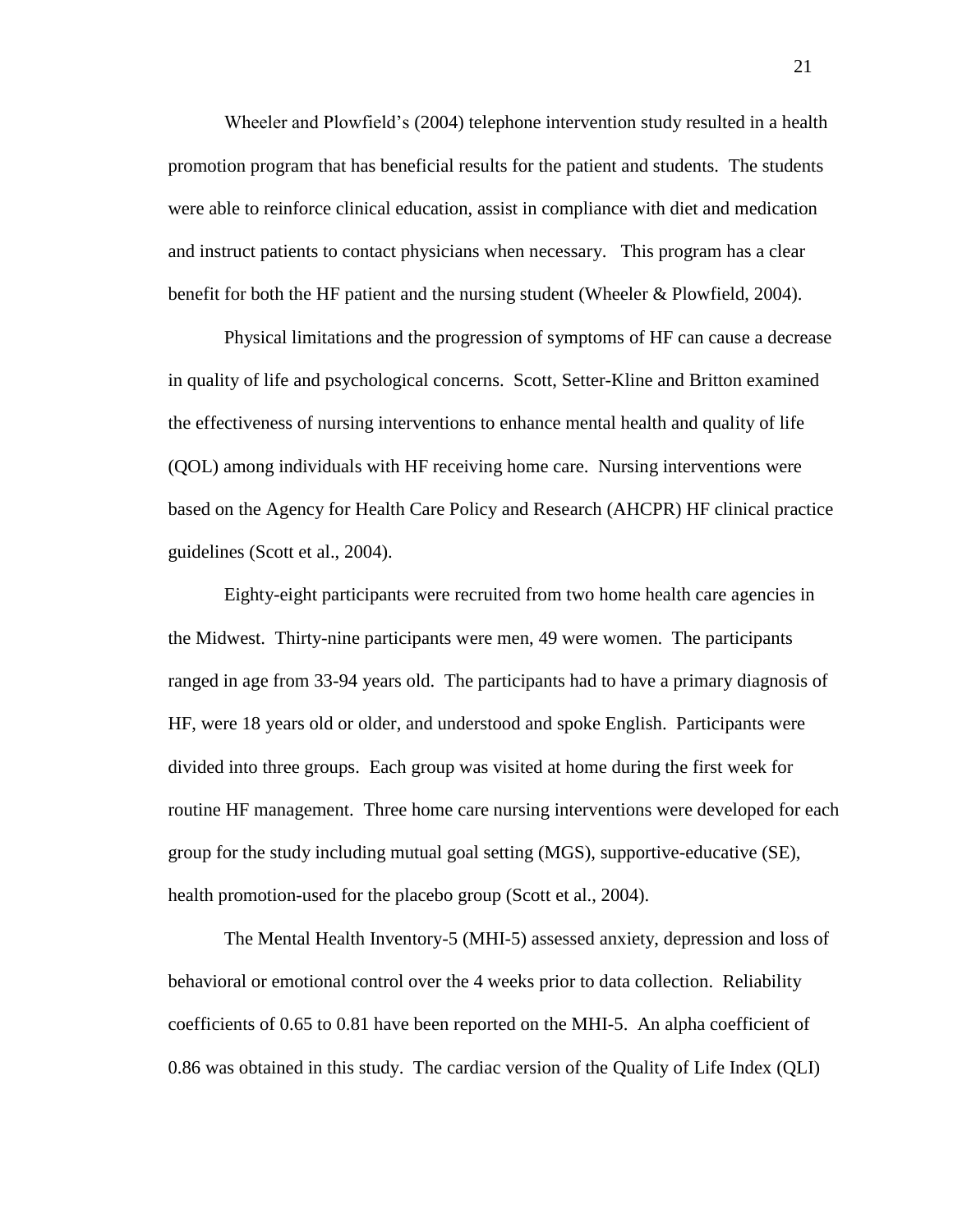Wheeler and Plowfield's (2004) telephone intervention study resulted in a health promotion program that has beneficial results for the patient and students. The students were able to reinforce clinical education, assist in compliance with diet and medication and instruct patients to contact physicians when necessary. This program has a clear benefit for both the HF patient and the nursing student (Wheeler & Plowfield, 2004).

Physical limitations and the progression of symptoms of HF can cause a decrease in quality of life and psychological concerns. Scott, Setter-Kline and Britton examined the effectiveness of nursing interventions to enhance mental health and quality of life (QOL) among individuals with HF receiving home care. Nursing interventions were based on the Agency for Health Care Policy and Research (AHCPR) HF clinical practice guidelines (Scott et al., 2004).

Eighty-eight participants were recruited from two home health care agencies in the Midwest. Thirty-nine participants were men, 49 were women. The participants ranged in age from 33-94 years old. The participants had to have a primary diagnosis of HF, were 18 years old or older, and understood and spoke English. Participants were divided into three groups. Each group was visited at home during the first week for routine HF management. Three home care nursing interventions were developed for each group for the study including mutual goal setting (MGS), supportive-educative (SE), health promotion-used for the placebo group (Scott et al., 2004).

The Mental Health Inventory-5 (MHI-5) assessed anxiety, depression and loss of behavioral or emotional control over the 4 weeks prior to data collection. Reliability coefficients of 0.65 to 0.81 have been reported on the MHI-5. An alpha coefficient of 0.86 was obtained in this study. The cardiac version of the Quality of Life Index (QLI)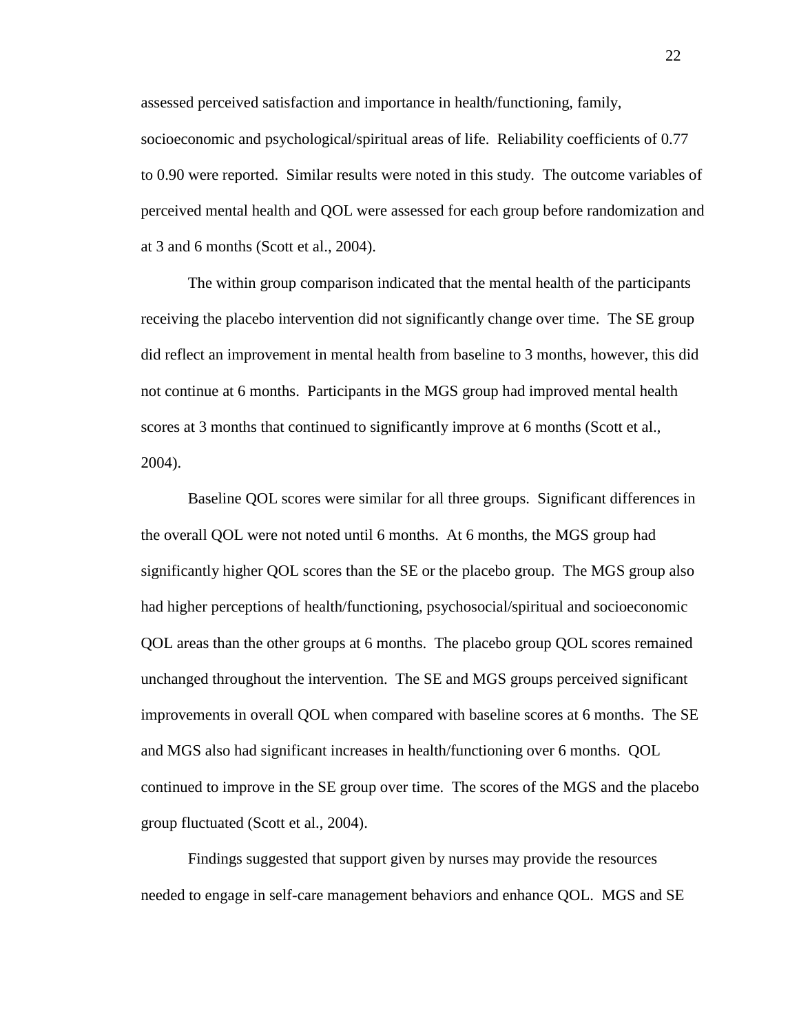assessed perceived satisfaction and importance in health/functioning, family, socioeconomic and psychological/spiritual areas of life. Reliability coefficients of 0.77 to 0.90 were reported. Similar results were noted in this study. The outcome variables of perceived mental health and QOL were assessed for each group before randomization and at 3 and 6 months (Scott et al., 2004).

The within group comparison indicated that the mental health of the participants receiving the placebo intervention did not significantly change over time. The SE group did reflect an improvement in mental health from baseline to 3 months, however, this did not continue at 6 months. Participants in the MGS group had improved mental health scores at 3 months that continued to significantly improve at 6 months (Scott et al., 2004).

Baseline QOL scores were similar for all three groups. Significant differences in the overall QOL were not noted until 6 months. At 6 months, the MGS group had significantly higher QOL scores than the SE or the placebo group. The MGS group also had higher perceptions of health/functioning, psychosocial/spiritual and socioeconomic QOL areas than the other groups at 6 months. The placebo group QOL scores remained unchanged throughout the intervention. The SE and MGS groups perceived significant improvements in overall QOL when compared with baseline scores at 6 months. The SE and MGS also had significant increases in health/functioning over 6 months. QOL continued to improve in the SE group over time. The scores of the MGS and the placebo group fluctuated (Scott et al., 2004).

Findings suggested that support given by nurses may provide the resources needed to engage in self-care management behaviors and enhance QOL. MGS and SE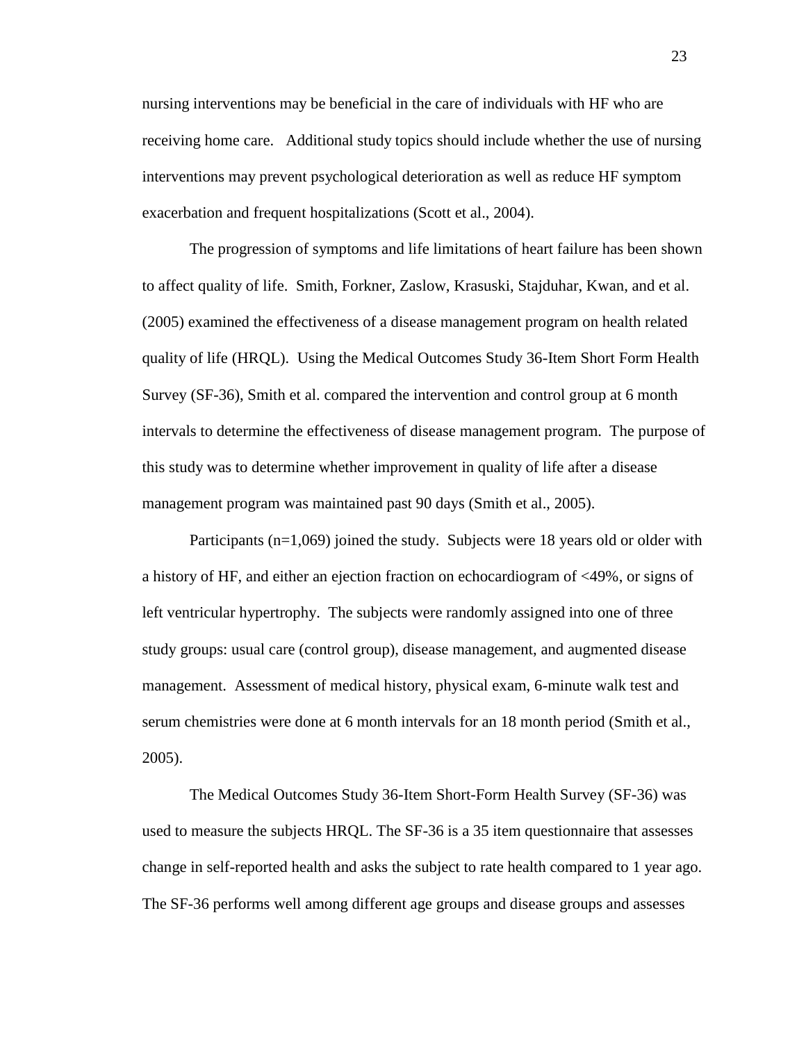nursing interventions may be beneficial in the care of individuals with HF who are receiving home care. Additional study topics should include whether the use of nursing interventions may prevent psychological deterioration as well as reduce HF symptom exacerbation and frequent hospitalizations (Scott et al., 2004).

The progression of symptoms and life limitations of heart failure has been shown to affect quality of life. Smith, Forkner, Zaslow, Krasuski, Stajduhar, Kwan, and et al. (2005) examined the effectiveness of a disease management program on health related quality of life (HRQL). Using the Medical Outcomes Study 36-Item Short Form Health Survey (SF-36), Smith et al. compared the intervention and control group at 6 month intervals to determine the effectiveness of disease management program. The purpose of this study was to determine whether improvement in quality of life after a disease management program was maintained past 90 days (Smith et al., 2005).

Participants (n=1,069) joined the study. Subjects were 18 years old or older with a history of HF, and either an ejection fraction on echocardiogram of <49%, or signs of left ventricular hypertrophy. The subjects were randomly assigned into one of three study groups: usual care (control group), disease management, and augmented disease management. Assessment of medical history, physical exam, 6-minute walk test and serum chemistries were done at 6 month intervals for an 18 month period (Smith et al., 2005).

The Medical Outcomes Study 36-Item Short-Form Health Survey (SF-36) was used to measure the subjects HRQL. The SF-36 is a 35 item questionnaire that assesses change in self-reported health and asks the subject to rate health compared to 1 year ago. The SF-36 performs well among different age groups and disease groups and assesses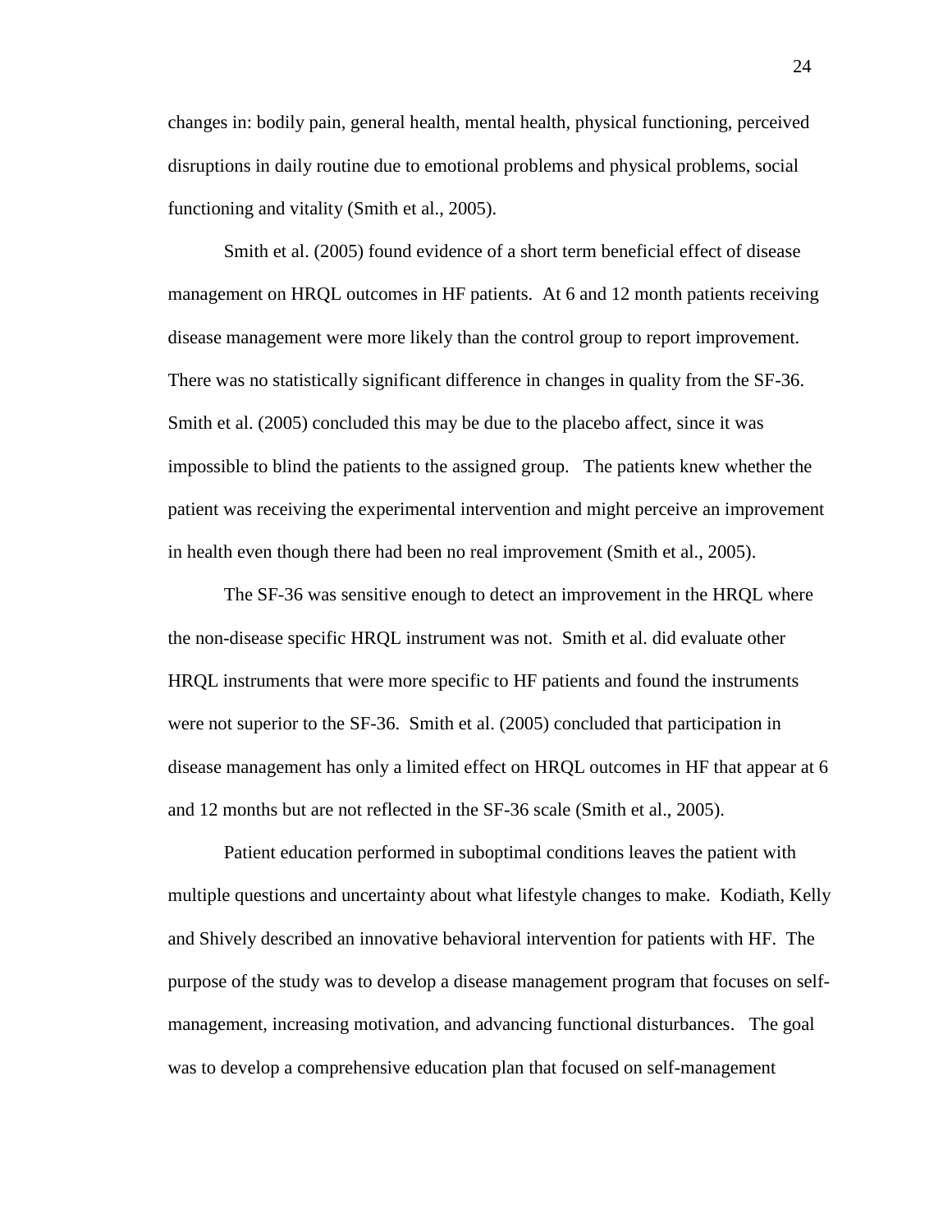changes in: bodily pain, general health, mental health, physical functioning, perceived disruptions in daily routine due to emotional problems and physical problems, social functioning and vitality (Smith et al., 2005).

Smith et al. (2005) found evidence of a short term beneficial effect of disease management on HRQL outcomes in HF patients. At 6 and 12 month patients receiving disease management were more likely than the control group to report improvement. There was no statistically significant difference in changes in quality from the SF-36. Smith et al. (2005) concluded this may be due to the placebo affect, since it was impossible to blind the patients to the assigned group. The patients knew whether the patient was receiving the experimental intervention and might perceive an improvement in health even though there had been no real improvement (Smith et al., 2005).

The SF-36 was sensitive enough to detect an improvement in the HRQL where the non-disease specific HRQL instrument was not. Smith et al. did evaluate other HRQL instruments that were more specific to HF patients and found the instruments were not superior to the SF-36. Smith et al. (2005) concluded that participation in disease management has only a limited effect on HRQL outcomes in HF that appear at 6 and 12 months but are not reflected in the SF-36 scale (Smith et al., 2005).

Patient education performed in suboptimal conditions leaves the patient with multiple questions and uncertainty about what lifestyle changes to make. Kodiath, Kelly and Shively described an innovative behavioral intervention for patients with HF. The purpose of the study was to develop a disease management program that focuses on self-management, increasing motivation, and advancing functional disturbances. The goal was to develop a comprehensive education plan that focused on self-management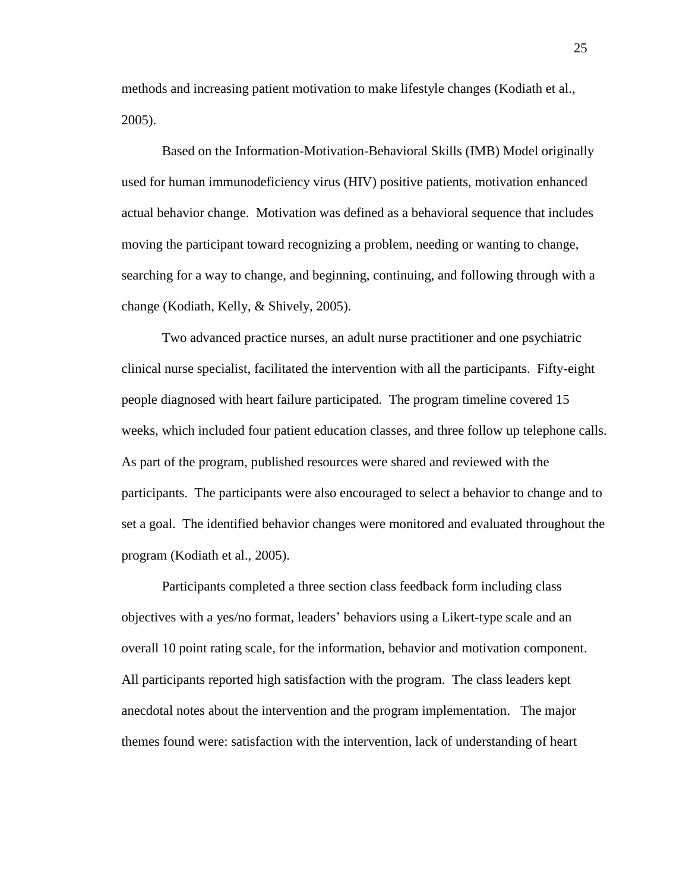methods and increasing patient motivation to make lifestyle changes (Kodiath et al., 2005).

Based on the Information-Motivation-Behavioral Skills (IMB) Model originally used for human immunodeficiency virus (HIV) positive patients, motivation enhanced actual behavior change. Motivation was defined as a behavioral sequence that includes moving the participant toward recognizing a problem, needing or wanting to change, searching for a way to change, and beginning, continuing, and following through with a change (Kodiath, Kelly, & Shively, 2005).

Two advanced practice nurses, an adult nurse practitioner and one psychiatric clinical nurse specialist, facilitated the intervention with all the participants. Fifty-eight people diagnosed with heart failure participated. The program timeline covered 15 weeks, which included four patient education classes, and three follow up telephone calls. As part of the program, published resources were shared and reviewed with the participants. The participants were also encouraged to select a behavior to change and to set a goal. The identified behavior changes were monitored and evaluated throughout the program (Kodiath et al., 2005).

Participants completed a three section class feedback form including class objectives with a yes/no format, leaders' behaviors using a Likert-type scale and an overall 10 point rating scale, for the information, behavior and motivation component. All participants reported high satisfaction with the program. The class leaders kept anecdotal notes about the intervention and the program implementation. The major themes found were: satisfaction with the intervention, lack of understanding of heart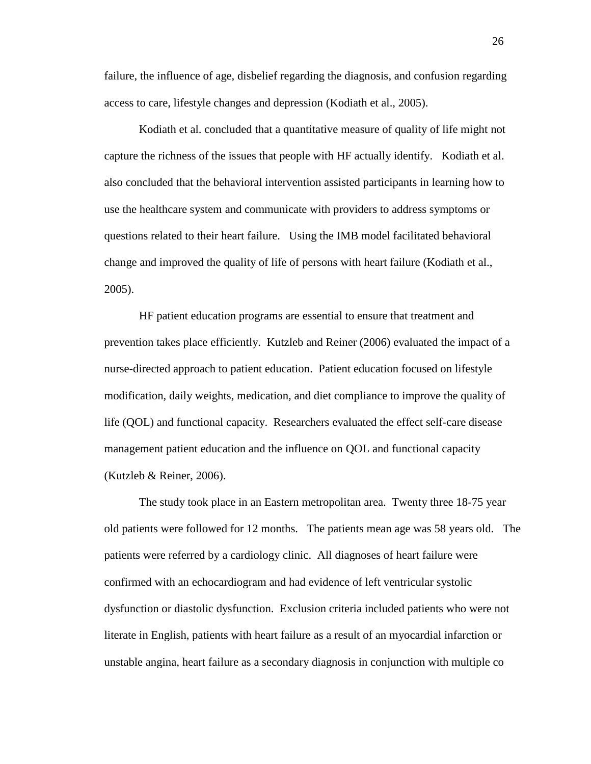failure, the influence of age, disbelief regarding the diagnosis, and confusion regarding access to care, lifestyle changes and depression (Kodiath et al., 2005).

Kodiath et al. concluded that a quantitative measure of quality of life might not capture the richness of the issues that people with HF actually identify. Kodiath et al. also concluded that the behavioral intervention assisted participants in learning how to use the healthcare system and communicate with providers to address symptoms or questions related to their heart failure. Using the IMB model facilitated behavioral change and improved the quality of life of persons with heart failure (Kodiath et al., 2005).

HF patient education programs are essential to ensure that treatment and prevention takes place efficiently. Kutzleb and Reiner (2006) evaluated the impact of a nurse-directed approach to patient education. Patient education focused on lifestyle modification, daily weights, medication, and diet compliance to improve the quality of life (QOL) and functional capacity. Researchers evaluated the effect self-care disease management patient education and the influence on QOL and functional capacity (Kutzleb & Reiner, 2006).

The study took place in an Eastern metropolitan area. Twenty three 18-75 year old patients were followed for 12 months. The patients mean age was 58 years old. The patients were referred by a cardiology clinic. All diagnoses of heart failure were confirmed with an echocardiogram and had evidence of left ventricular systolic dysfunction or diastolic dysfunction. Exclusion criteria included patients who were not literate in English, patients with heart failure as a result of an myocardial infarction or unstable angina, heart failure as a secondary diagnosis in conjunction with multiple co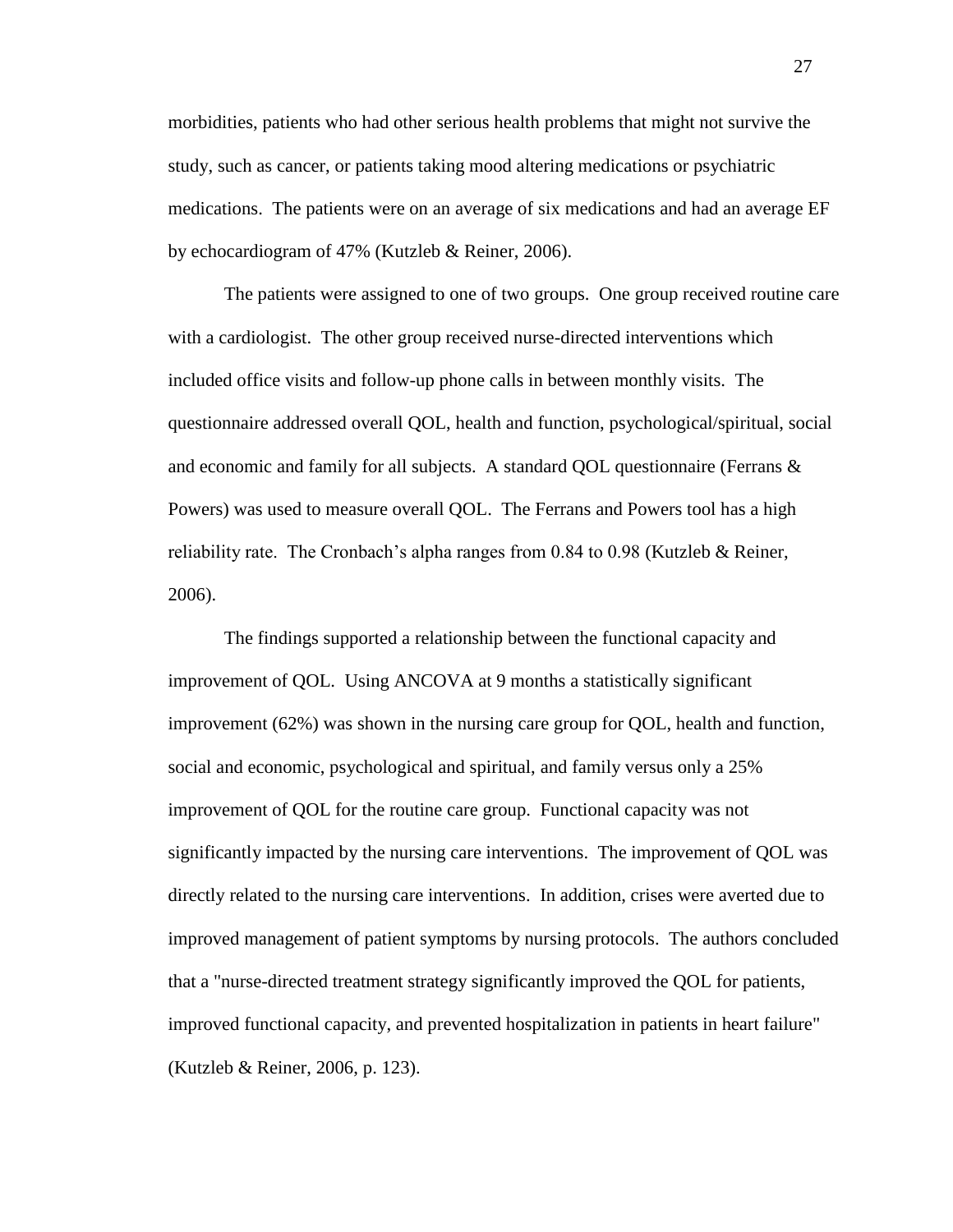morbidities, patients who had other serious health problems that might not survive the study, such as cancer, or patients taking mood altering medications or psychiatric medications. The patients were on an average of six medications and had an average EF by echocardiogram of 47% (Kutzleb & Reiner, 2006).

The patients were assigned to one of two groups. One group received routine care with a cardiologist. The other group received nurse-directed interventions which included office visits and follow-up phone calls in between monthly visits. The questionnaire addressed overall QOL, health and function, psychological/spiritual, social and economic and family for all subjects. A standard QOL questionnaire (Ferrans & Powers) was used to measure overall QOL. The Ferrans and Powers tool has a high reliability rate. The Cronbach's alpha ranges from 0.84 to 0.98 (Kutzleb & Reiner, 2006).

The findings supported a relationship between the functional capacity and improvement of QOL. Using ANCOVA at 9 months a statistically significant improvement (62%) was shown in the nursing care group for QOL, health and function, social and economic, psychological and spiritual, and family versus only a 25% improvement of QOL for the routine care group. Functional capacity was not significantly impacted by the nursing care interventions. The improvement of QOL was directly related to the nursing care interventions. In addition, crises were averted due to improved management of patient symptoms by nursing protocols. The authors concluded that a "nurse-directed treatment strategy significantly improved the QOL for patients, improved functional capacity, and prevented hospitalization in patients in heart failure" (Kutzleb & Reiner, 2006, p. 123).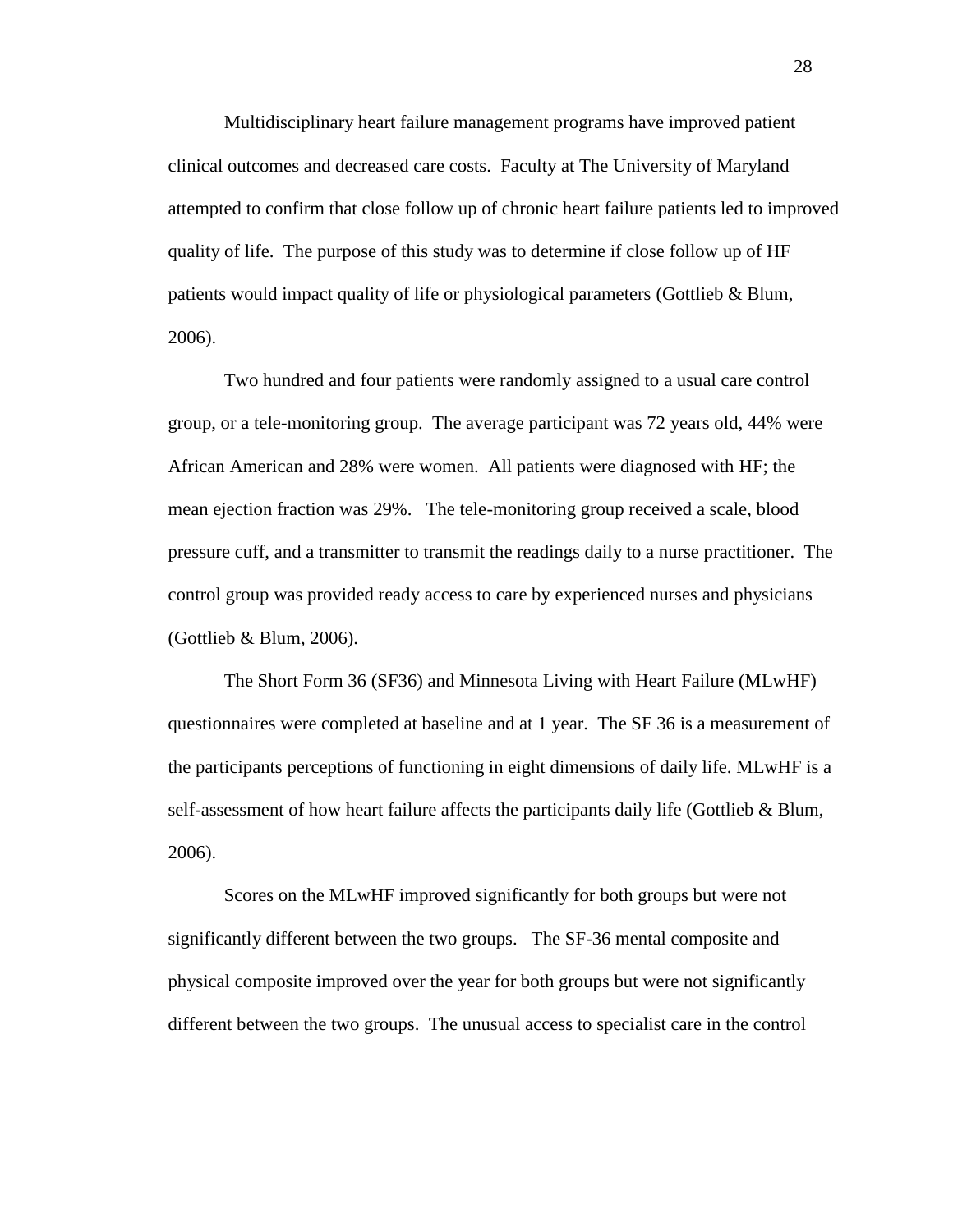Multidisciplinary heart failure management programs have improved patient clinical outcomes and decreased care costs. Faculty at The University of Maryland attempted to confirm that close follow up of chronic heart failure patients led to improved quality of life. The purpose of this study was to determine if close follow up of HF patients would impact quality of life or physiological parameters (Gottlieb & Blum, 2006).

Two hundred and four patients were randomly assigned to a usual care control group, or a tele-monitoring group. The average participant was 72 years old, 44% were African American and 28% were women. All patients were diagnosed with HF; the mean ejection fraction was 29%. The tele-monitoring group received a scale, blood pressure cuff, and a transmitter to transmit the readings daily to a nurse practitioner. The control group was provided ready access to care by experienced nurses and physicians (Gottlieb & Blum, 2006).

The Short Form 36 (SF36) and Minnesota Living with Heart Failure (MLwHF) questionnaires were completed at baseline and at 1 year. The SF 36 is a measurement of the participants perceptions of functioning in eight dimensions of daily life. MLwHF is a self-assessment of how heart failure affects the participants daily life (Gottlieb & Blum, 2006).

Scores on the MLwHF improved significantly for both groups but were not significantly different between the two groups. The SF-36 mental composite and physical composite improved over the year for both groups but were not significantly different between the two groups. The unusual access to specialist care in the control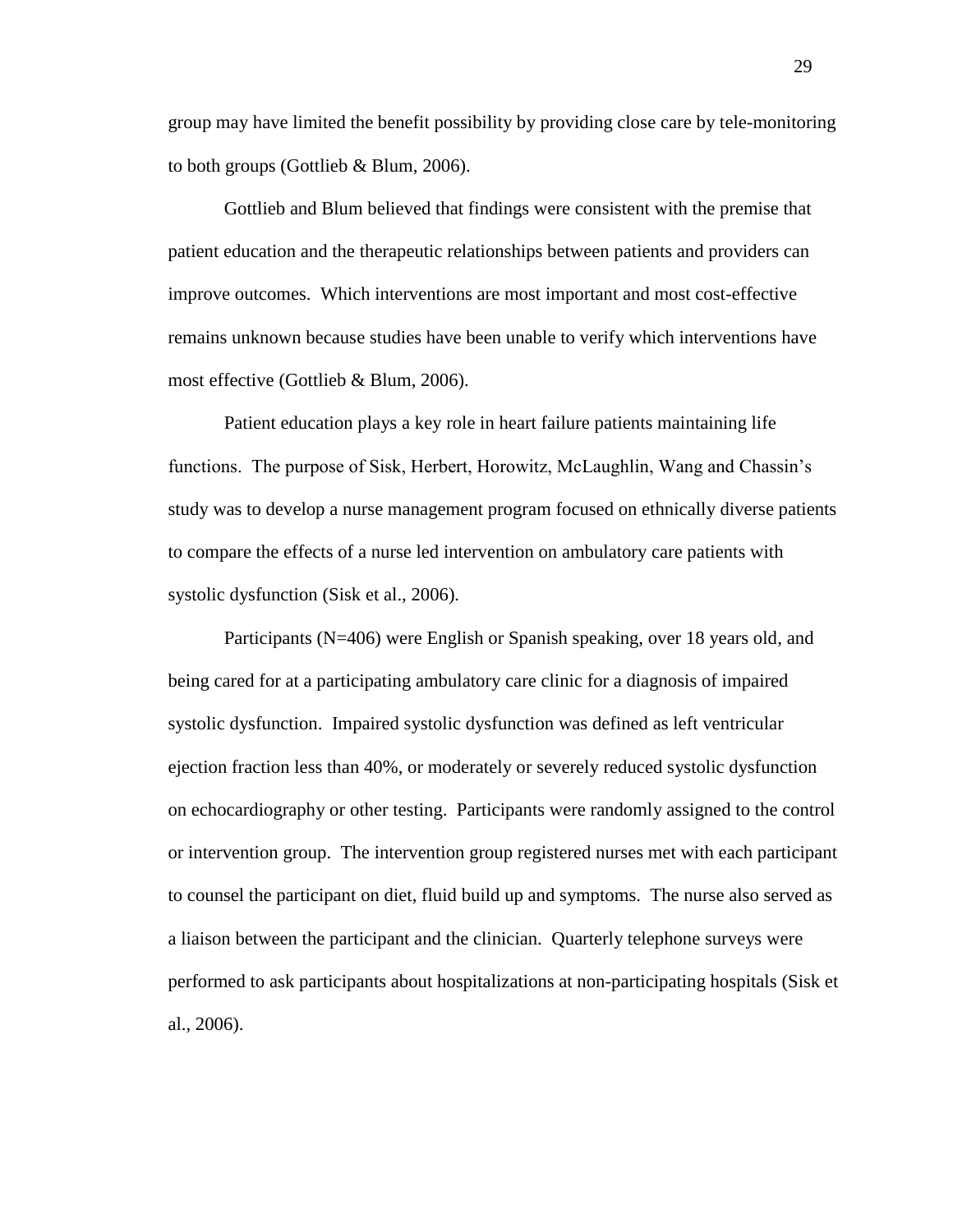group may have limited the benefit possibility by providing close care by tele-monitoring to both groups (Gottlieb & Blum, 2006).

Gottlieb and Blum believed that findings were consistent with the premise that patient education and the therapeutic relationships between patients and providers can improve outcomes. Which interventions are most important and most cost-effective remains unknown because studies have been unable to verify which interventions have most effective (Gottlieb & Blum, 2006).

Patient education plays a key role in heart failure patients maintaining life functions. The purpose of Sisk, Herbert, Horowitz, McLaughlin, Wang and Chassin's study was to develop a nurse management program focused on ethnically diverse patients to compare the effects of a nurse led intervention on ambulatory care patients with systolic dysfunction (Sisk et al., 2006).

Participants (N=406) were English or Spanish speaking, over 18 years old, and being cared for at a participating ambulatory care clinic for a diagnosis of impaired systolic dysfunction. Impaired systolic dysfunction was defined as left ventricular ejection fraction less than 40%, or moderately or severely reduced systolic dysfunction on echocardiography or other testing. Participants were randomly assigned to the control or intervention group. The intervention group registered nurses met with each participant to counsel the participant on diet, fluid build up and symptoms. The nurse also served as a liaison between the participant and the clinician. Quarterly telephone surveys were performed to ask participants about hospitalizations at non-participating hospitals (Sisk et al., 2006).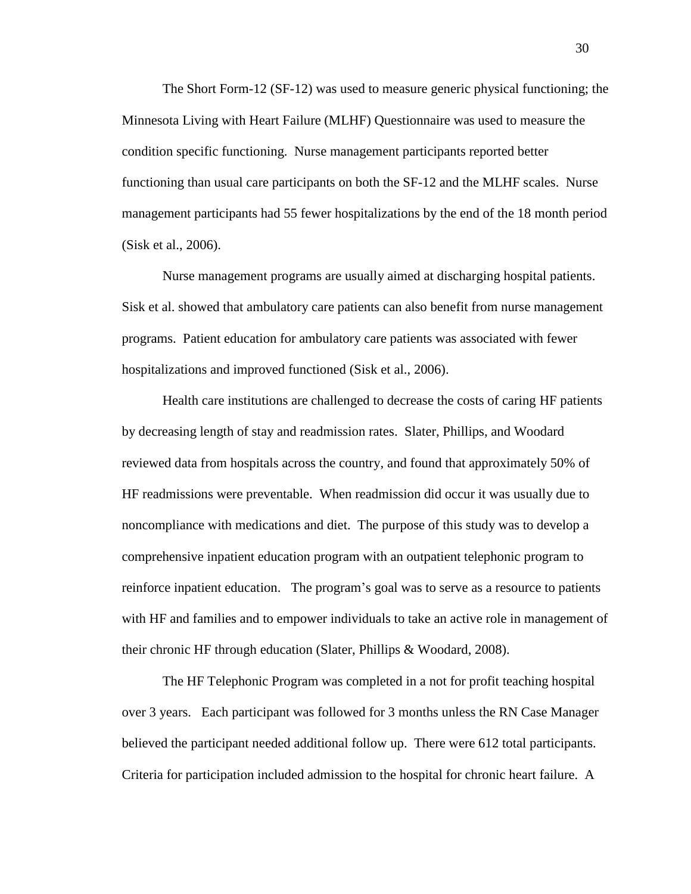The Short Form-12 (SF-12) was used to measure generic physical functioning; the Minnesota Living with Heart Failure (MLHF) Questionnaire was used to measure the condition specific functioning. Nurse management participants reported better functioning than usual care participants on both the SF-12 and the MLHF scales. Nurse management participants had 55 fewer hospitalizations by the end of the 18 month period (Sisk et al., 2006).

Nurse management programs are usually aimed at discharging hospital patients. Sisk et al. showed that ambulatory care patients can also benefit from nurse management programs. Patient education for ambulatory care patients was associated with fewer hospitalizations and improved functioned (Sisk et al., 2006).

Health care institutions are challenged to decrease the costs of caring HF patients by decreasing length of stay and readmission rates. Slater, Phillips, and Woodard reviewed data from hospitals across the country, and found that approximately 50% of HF readmissions were preventable. When readmission did occur it was usually due to noncompliance with medications and diet. The purpose of this study was to develop a comprehensive inpatient education program with an outpatient telephonic program to reinforce inpatient education. The program's goal was to serve as a resource to patients with HF and families and to empower individuals to take an active role in management of their chronic HF through education (Slater, Phillips & Woodard, 2008).

The HF Telephonic Program was completed in a not for profit teaching hospital over 3 years. Each participant was followed for 3 months unless the RN Case Manager believed the participant needed additional follow up. There were 612 total participants. Criteria for participation included admission to the hospital for chronic heart failure. A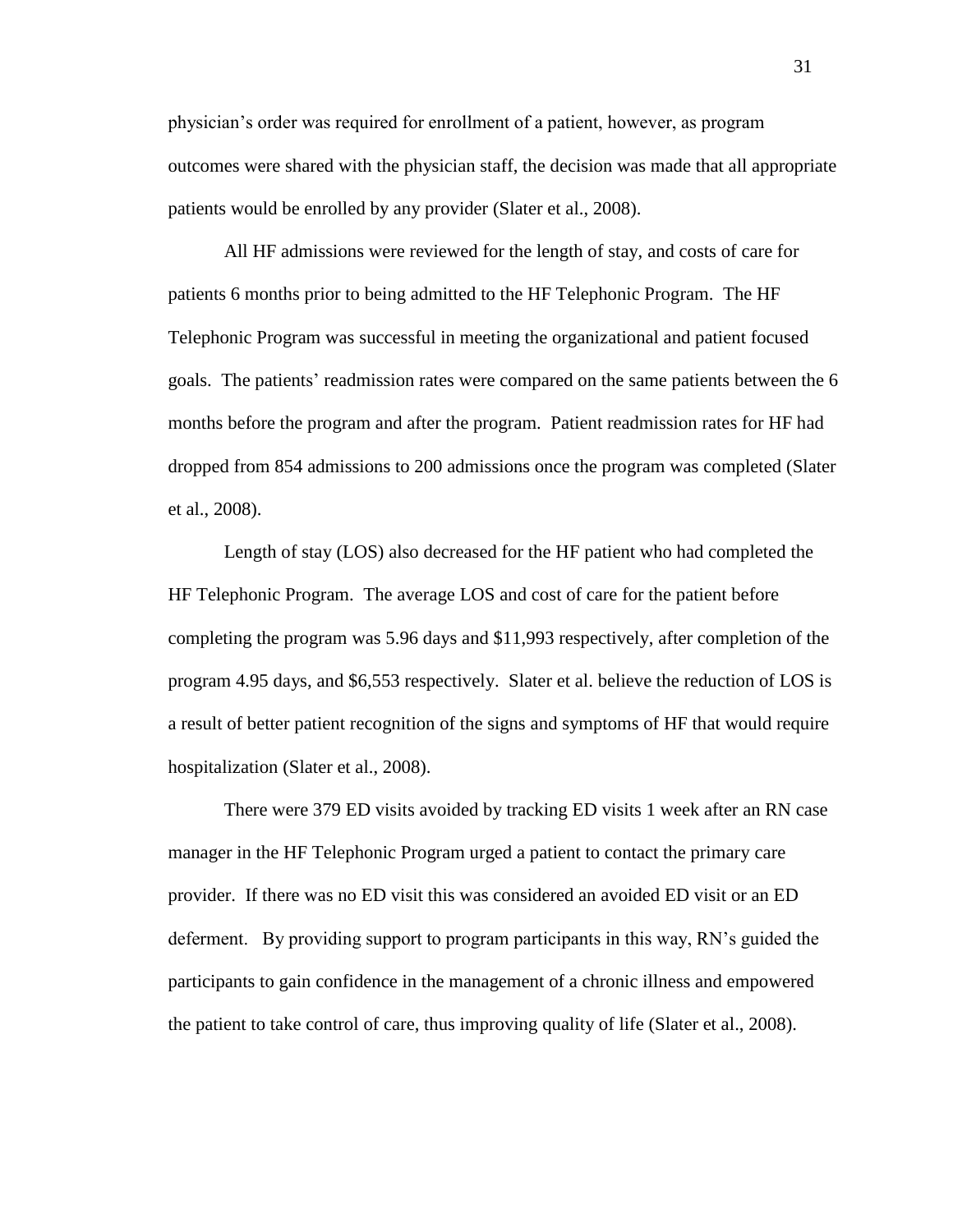physician's order was required for enrollment of a patient, however, as program outcomes were shared with the physician staff, the decision was made that all appropriate patients would be enrolled by any provider (Slater et al., 2008).

All HF admissions were reviewed for the length of stay, and costs of care for patients 6 months prior to being admitted to the HF Telephonic Program. The HF Telephonic Program was successful in meeting the organizational and patient focused goals. The patients' readmission rates were compared on the same patients between the 6 months before the program and after the program. Patient readmission rates for HF had dropped from 854 admissions to 200 admissions once the program was completed (Slater et al., 2008).

Length of stay (LOS) also decreased for the HF patient who had completed the HF Telephonic Program. The average LOS and cost of care for the patient before completing the program was 5.96 days and $11,993 respectively, after completion of the program 4.95 days, and $6,553 respectively. Slater et al. believe the reduction of LOS is a result of better patient recognition of the signs and symptoms of HF that would require hospitalization (Slater et al., 2008).

There were 379 ED visits avoided by tracking ED visits 1 week after an RN case manager in the HF Telephonic Program urged a patient to contact the primary care provider. If there was no ED visit this was considered an avoided ED visit or an ED deferment. By providing support to program participants in this way, RN's guided the participants to gain confidence in the management of a chronic illness and empowered the patient to take control of care, thus improving quality of life (Slater et al., 2008).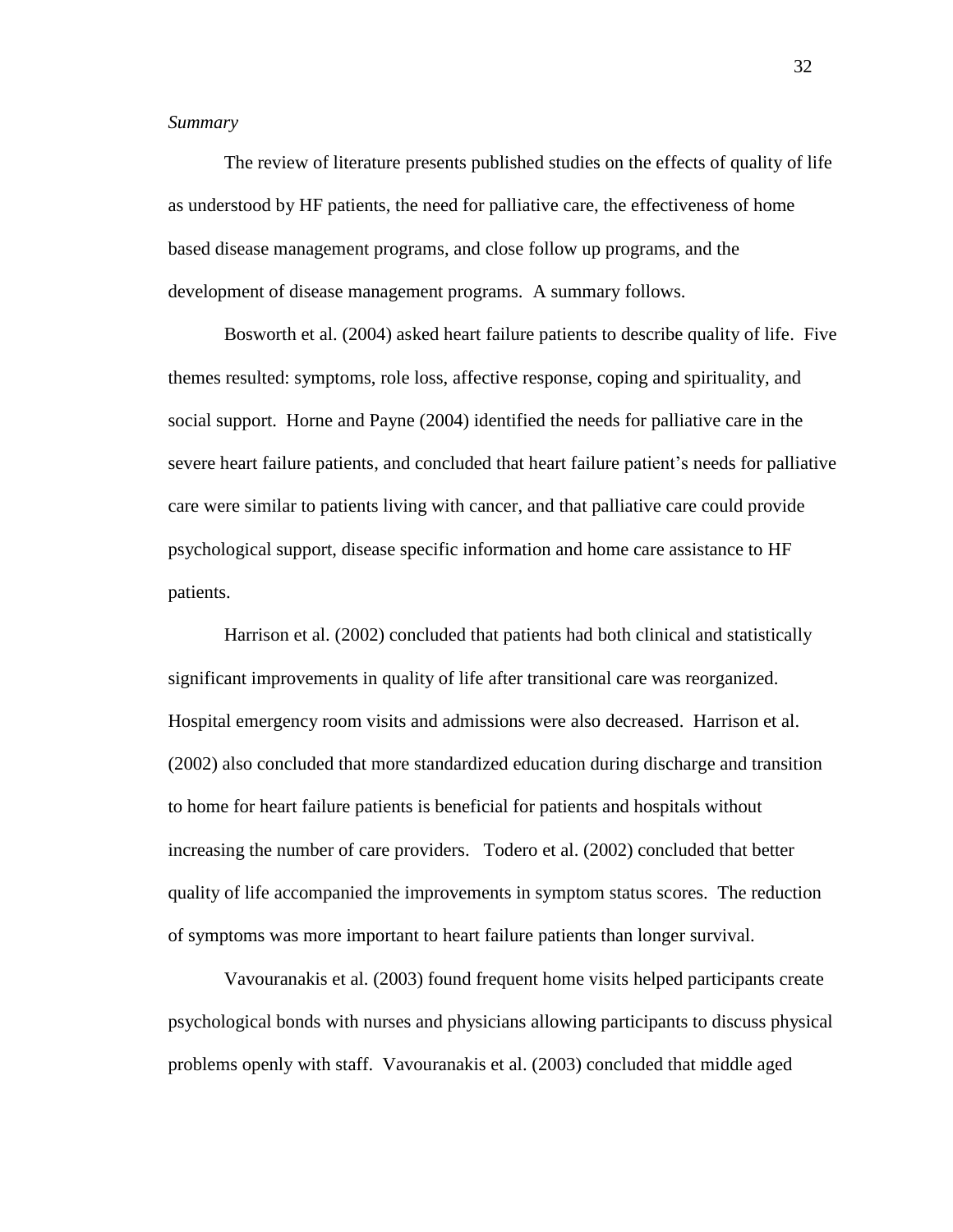*Summary*

The review of literature presents published studies on the effects of quality of life as understood by HF patients, the need for palliative care, the effectiveness of home based disease management programs, and close follow up programs, and the development of disease management programs. A summary follows.

Bosworth et al. (2004) asked heart failure patients to describe quality of life. Five themes resulted: symptoms, role loss, affective response, coping and spirituality, and social support. Horne and Payne (2004) identified the needs for palliative care in the severe heart failure patients, and concluded that heart failure patient's needs for palliative care were similar to patients living with cancer, and that palliative care could provide psychological support, disease specific information and home care assistance to HF patients.

Harrison et al. (2002) concluded that patients had both clinical and statistically significant improvements in quality of life after transitional care was reorganized. Hospital emergency room visits and admissions were also decreased. Harrison et al. (2002) also concluded that more standardized education during discharge and transition to home for heart failure patients is beneficial for patients and hospitals without increasing the number of care providers. Todero et al. (2002) concluded that better quality of life accompanied the improvements in symptom status scores. The reduction of symptoms was more important to heart failure patients than longer survival.

Vavouranakis et al. (2003) found frequent home visits helped participants create psychological bonds with nurses and physicians allowing participants to discuss physical problems openly with staff. Vavouranakis et al. (2003) concluded that middle aged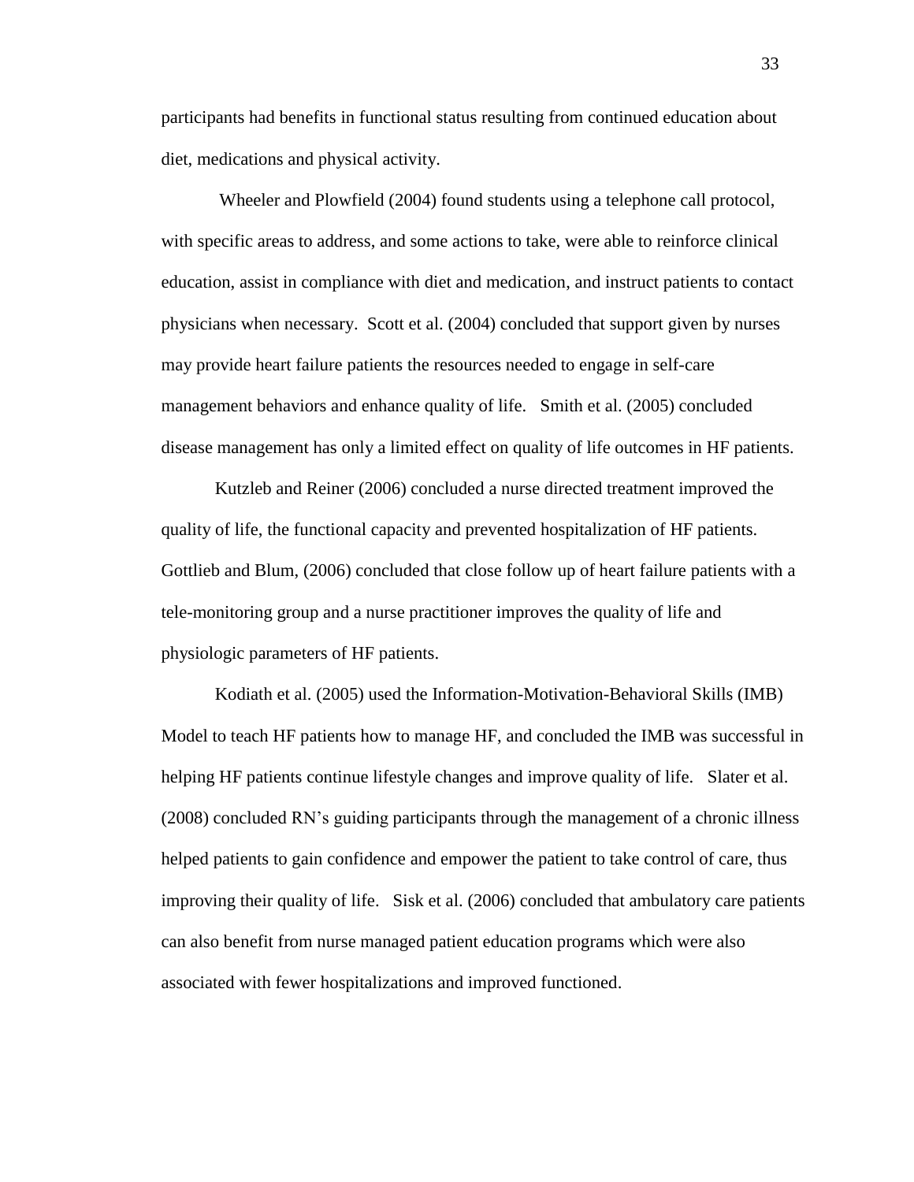participants had benefits in functional status resulting from continued education about diet, medications and physical activity.

Wheeler and Plowfield (2004) found students using a telephone call protocol, with specific areas to address, and some actions to take, were able to reinforce clinical education, assist in compliance with diet and medication, and instruct patients to contact physicians when necessary. Scott et al. (2004) concluded that support given by nurses may provide heart failure patients the resources needed to engage in self-care management behaviors and enhance quality of life. Smith et al. (2005) concluded disease management has only a limited effect on quality of life outcomes in HF patients.

Kutzleb and Reiner (2006) concluded a nurse directed treatment improved the quality of life, the functional capacity and prevented hospitalization of HF patients. Gottlieb and Blum, (2006) concluded that close follow up of heart failure patients with a tele-monitoring group and a nurse practitioner improves the quality of life and physiologic parameters of HF patients.

Kodiath et al. (2005) used the Information-Motivation-Behavioral Skills (IMB) Model to teach HF patients how to manage HF, and concluded the IMB was successful in helping HF patients continue lifestyle changes and improve quality of life. Slater et al. (2008) concluded RN's guiding participants through the management of a chronic illness helped patients to gain confidence and empower the patient to take control of care, thus improving their quality of life. Sisk et al. (2006) concluded that ambulatory care patients can also benefit from nurse managed patient education programs which were also associated with fewer hospitalizations and improved functioned.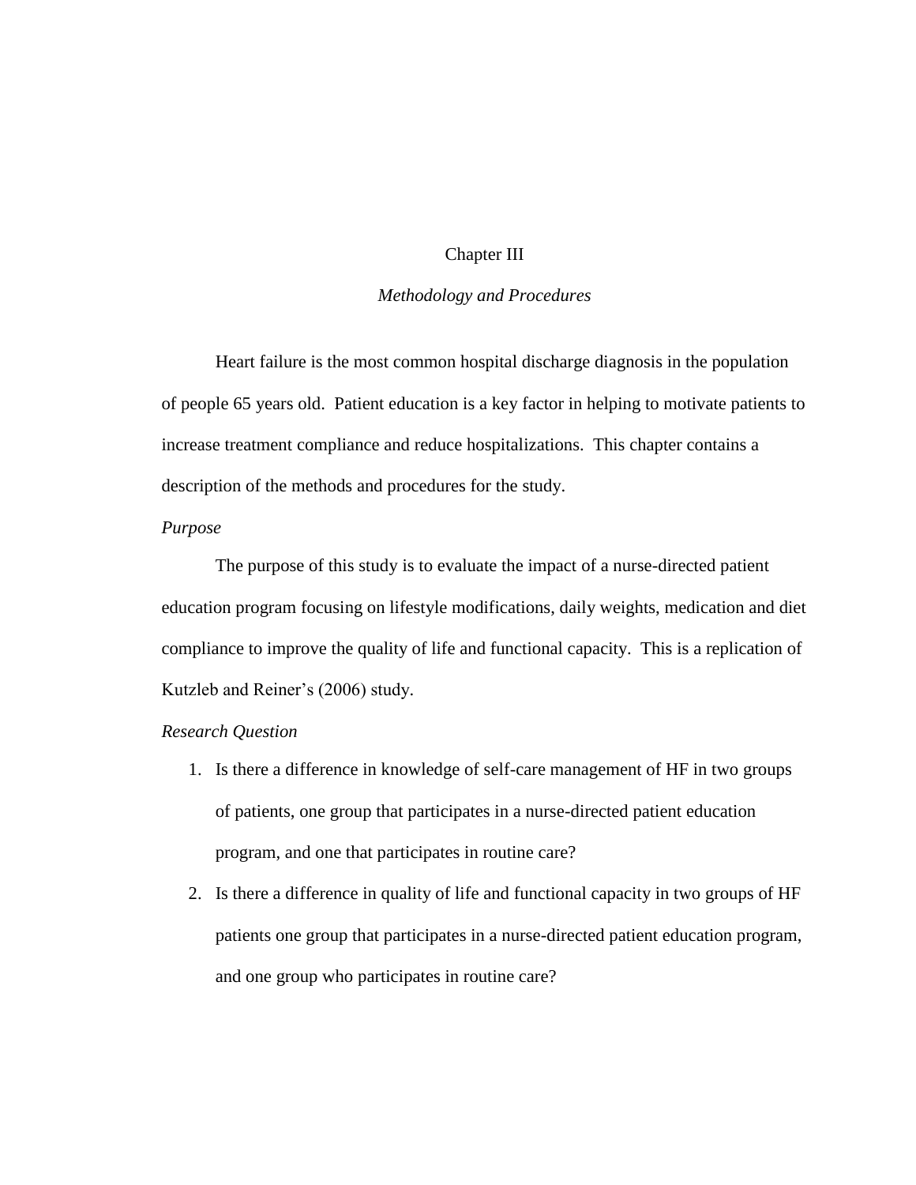# Chapter III

## *Methodology and Procedures*

Heart failure is the most common hospital discharge diagnosis in the population of people 65 years old. Patient education is a key factor in helping to motivate patients to increase treatment compliance and reduce hospitalizations. This chapter contains a description of the methods and procedures for the study.

### *Purpose*

The purpose of this study is to evaluate the impact of a nurse-directed patient education program focusing on lifestyle modifications, daily weights, medication and diet compliance to improve the quality of life and functional capacity. This is a replication of Kutzleb and Reiner's (2006) study.

### *Research Question*

1. Is there a difference in knowledge of self-care management of HF in two groups of patients, one group that participates in a nurse-directed patient education program, and one that participates in routine care?
2. Is there a difference in quality of life and functional capacity in two groups of HF patients one group that participates in a nurse-directed patient education program, and one group who participates in routine care?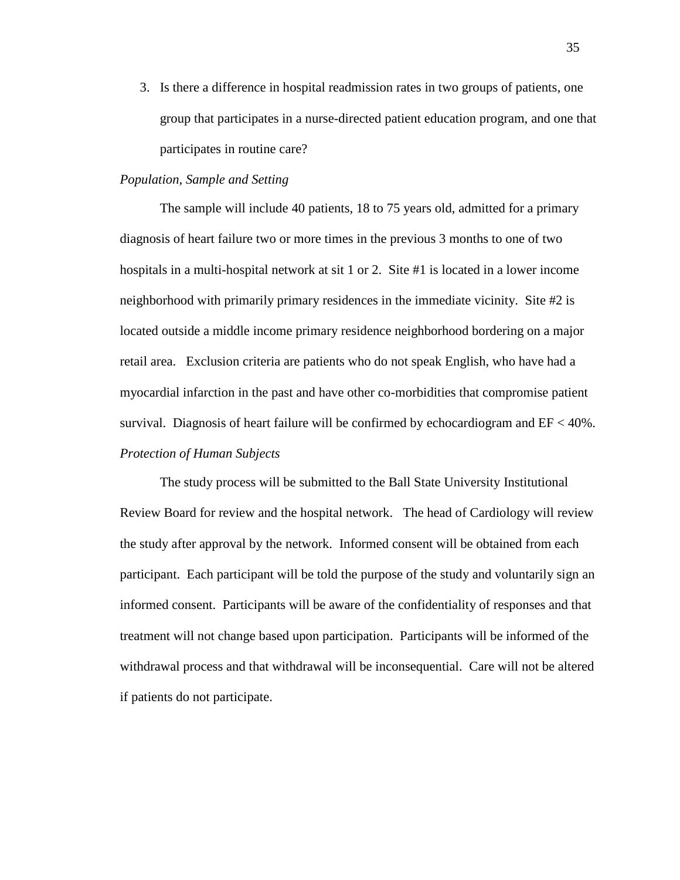3. Is there a difference in hospital readmission rates in two groups of patients, one group that participates in a nurse-directed patient education program, and one that participates in routine care?

*Population, Sample and Setting*

The sample will include 40 patients, 18 to 75 years old, admitted for a primary diagnosis of heart failure two or more times in the previous 3 months to one of two hospitals in a multi-hospital network at sit 1 or 2. Site #1 is located in a lower income neighborhood with primarily primary residences in the immediate vicinity. Site #2 is located outside a middle income primary residence neighborhood bordering on a major retail area. Exclusion criteria are patients who do not speak English, who have had a myocardial infarction in the past and have other co-morbidities that compromise patient survival. Diagnosis of heart failure will be confirmed by echocardiogram and EF $< 40\%$.

*Protection of Human Subjects*

The study process will be submitted to the Ball State University Institutional Review Board for review and the hospital network. The head of Cardiology will review the study after approval by the network. Informed consent will be obtained from each participant. Each participant will be told the purpose of the study and voluntarily sign an informed consent. Participants will be aware of the confidentiality of responses and that treatment will not change based upon participation. Participants will be informed of the withdrawal process and that withdrawal will be inconsequential. Care will not be altered if patients do not participate.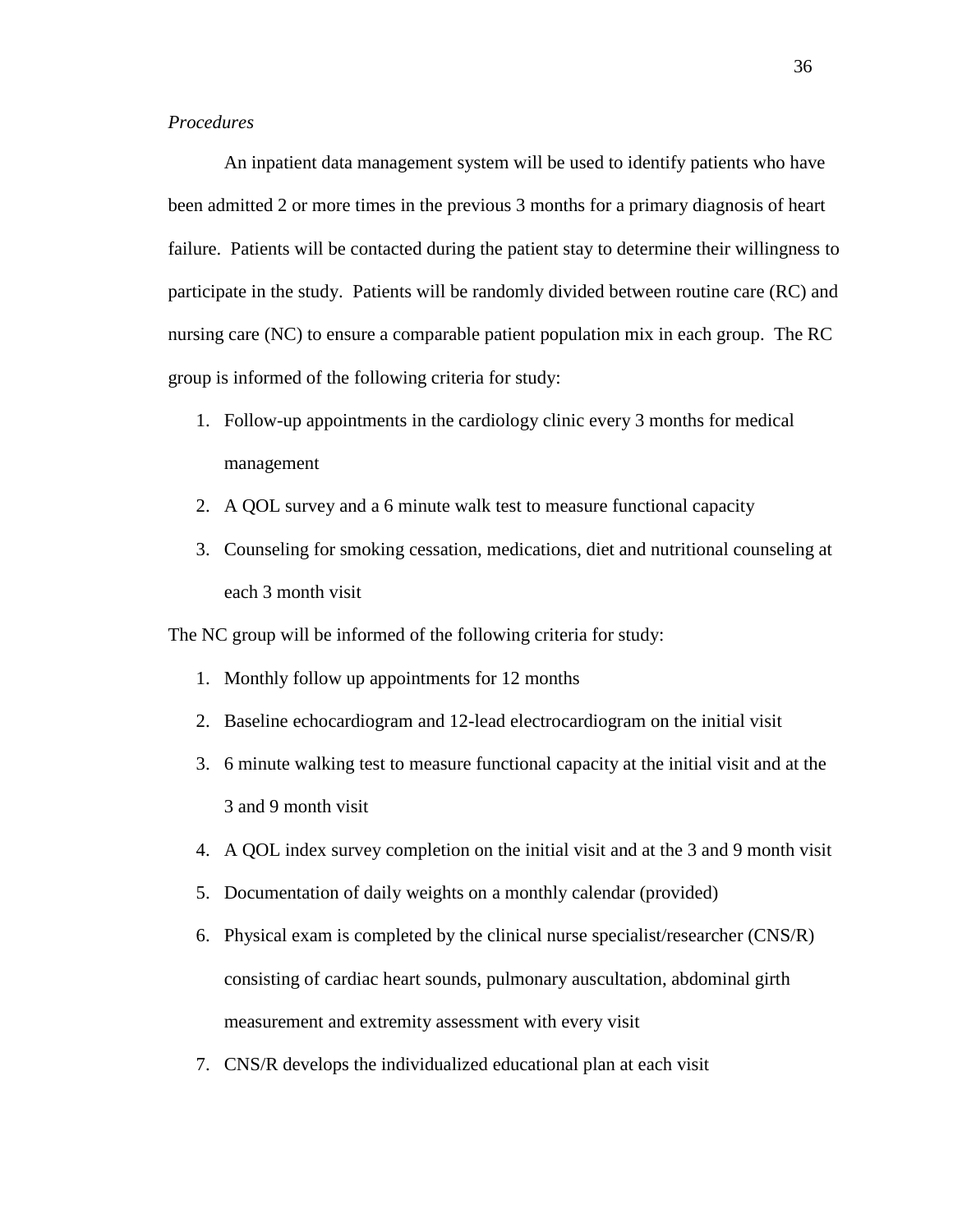*Procedures*

An inpatient data management system will be used to identify patients who have been admitted 2 or more times in the previous 3 months for a primary diagnosis of heart failure. Patients will be contacted during the patient stay to determine their willingness to participate in the study. Patients will be randomly divided between routine care (RC) and nursing care (NC) to ensure a comparable patient population mix in each group. The RC group is informed of the following criteria for study:

1. Follow-up appointments in the cardiology clinic every 3 months for medical management
2. A QOL survey and a 6 minute walk test to measure functional capacity
3. Counseling for smoking cessation, medications, diet and nutritional counseling at each 3 month visit

The NC group will be informed of the following criteria for study:

1. Monthly follow up appointments for 12 months
2. Baseline echocardiogram and 12-lead electrocardiogram on the initial visit
3. 6 minute walking test to measure functional capacity at the initial visit and at the 3 and 9 month visit
4. A QOL index survey completion on the initial visit and at the 3 and 9 month visit
5. Documentation of daily weights on a monthly calendar (provided)
6. Physical exam is completed by the clinical nurse specialist/researcher (CNS/R) consisting of cardiac heart sounds, pulmonary auscultation, abdominal girth measurement and extremity assessment with every visit
7. CNS/R develops the individualized educational plan at each visit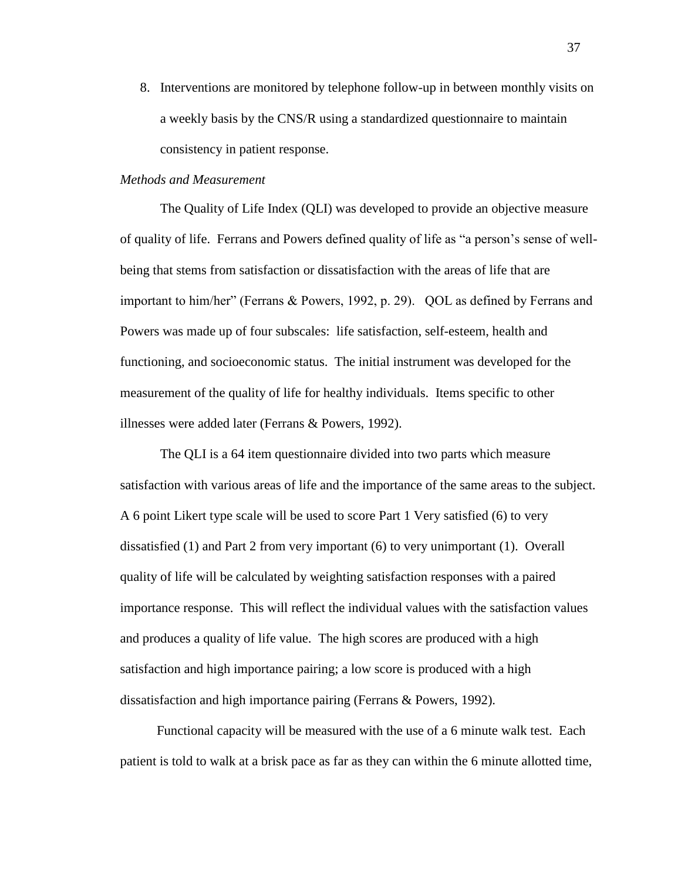8. Interventions are monitored by telephone follow-up in between monthly visits on a weekly basis by the CNS/R using a standardized questionnaire to maintain consistency in patient response.

*Methods and Measurement*

The Quality of Life Index (QLI) was developed to provide an objective measure of quality of life. Ferrans and Powers defined quality of life as "a person's sense of well-being that stems from satisfaction or dissatisfaction with the areas of life that are important to him/her" (Ferrans & Powers, 1992, p. 29). QOL as defined by Ferrans and Powers was made up of four subscales: life satisfaction, self-esteem, health and functioning, and socioeconomic status. The initial instrument was developed for the measurement of the quality of life for healthy individuals. Items specific to other illnesses were added later (Ferrans & Powers, 1992).

The QLI is a 64 item questionnaire divided into two parts which measure satisfaction with various areas of life and the importance of the same areas to the subject. A 6 point Likert type scale will be used to score Part 1 Very satisfied (6) to very dissatisfied (1) and Part 2 from very important (6) to very unimportant (1). Overall quality of life will be calculated by weighting satisfaction responses with a paired importance response. This will reflect the individual values with the satisfaction values and produces a quality of life value. The high scores are produced with a high satisfaction and high importance pairing; a low score is produced with a high dissatisfaction and high importance pairing (Ferrans & Powers, 1992).

Functional capacity will be measured with the use of a 6 minute walk test. Each patient is told to walk at a brisk pace as far as they can within the 6 minute allotted time,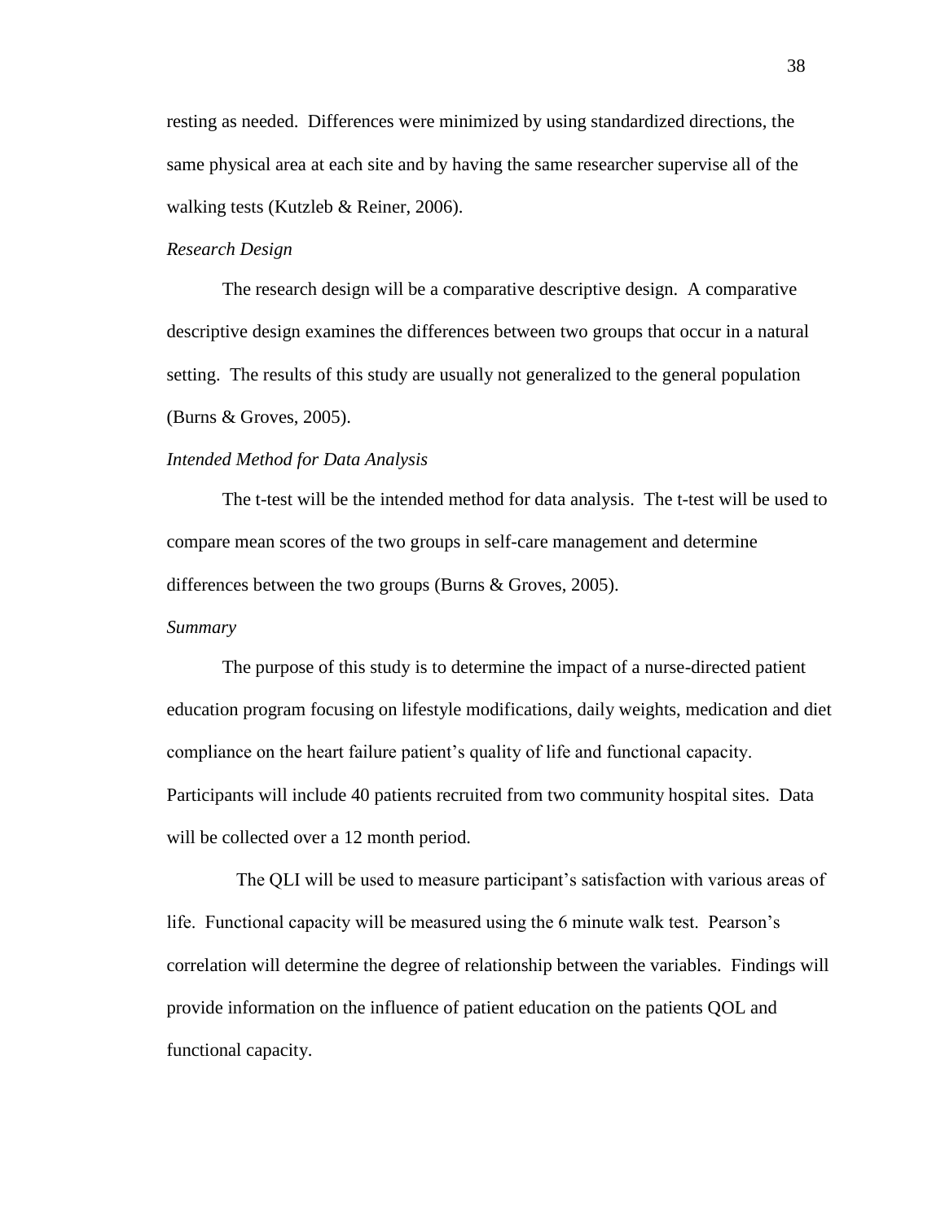resting as needed. Differences were minimized by using standardized directions, the same physical area at each site and by having the same researcher supervise all of the walking tests (Kutzleb & Reiner, 2006).

*Research Design*

The research design will be a comparative descriptive design. A comparative descriptive design examines the differences between two groups that occur in a natural setting. The results of this study are usually not generalized to the general population (Burns & Groves, 2005).

*Intended Method for Data Analysis*

The t-test will be the intended method for data analysis. The t-test will be used to compare mean scores of the two groups in self-care management and determine differences between the two groups (Burns & Groves, 2005).

*Summary*

The purpose of this study is to determine the impact of a nurse-directed patient education program focusing on lifestyle modifications, daily weights, medication and diet compliance on the heart failure patient's quality of life and functional capacity. Participants will include 40 patients recruited from two community hospital sites. Data will be collected over a 12 month period.

The QLI will be used to measure participant's satisfaction with various areas of life. Functional capacity will be measured using the 6 minute walk test. Pearson's correlation will determine the degree of relationship between the variables. Findings will provide information on the influence of patient education on the patients QOL and functional capacity.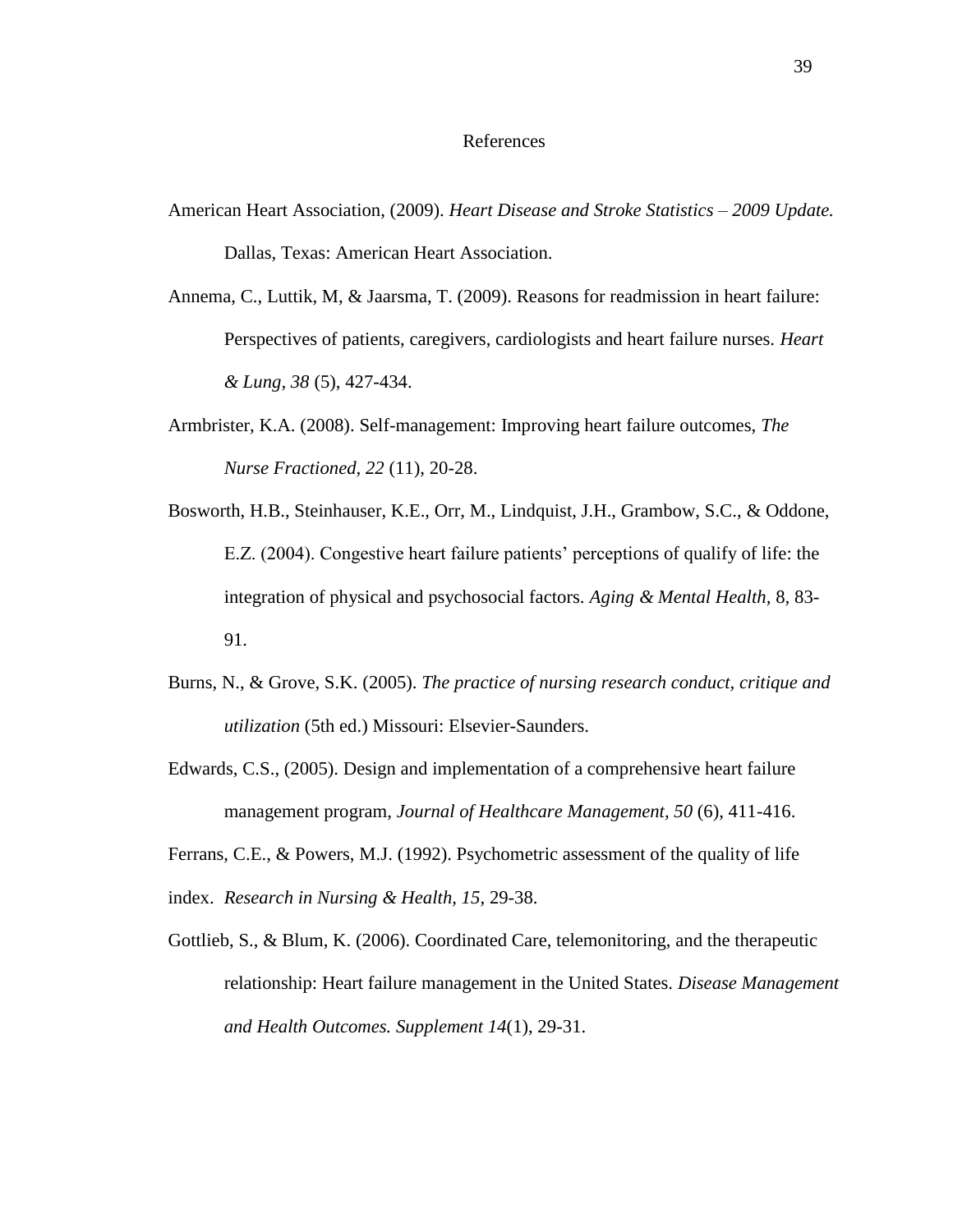# References

American Heart Association, (2009). *Heart Disease and Stroke Statistics – 2009 Update.* Dallas, Texas: American Heart Association.

Annema, C., Luttik, M, & Jaarsma, T. (2009). Reasons for readmission in heart failure: Perspectives of patients, caregivers, cardiologists and heart failure nurses. *Heart & Lung, 38* (5), 427-434.

Armbrister, K.A. (2008). Self-management: Improving heart failure outcomes, *The Nurse Fractioned, 22* (11), 20-28.

Bosworth, H.B., Steinhauser, K.E., Orr, M., Lindquist, J.H., Grambow, S.C., & Oddone, E.Z. (2004). Congestive heart failure patients' perceptions of qualify of life: the integration of physical and psychosocial factors. *Aging & Mental Health,* 8, 83-91.

Burns, N., & Grove, S.K. (2005). *The practice of nursing research conduct, critique and utilization* (5th ed.) Missouri: Elsevier-Saunders.

Edwards, C.S., (2005). Design and implementation of a comprehensive heart failure management program, *Journal of Healthcare Management, 50* (6), 411-416.

Ferrans, C.E., & Powers, M.J. (1992). Psychometric assessment of the quality of life index. *Research in Nursing & Health, 15*, 29-38.

Gottlieb, S., & Blum, K. (2006). Coordinated Care, telemonitoring, and the therapeutic relationship: Heart failure management in the United States. *Disease Management and Health Outcomes. Supplement 14*(1), 29-31.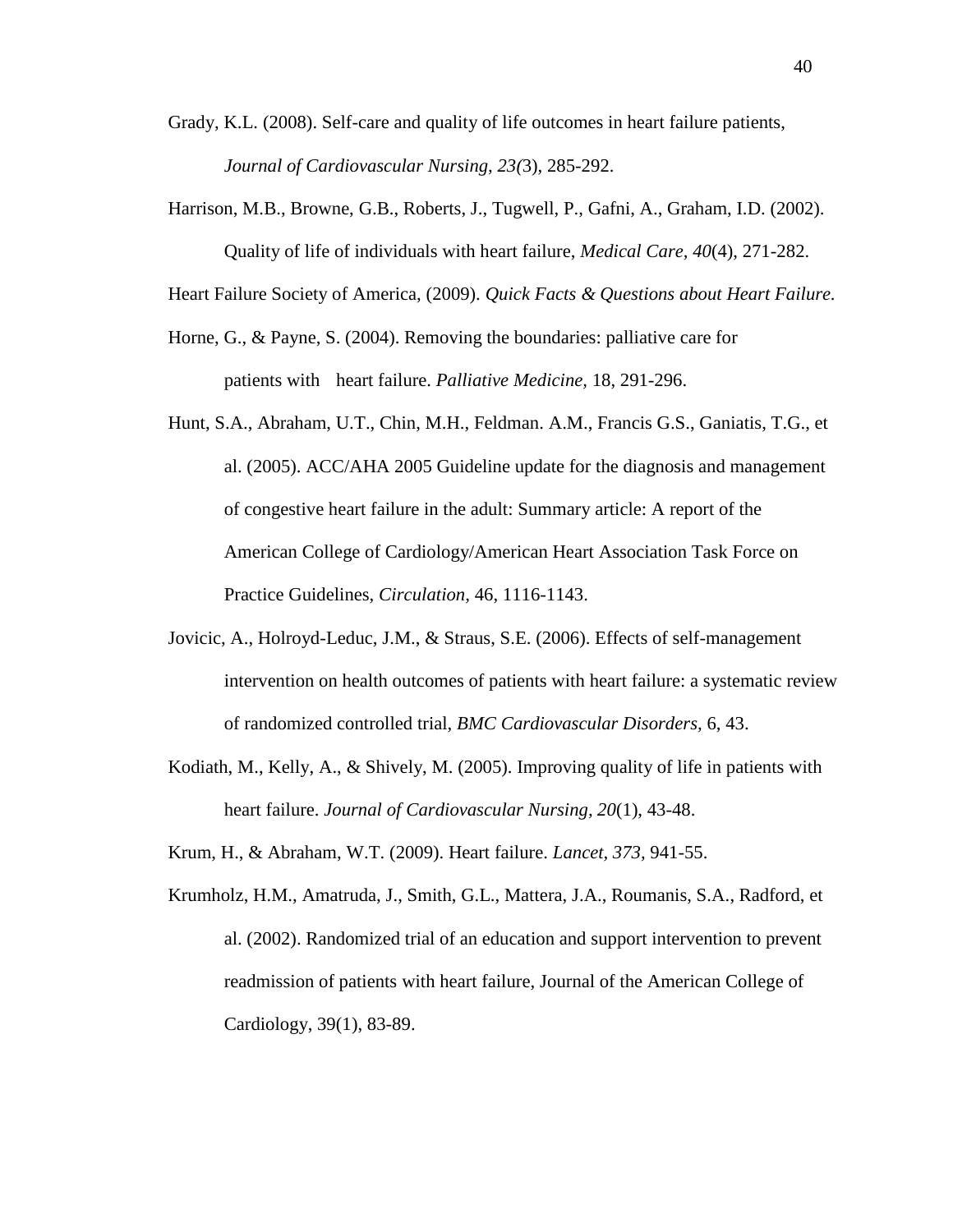Grady, K.L. (2008). Self-care and quality of life outcomes in heart failure patients, *Journal of Cardiovascular Nursing, 23(*3), 285-292.

Harrison, M.B., Browne, G.B., Roberts, J., Tugwell, P., Gafni, A., Graham, I.D. (2002). Quality of life of individuals with heart failure, *Medical Care, 40*(4), 271-282.

Heart Failure Society of America, (2009). *Quick Facts & Questions about Heart Failure.*

Horne, G., & Payne, S. (2004). Removing the boundaries: palliative care for patients with heart failure. *Palliative Medicine,* 18, 291-296.

Hunt, S.A., Abraham, U.T., Chin, M.H., Feldman. A.M., Francis G.S., Ganiatis, T.G., et al. (2005). ACC/AHA 2005 Guideline update for the diagnosis and management of congestive heart failure in the adult: Summary article: A report of the American College of Cardiology/American Heart Association Task Force on Practice Guidelines, *Circulation,* 46, 1116-1143.

Jovicic, A., Holroyd-Leduc, J.M., & Straus, S.E. (2006). Effects of self-management intervention on health outcomes of patients with heart failure: a systematic review of randomized controlled trial, *BMC Cardiovascular Disorders,* 6, 43.

Kodiath, M., Kelly, A., & Shively, M. (2005). Improving quality of life in patients with heart failure. *Journal of Cardiovascular Nursing, 20*(1), 43-48.

Krum, H., & Abraham, W.T. (2009). Heart failure. *Lancet, 373*, 941-55.

Krumholz, H.M., Amatruda, J., Smith, G.L., Mattera, J.A., Roumanis, S.A., Radford, et al. (2002). Randomized trial of an education and support intervention to prevent readmission of patients with heart failure, Journal of the American College of Cardiology, 39(1), 83-89.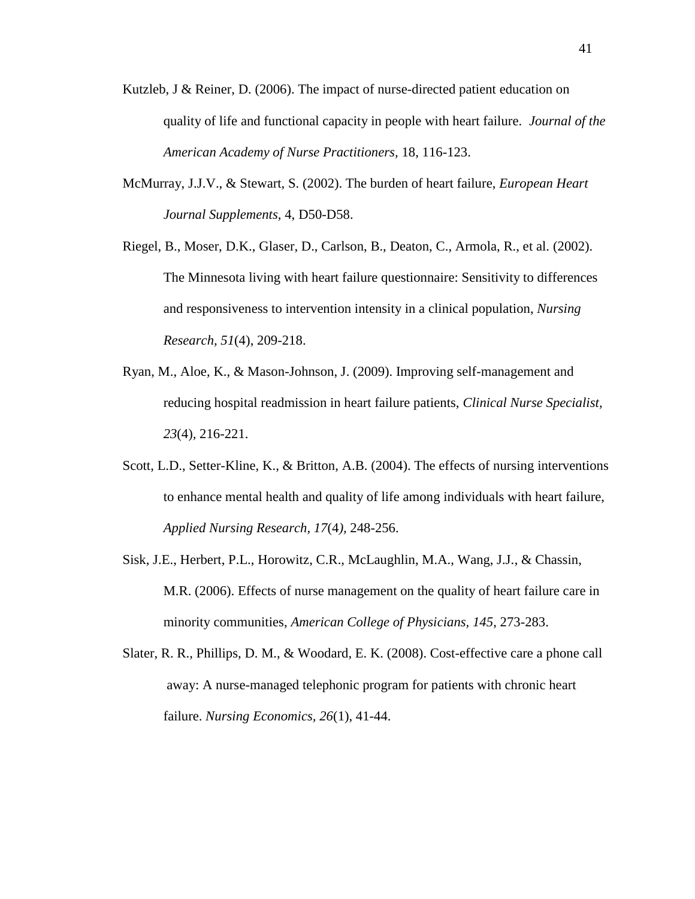Kutzleb, J & Reiner, D. (2006). The impact of nurse-directed patient education on quality of life and functional capacity in people with heart failure. *Journal of the American Academy of Nurse Practitioners*, 18, 116-123.

McMurray, J.J.V., & Stewart, S. (2002). The burden of heart failure, *European Heart Journal Supplements*, 4, D50-D58.

Riegel, B., Moser, D.K., Glaser, D., Carlson, B., Deaton, C., Armola, R., et al. (2002). The Minnesota living with heart failure questionnaire: Sensitivity to differences and responsiveness to intervention intensity in a clinical population, *Nursing Research, 51*(4), 209-218.

Ryan, M., Aloe, K., & Mason-Johnson, J. (2009). Improving self-management and reducing hospital readmission in heart failure patients, *Clinical Nurse Specialist, 23*(4), 216-221.

Scott, L.D., Setter-Kline, K., & Britton, A.B. (2004). The effects of nursing interventions to enhance mental health and quality of life among individuals with heart failure, *Applied Nursing Research, 17*(4), 248-256.

Sisk, J.E., Herbert, P.L., Horowitz, C.R., McLaughlin, M.A., Wang, J.J., & Chassin, M.R. (2006). Effects of nurse management on the quality of heart failure care in minority communities, *American College of Physicians, 145*, 273-283.

Slater, R. R., Phillips, D. M., & Woodard, E. K. (2008). Cost-effective care a phone call away: A nurse-managed telephonic program for patients with chronic heart failure. *Nursing Economics, 26*(1), 41-44.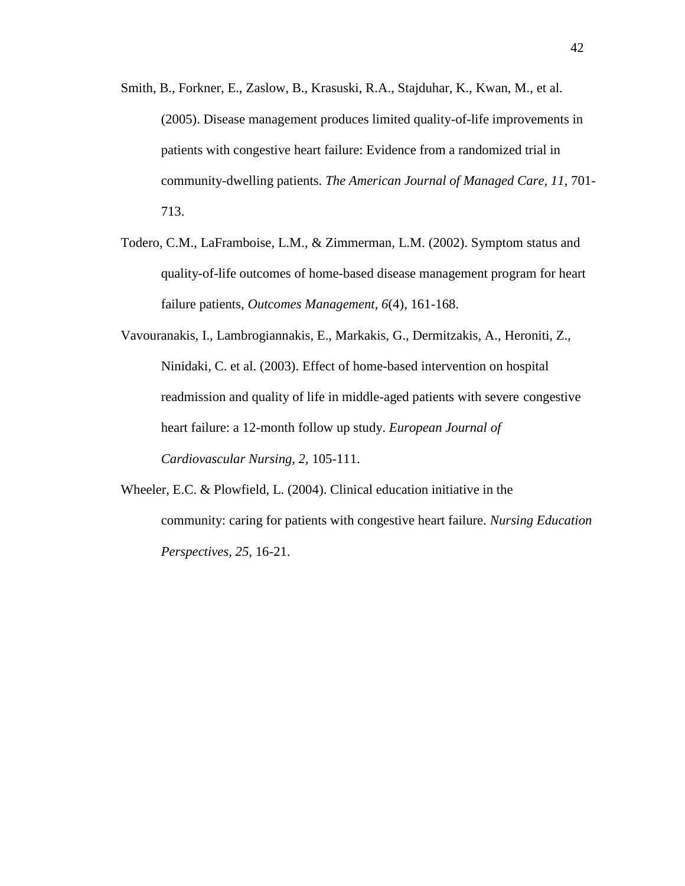Smith, B., Forkner, E., Zaslow, B., Krasuski, R.A., Stajduhar, K., Kwan, M., et al. (2005). Disease management produces limited quality-of-life improvements in patients with congestive heart failure: Evidence from a randomized trial in community-dwelling patients. *The American Journal of Managed Care, 11*, 701-713.

Todero, C.M., LaFramboise, L.M., & Zimmerman, L.M. (2002). Symptom status and quality-of-life outcomes of home-based disease management program for heart failure patients, *Outcomes Management, 6*(4), 161-168.

Vavouranakis, I., Lambrogiannakis, E., Markakis, G., Dermitzakis, A., Heroniti, Z., Ninidaki, C. et al. (2003). Effect of home-based intervention on hospital readmission and quality of life in middle-aged patients with severe congestive heart failure: a 12-month follow up study. *European Journal of Cardiovascular Nursing, 2,* 105-111.

Wheeler, E.C. & Plowfield, L. (2004). Clinical education initiative in the community: caring for patients with congestive heart failure. *Nursing Education Perspectives, 25,* 16-21.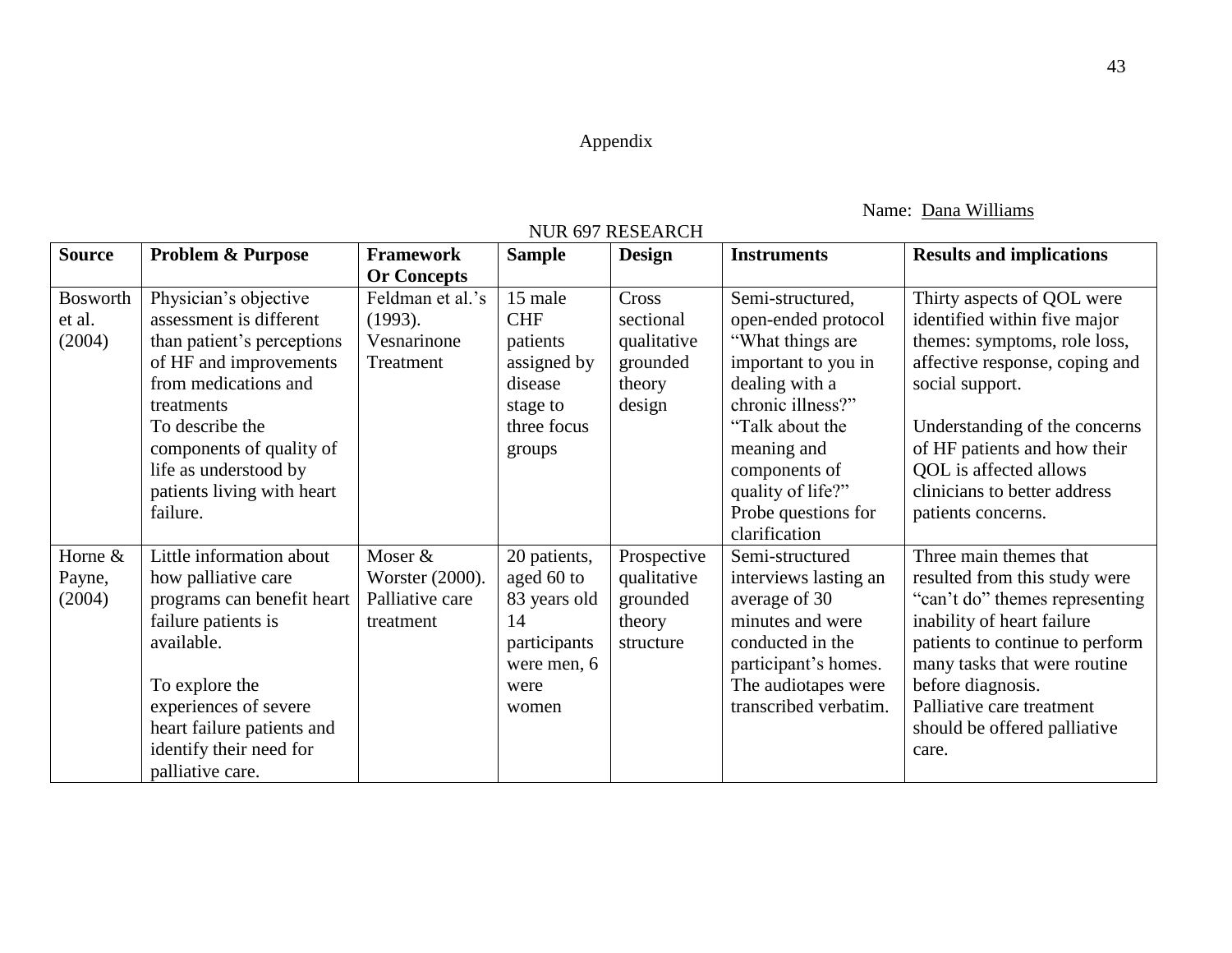# Appendix

Name: Dana Williams

NUR 697 RESEARCH

| Source | Problem & Purpose | Framework Or Concepts | Sample | Design | Instruments | Results and implications |
|---|---|---|---|---|---|---|
| Bosworth et al. (2004) | Physician's objective assessment is different than patient's perceptions of HF and improvements from medications and treatments<br>To describe the components of quality of life as understood by patients living with heart failure. | Feldman et al.'s (1993). Vesnarinone Treatment | 15 male CHF patients assigned by disease stage to three focus groups | Cross sectional qualitative grounded theory design | Semi-structured, open-ended protocol "What things are important to you in dealing with a chronic illness?" "Talk about the meaning and components of quality of life?" Probe questions for clarification | Thirty aspects of QOL were identified within five major themes: symptoms, role loss, affective response, coping and social support.<br><br>Understanding of the concerns of HF patients and how their QOL is affected allows clinicians to better address patients concerns. |
| Horne & Payne, (2004) | Little information about how palliative care programs can benefit heart failure patients is available.<br><br>To explore the experiences of severe heart failure patients and identify their need for palliative care. | Moser & Worster (2000). Palliative care treatment | 20 patients, aged 60 to 83 years old 14 participants were men, 6 were women | Prospective qualitative grounded theory structure | Semi-structured interviews lasting an average of 30 minutes and were conducted in the participant's homes. The audiotapes were transcribed verbatim. | Three main themes that resulted from this study were "can't do" themes representing inability of heart failure patients to continue to perform many tasks that were routine before diagnosis.<br>Palliative care treatment should be offered palliative care. |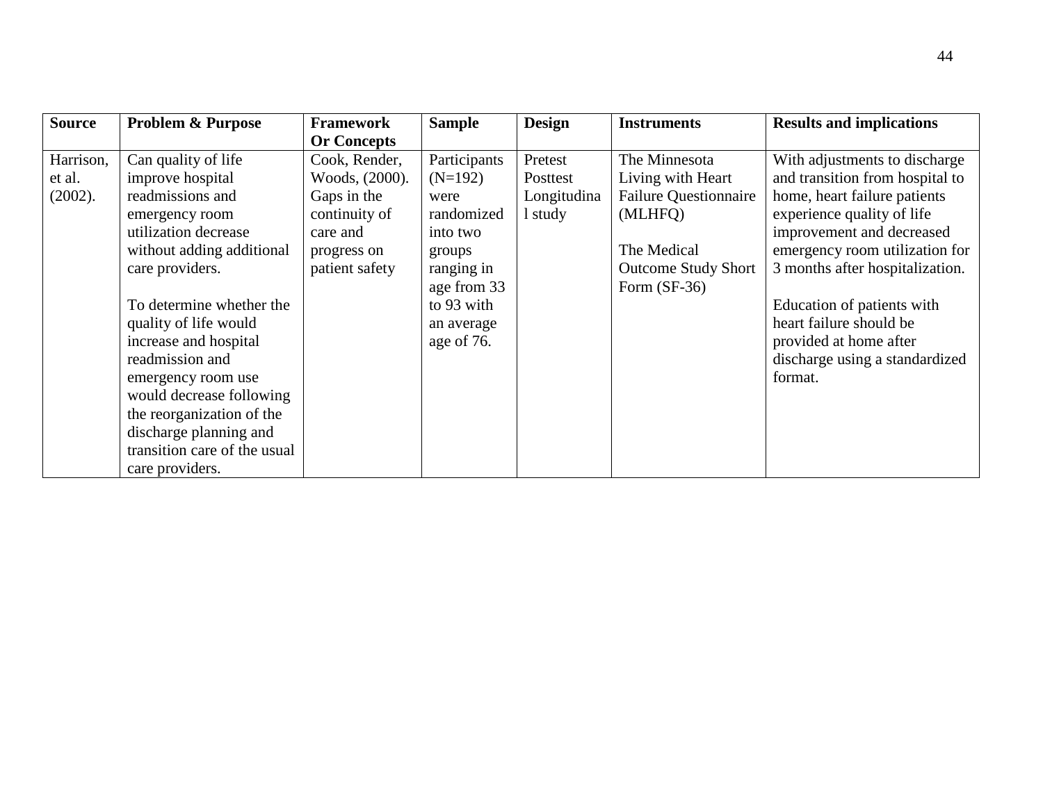| Source | Problem & Purpose | Framework Or Concepts | Sample | Design | Instruments | Results and implications |
|---|---|---|---|---|---|---|
| Harrison, et al. (2002). | Can quality of life improve hospital readmissions and emergency room utilization decrease without adding additional care providers.<br><br>To determine whether the quality of life would increase and hospital readmission and emergency room use would decrease following the reorganization of the discharge planning and transition care of the usual care providers. | Cook, Render, Woods, (2000). Gaps in the continuity of care and progress on patient safety | Participants (N=192) were randomized into two groups ranging in age from 33 to 93 with an average age of 76. | Pretest Posttest Longitudinal study | The Minnesota Living with Heart Failure Questionnaire (MLHFQ)<br><br>The Medical Outcome Study Short Form (SF-36) | With adjustments to discharge and transition from hospital to home, heart failure patients experience quality of life improvement and decreased emergency room utilization for 3 months after hospitalization.<br><br>Education of patients with heart failure should be provided at home after discharge using a standardized format. |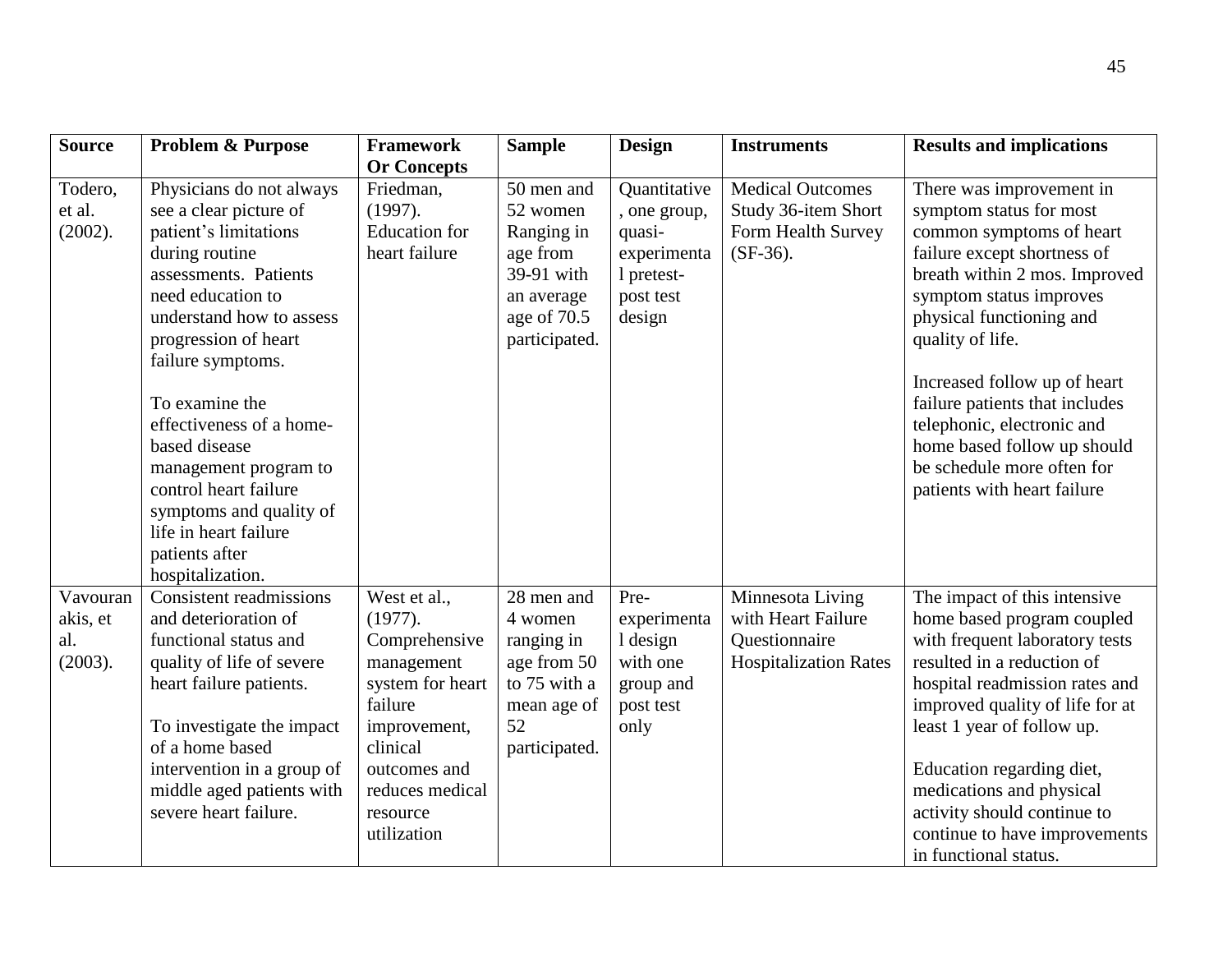| Source | Problem & Purpose | Framework Or Concepts | Sample | Design | Instruments | Results and implications |
|---|---|---|---|---|---|---|
| Todero, et al. (2002). | Physicians do not always see a clear picture of patient's limitations during routine assessments. Patients need education to understand how to assess progression of heart failure symptoms.<br><br>To examine the effectiveness of a home-based disease management program to control heart failure symptoms and quality of life in heart failure patients after hospitalization. | Friedman, (1997). Education for heart failure | 50 men and 52 women Ranging in age from 39-91 with an average age of 70.5 participated. | Quantitative, one group, quasi-experimental pretest-post test design | Medical Outcomes Study 36-item Short Form Health Survey (SF-36). | There was improvement in symptom status for most common symptoms of heart failure except shortness of breath within 2 mos. Improved symptom status improves physical functioning and quality of life.<br><br>Increased follow up of heart failure patients that includes telephonic, electronic and home based follow up should be schedule more often for patients with heart failure |
| Vavouranakis, et al. (2003). | Consistent readmissions and deterioration of functional status and quality of life of severe heart failure patients.<br><br>To investigate the impact of a home based intervention in a group of middle aged patients with severe heart failure. | West et al., (1977). Comprehensive management system for heart failure improvement, clinical outcomes and reduces medical resource utilization | 28 men and 4 women ranging in age from 50 to 75 with a mean age of 52 participated. | Pre-experimental design with one group and post test only | Minnesota Living with Heart Failure Questionnaire Hospitalization Rates | The impact of this intensive home based program coupled with frequent laboratory tests resulted in a reduction of hospital readmission rates and improved quality of life for at least 1 year of follow up.<br><br>Education regarding diet, medications and physical activity should continue to continue to have improvements in functional status. |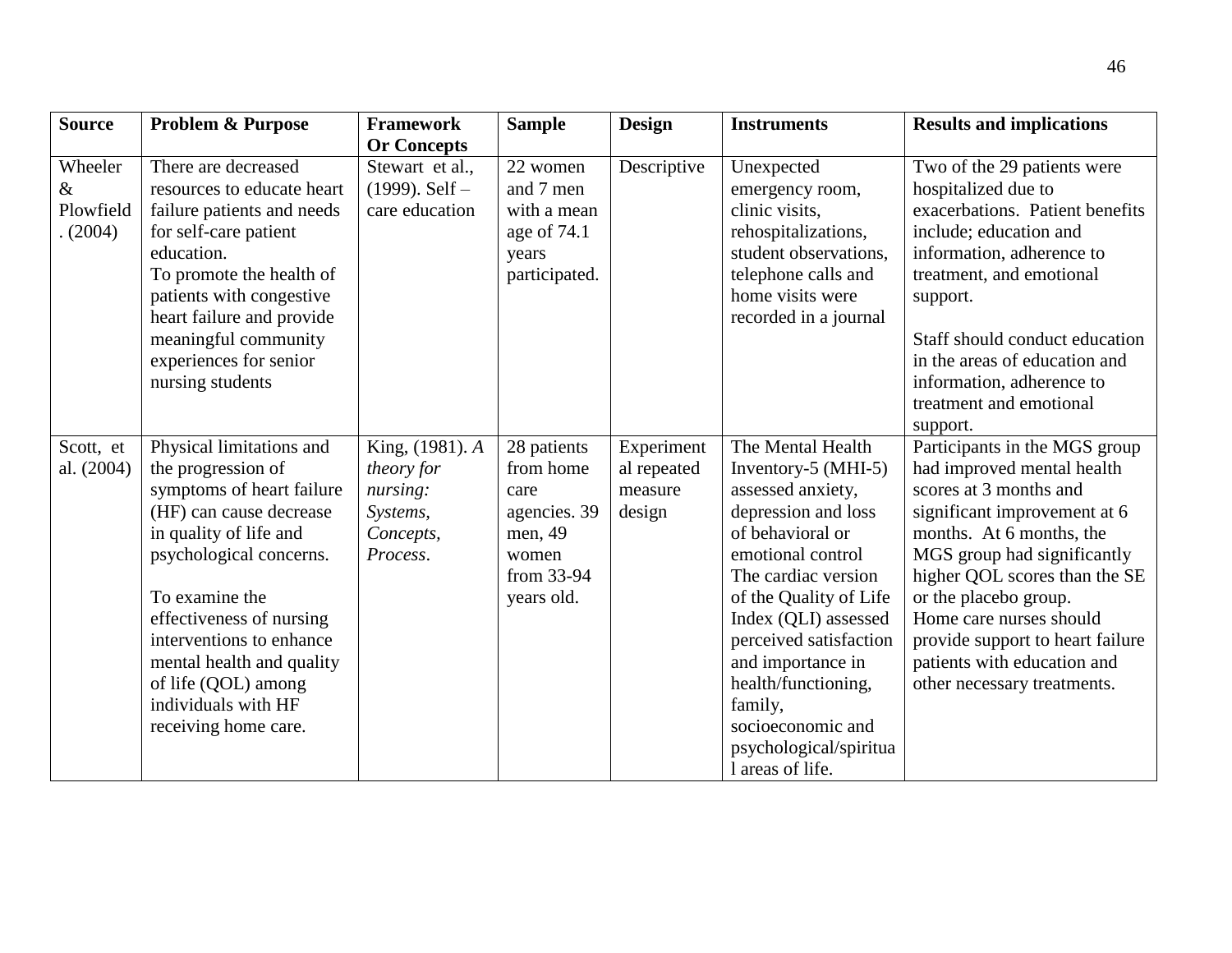| Source | Problem & Purpose | Framework Or Concepts | Sample | Design | Instruments | Results and implications |
|---|---|---|---|---|---|---|
| Wheeler & Plowfield. (2004) | There are decreased resources to educate heart failure patients and needs for self-care patient education. To promote the health of patients with congestive heart failure and provide meaningful community experiences for senior nursing students | Stewart et al., (1999). Self – care education | 22 women and 7 men with a mean age of 74.1 years participated. | Descriptive | Unexpected emergency room, clinic visits, rehospitalizations, student observations, telephone calls and home visits were recorded in a journal | Two of the 29 patients were hospitalized due to exacerbations. Patient benefits include; education and information, adherence to treatment, and emotional support. Staff should conduct education in the areas of education and information, adherence to treatment and emotional support. |
| Scott, et al. (2004) | Physical limitations and the progression of symptoms of heart failure (HF) can cause decrease in quality of life and psychological concerns. To examine the effectiveness of nursing interventions to enhance mental health and quality of life (QOL) among individuals with HF receiving home care. | King, (1981). *A theory for nursing: Systems, Concepts, Process*. | 28 patients from home care agencies. 39 men, 49 women from 33-94 years old. | Experimental repeated measure design | The Mental Health Inventory-5 (MHI-5) assessed anxiety, depression and loss of behavioral or emotional control The cardiac version of the Quality of Life Index (QLI) assessed perceived satisfaction and importance in health/functioning, family, socioeconomic and psychological/spiritual areas of life. | Participants in the MGS group had improved mental health scores at 3 months and significant improvement at 6 months. At 6 months, the MGS group had significantly higher QOL scores than the SE or the placebo group. Home care nurses should provide support to heart failure patients with education and other necessary treatments. |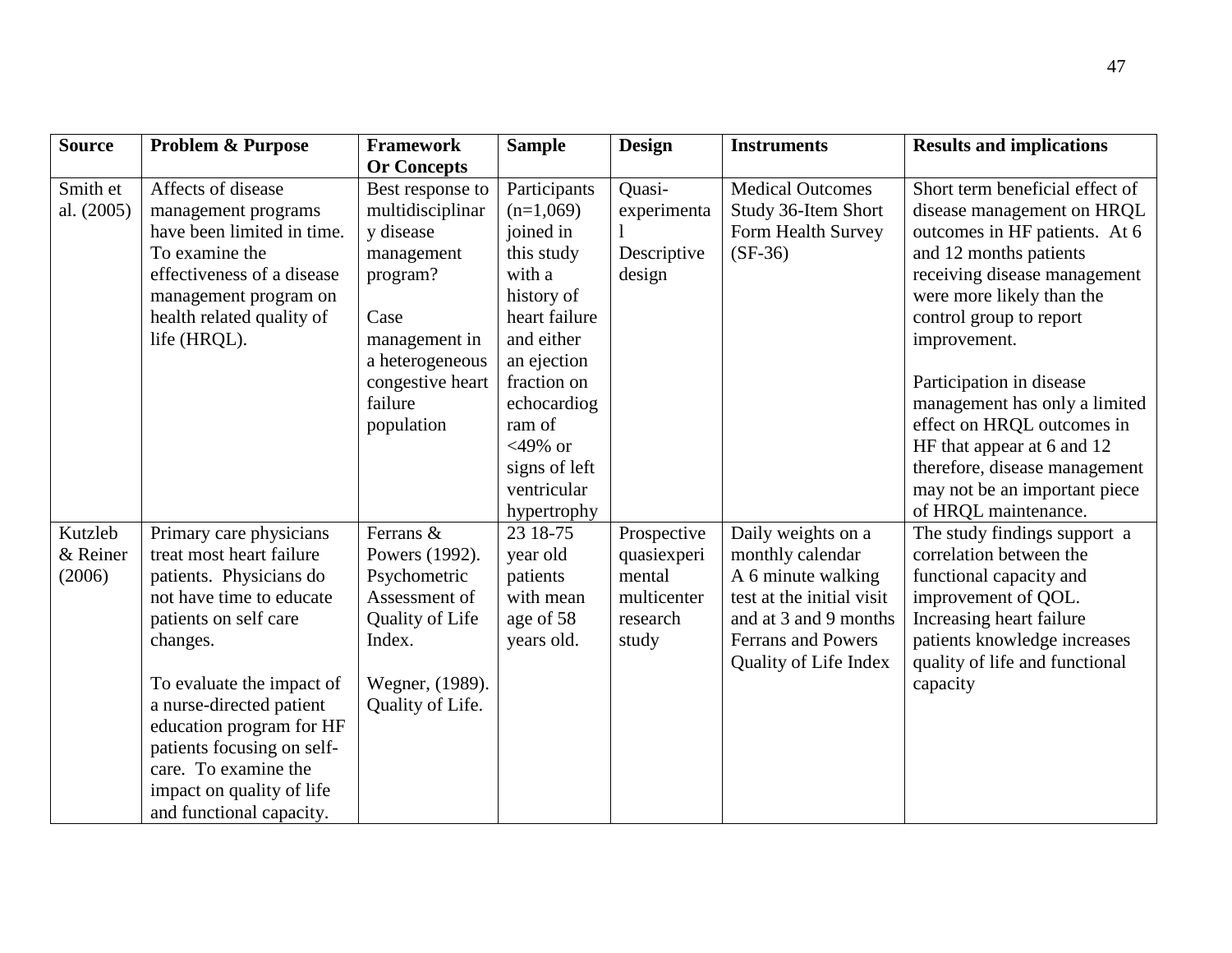| Source | Problem & Purpose | Framework Or Concepts | Sample | Design | Instruments | Results and implications |
|---|---|---|---|---|---|---|
| Smith et al. (2005) | Affects of disease management programs have been limited in time. To examine the effectiveness of a disease management program on health related quality of life (HRQL). | Best response to multidisciplinary disease management program?<br><br>Case management in a heterogeneous congestive heart failure population | Participants (n=1,069) joined in this study with a history of heart failure and either an ejection fraction on echocardiogram of <49% or signs of left ventricular hypertrophy | Quasi-experimental<br>Descriptive design | Medical Outcomes Study 36-Item Short Form Health Survey (SF-36) | Short term beneficial effect of disease management on HRQL outcomes in HF patients. At 6 and 12 months patients receiving disease management were more likely than the control group to report improvement.<br><br>Participation in disease management has only a limited effect on HRQL outcomes in HF that appear at 6 and 12 therefore, disease management may not be an important piece of HRQL maintenance. |
| Kutzleb & Reiner (2006) | Primary care physicians treat most heart failure patients. Physicians do not have time to educate patients on self care changes.<br><br>To evaluate the impact of a nurse-directed patient education program for HF patients focusing on self-care. To examine the impact on quality of life and functional capacity. | Ferrans & Powers (1992). Psychometric Assessment of Quality of Life Index.<br><br>Wegner, (1989). Quality of Life. | 23 18-75 year old patients with mean age of 58 years old. | Prospective quasiexperimental multicenter research study | Daily weights on a monthly calendar<br>A 6 minute walking test at the initial visit and at 3 and 9 months<br>Ferrans and Powers Quality of Life Index | The study findings support a correlation between the functional capacity and improvement of QOL. Increasing heart failure patients knowledge increases quality of life and functional capacity |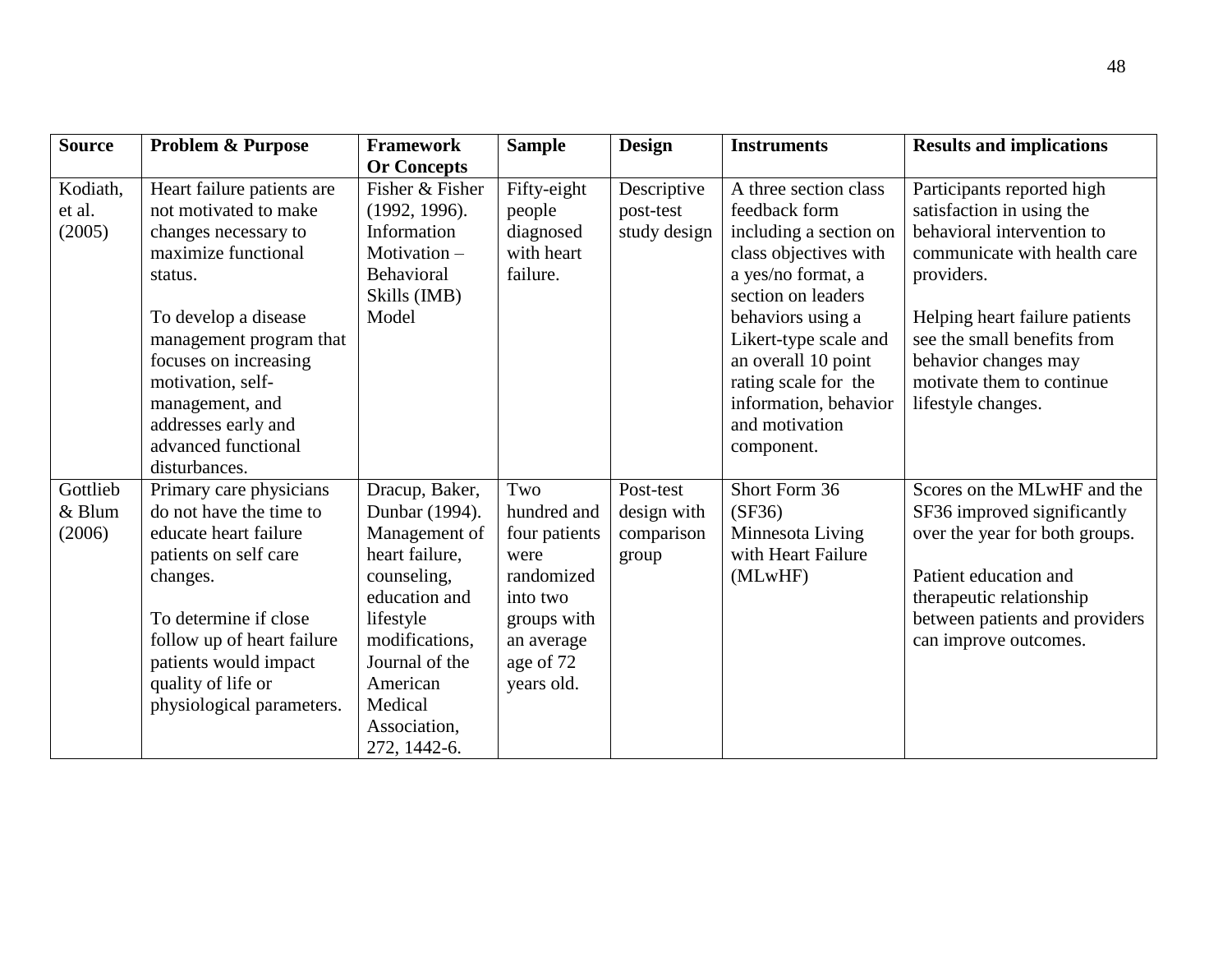| Source | Problem & Purpose | Framework Or Concepts | Sample | Design | Instruments | Results and implications |
|---|---|---|---|---|---|---|
| Kodiath, et al. (2005) | Heart failure patients are not motivated to make changes necessary to maximize functional status.<br><br>To develop a disease management program that focuses on increasing motivation, self-management, and addresses early and advanced functional disturbances. | Fisher & Fisher (1992, 1996). Information Motivation – Behavioral Skills (IMB) Model | Fifty-eight people diagnosed with heart failure. | Descriptive post-test study design | A three section class feedback form including a section on class objectives with a yes/no format, a section on leaders behaviors using a Likert-type scale and an overall 10 point rating scale for the information, behavior and motivation component. | Participants reported high satisfaction in using the behavioral intervention to communicate with health care providers.<br><br>Helping heart failure patients see the small benefits from behavior changes may motivate them to continue lifestyle changes. |
| Gottlieb & Blum (2006) | Primary care physicians do not have the time to educate heart failure patients on self care changes.<br><br>To determine if close follow up of heart failure patients would impact quality of life or physiological parameters. | Dracup, Baker, Dunbar (1994). Management of heart failure, counseling, education and lifestyle modifications, Journal of the American Medical Association, 272, 1442-6. | Two hundred and four patients were randomized into two groups with an average age of 72 years old. | Post-test design with comparison group | Short Form 36 (SF36)<br>Minnesota Living with Heart Failure (MLwHF) | Scores on the MLwHF and the SF36 improved significantly over the year for both groups.<br><br>Patient education and therapeutic relationship between patients and providers can improve outcomes. |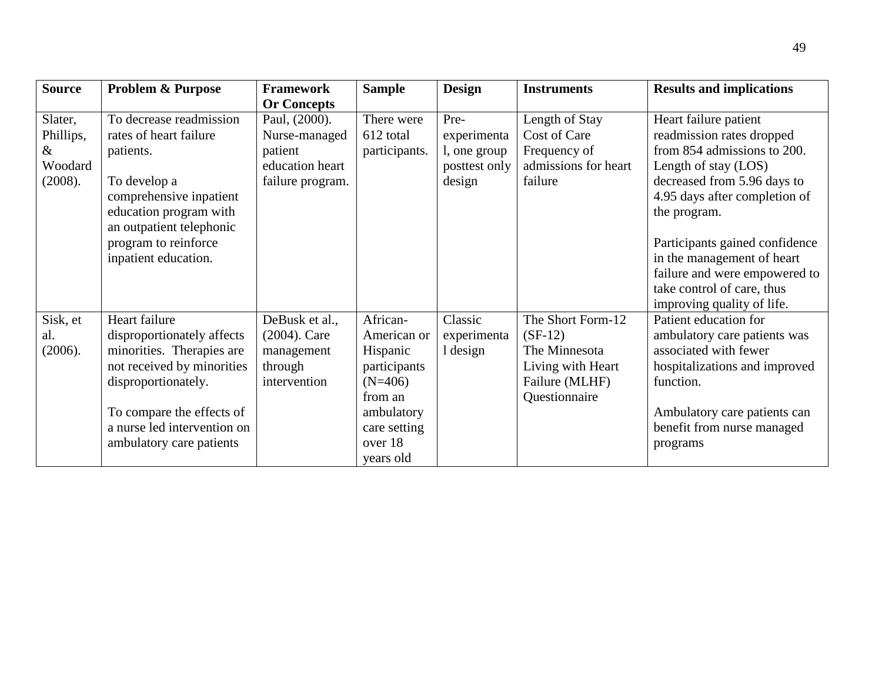| Source | Problem & Purpose | Framework Or Concepts | Sample | Design | Instruments | Results and implications |
|---|---|---|---|---|---|---|
| Slater, Phillips, & Woodard (2008). | To decrease readmission rates of heart failure patients.<br><br>To develop a comprehensive inpatient education program with an outpatient telephonic program to reinforce inpatient education. | Paul, (2000). Nurse-managed patient education heart failure program. | There were 612 total participants. | Pre-experimental, one group posttest only design | Length of Stay<br>Cost of Care<br>Frequency of admissions for heart failure | Heart failure patient readmission rates dropped from 854 admissions to 200. Length of stay (LOS) decreased from 5.96 days to 4.95 days after completion of the program.<br><br>Participants gained confidence in the management of heart failure and were empowered to take control of care, thus improving quality of life. |
| Sisk, et al. (2006). | Heart failure disproportionately affects minorities. Therapies are not received by minorities disproportionately.<br><br>To compare the effects of a nurse led intervention on ambulatory care patients | DeBusk et al., (2004). Care management through intervention | African-American or Hispanic participants (N=406) from an ambulatory care setting over 18 years old | Classic experimental design | The Short Form-12 (SF-12)<br>The Minnesota Living with Heart Failure (MLHF) Questionnaire | Patient education for ambulatory care patients was associated with fewer hospitalizations and improved function.<br><br>Ambulatory care patients can benefit from nurse managed programs |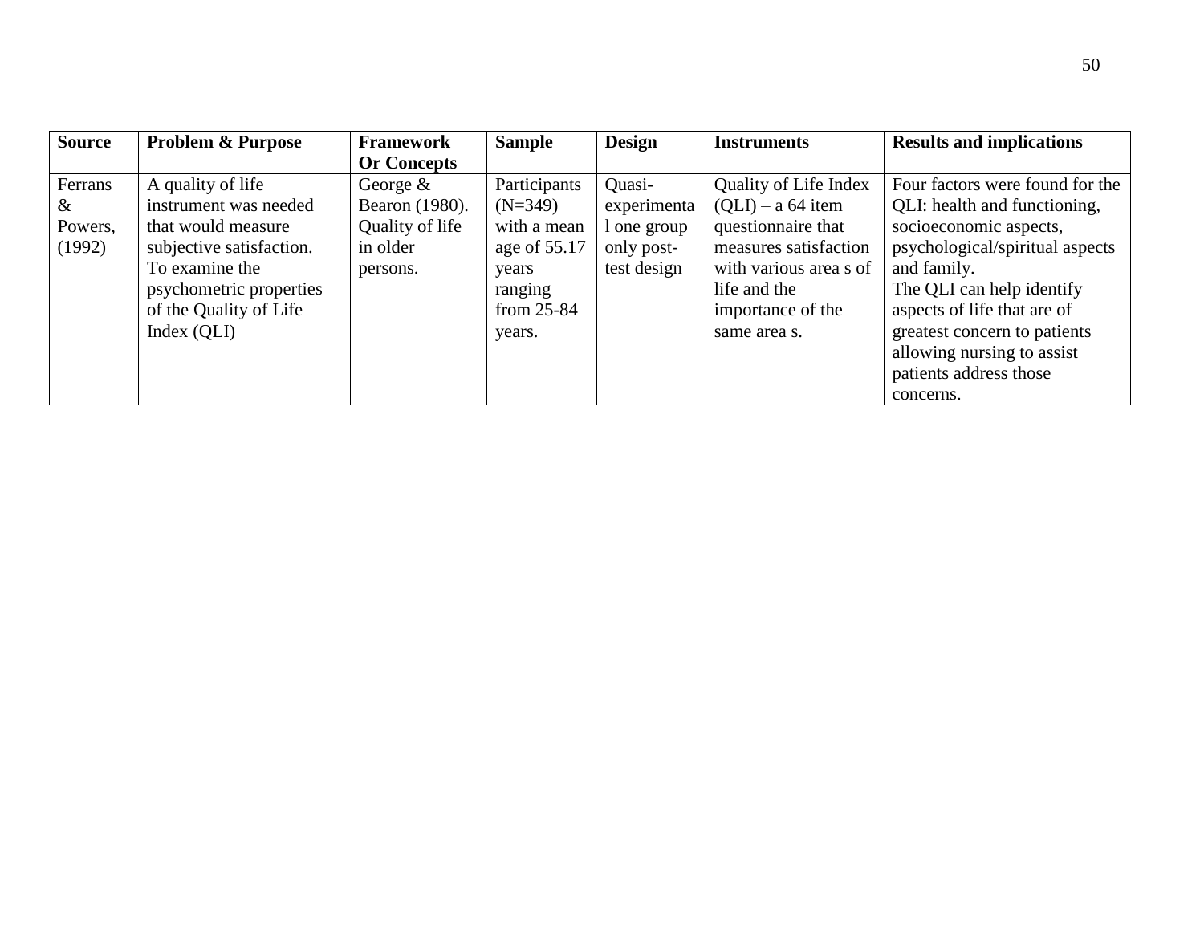| Source | Problem & Purpose | Framework Or Concepts | Sample | Design | Instruments | Results and implications |
|---|---|---|---|---|---|---|
| Ferrans & Powers, (1992) | A quality of life instrument was needed that would measure subjective satisfaction. To examine the psychometric properties of the Quality of Life Index (QLI) | George & Bearon (1980). Quality of life in older persons. | Participants (N=349) with a mean age of 55.17 years ranging from 25-84 years. | Quasi-experimental one group only post-test design | Quality of Life Index (QLI) – a 64 item questionnaire that measures satisfaction with various area s of life and the importance of the same area s. | Four factors were found for the QLI: health and functioning, socioeconomic aspects, psychological/spiritual aspects and family. The QLI can help identify aspects of life that are of greatest concern to patients allowing nursing to assist patients address those concerns. |